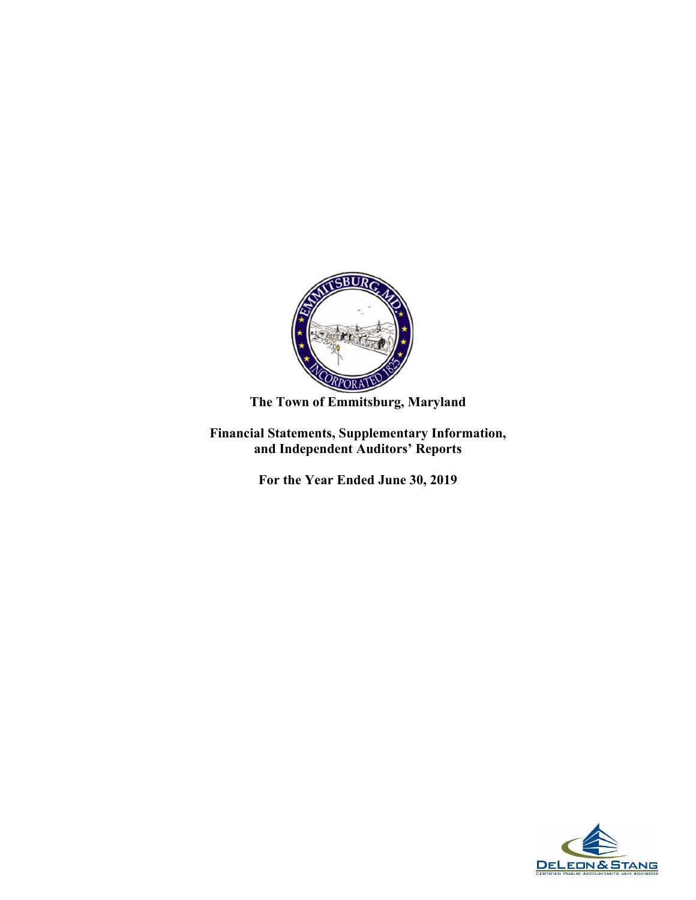**The Town of Emmitsburg, Maryland**

**Financial Statements, Supplementary Information, and Independent Auditors' Reports**

**For the Year Ended June 30, 2019**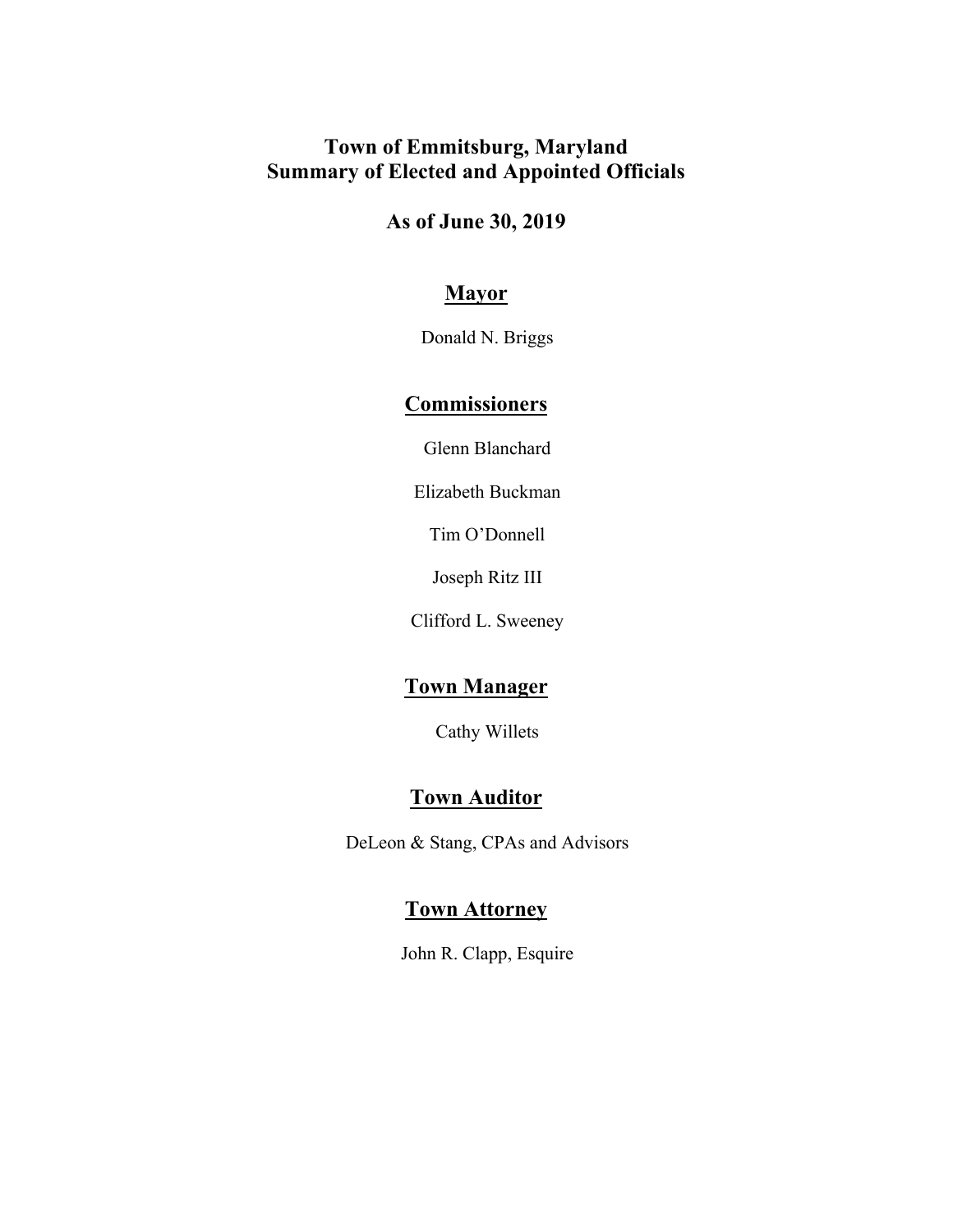# Town of Emmitsburg, Maryland
# Summary of Elected and Appointed Officials

## As of June 30, 2019

### Mayor

Donald N. Briggs

### Commissioners

Glenn Blanchard

Elizabeth Buckman

Tim O'Donnell

Joseph Ritz III

Clifford L. Sweeney

### Town Manager

Cathy Willets

### Town Auditor

DeLeon & Stang, CPAs and Advisors

### Town Attorney

John R. Clapp, Esquire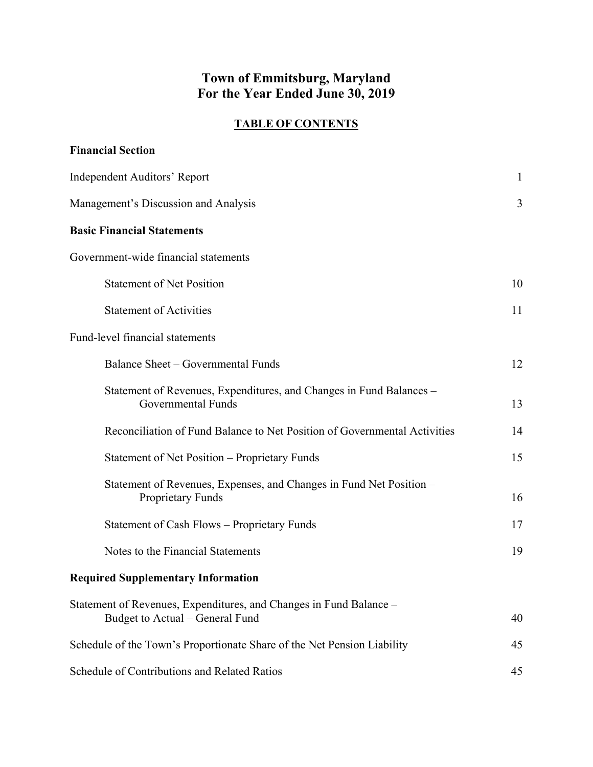# Town of Emmitsburg, Maryland
# For the Year Ended June 30, 2019

## TABLE OF CONTENTS

| | |
|---|---|
| **Financial Section** | |
| Independent Auditors' Report | 1 |
| Management's Discussion and Analysis | 3 |
| **Basic Financial Statements** | |
| Government-wide financial statements | |
| Statement of Net Position | 10 |
| Statement of Activities | 11 |
| Fund-level financial statements | |
| Balance Sheet – Governmental Funds | 12 |
| Statement of Revenues, Expenditures, and Changes in Fund Balances – Governmental Funds | 13 |
| Reconciliation of Fund Balance to Net Position of Governmental Activities | 14 |
| Statement of Net Position – Proprietary Funds | 15 |
| Statement of Revenues, Expenses, and Changes in Fund Net Position – Proprietary Funds | 16 |
| Statement of Cash Flows – Proprietary Funds | 17 |
| Notes to the Financial Statements | 19 |
| **Required Supplementary Information** | |
| Statement of Revenues, Expenditures, and Changes in Fund Balance – Budget to Actual – General Fund | 40 |
| Schedule of the Town's Proportionate Share of the Net Pension Liability | 45 |
| Schedule of Contributions and Related Ratios | 45 |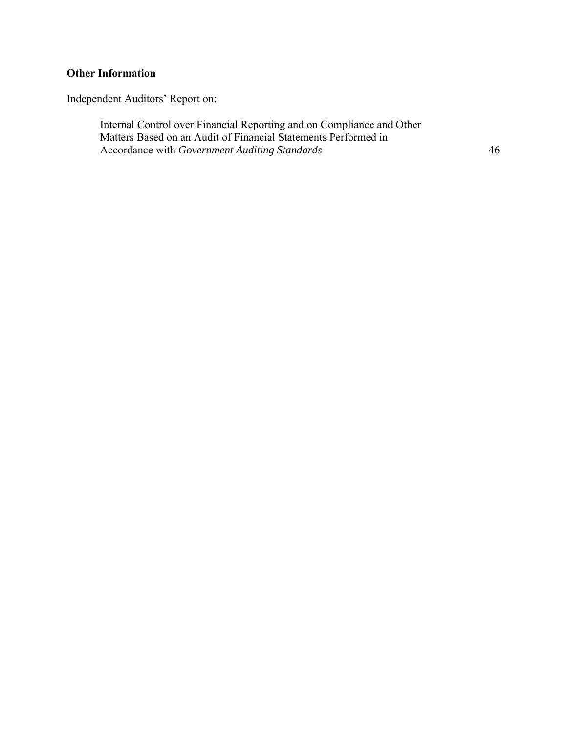**Other Information**

Independent Auditors' Report on:

Internal Control over Financial Reporting and on Compliance and Other Matters Based on an Audit of Financial Statements Performed in Accordance with *Government Auditing Standards* 46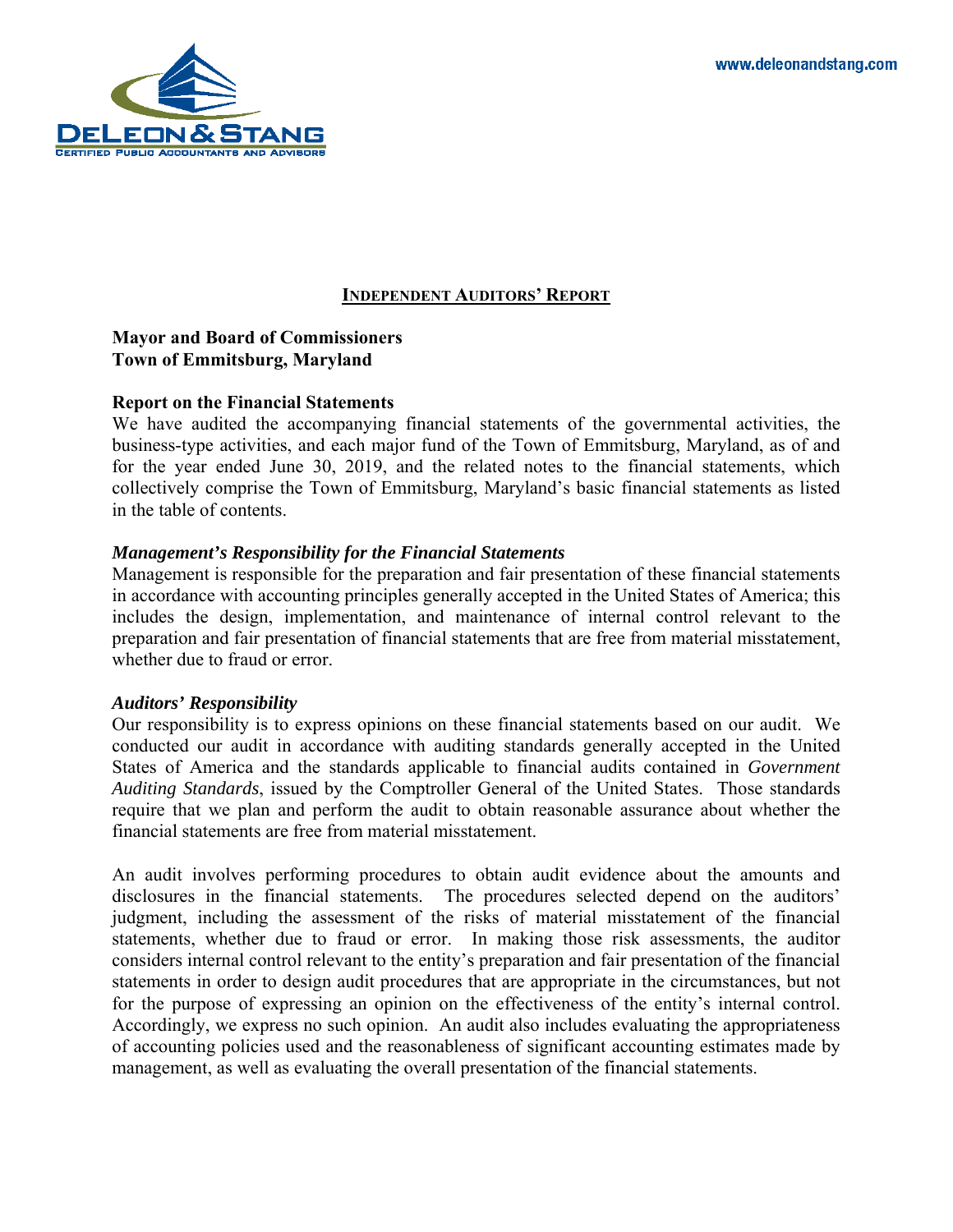DELEON & STANG

CERTIFIED PUBLIC ACCOUNTANTS AND ADVISORS

www.deleonandstang.com

## INDEPENDENT AUDITORS' REPORT

**Mayor and Board of Commissioners**
**Town of Emmitsburg, Maryland**

**Report on the Financial Statements**

We have audited the accompanying financial statements of the governmental activities, the business-type activities, and each major fund of the Town of Emmitsburg, Maryland, as of and for the year ended June 30, 2019, and the related notes to the financial statements, which collectively comprise the Town of Emmitsburg, Maryland's basic financial statements as listed in the table of contents.

***Management's Responsibility for the Financial Statements***

Management is responsible for the preparation and fair presentation of these financial statements in accordance with accounting principles generally accepted in the United States of America; this includes the design, implementation, and maintenance of internal control relevant to the preparation and fair presentation of financial statements that are free from material misstatement, whether due to fraud or error.

***Auditors' Responsibility***

Our responsibility is to express opinions on these financial statements based on our audit. We conducted our audit in accordance with auditing standards generally accepted in the United States of America and the standards applicable to financial audits contained in *Government Auditing Standards*, issued by the Comptroller General of the United States. Those standards require that we plan and perform the audit to obtain reasonable assurance about whether the financial statements are free from material misstatement.

An audit involves performing procedures to obtain audit evidence about the amounts and disclosures in the financial statements. The procedures selected depend on the auditors' judgment, including the assessment of the risks of material misstatement of the financial statements, whether due to fraud or error. In making those risk assessments, the auditor considers internal control relevant to the entity's preparation and fair presentation of the financial statements in order to design audit procedures that are appropriate in the circumstances, but not for the purpose of expressing an opinion on the effectiveness of the entity's internal control. Accordingly, we express no such opinion. An audit also includes evaluating the appropriateness of accounting policies used and the reasonableness of significant accounting estimates made by management, as well as evaluating the overall presentation of the financial statements.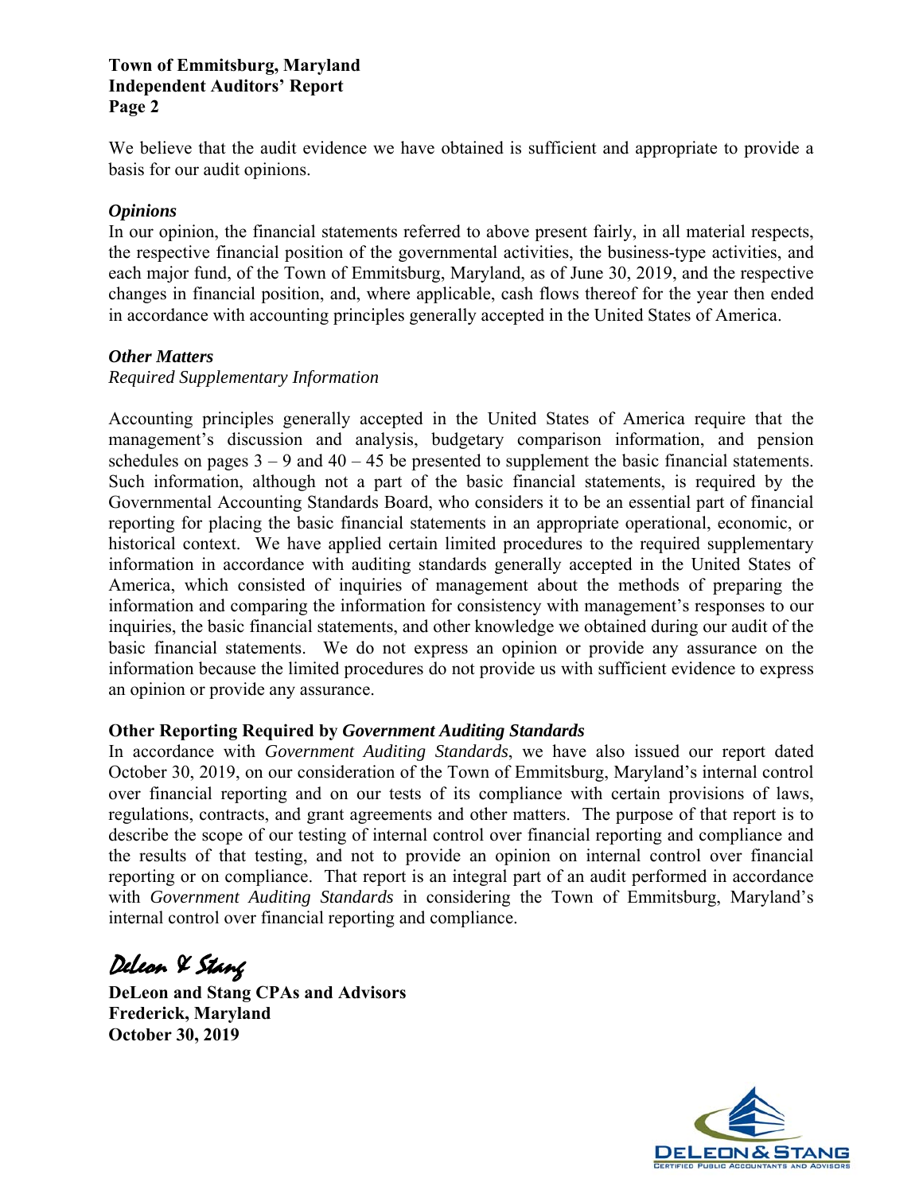We believe that the audit evidence we have obtained is sufficient and appropriate to provide a basis for our audit opinions.

***Opinions***

In our opinion, the financial statements referred to above present fairly, in all material respects, the respective financial position of the governmental activities, the business-type activities, and each major fund, of the Town of Emmitsburg, Maryland, as of June 30, 2019, and the respective changes in financial position, and, where applicable, cash flows thereof for the year then ended in accordance with accounting principles generally accepted in the United States of America.

***Other Matters***

*Required Supplementary Information*

Accounting principles generally accepted in the United States of America require that the management's discussion and analysis, budgetary comparison information, and pension schedules on pages 3 – 9 and 40 – 45 be presented to supplement the basic financial statements. Such information, although not a part of the basic financial statements, is required by the Governmental Accounting Standards Board, who considers it to be an essential part of financial reporting for placing the basic financial statements in an appropriate operational, economic, or historical context. We have applied certain limited procedures to the required supplementary information in accordance with auditing standards generally accepted in the United States of America, which consisted of inquiries of management about the methods of preparing the information and comparing the information for consistency with management's responses to our inquiries, the basic financial statements, and other knowledge we obtained during our audit of the basic financial statements. We do not express an opinion or provide any assurance on the information because the limited procedures do not provide us with sufficient evidence to express an opinion or provide any assurance.

**Other Reporting Required by *Government Auditing Standards***

In accordance with *Government Auditing Standards*, we have also issued our report dated October 30, 2019, on our consideration of the Town of Emmitsburg, Maryland's internal control over financial reporting and on our tests of its compliance with certain provisions of laws, regulations, contracts, and grant agreements and other matters. The purpose of that report is to describe the scope of our testing of internal control over financial reporting and compliance and the results of that testing, and not to provide an opinion on internal control over financial reporting or on compliance. That report is an integral part of an audit performed in accordance with *Government Auditing Standards* in considering the Town of Emmitsburg, Maryland's internal control over financial reporting and compliance.

*DeLeon & Stang*

**DeLeon and Stang CPAs and Advisors**
**Frederick, Maryland**
**October 30, 2019**

DELEON & STANG
CERTIFIED PUBLIC ACCOUNTANTS AND ADVISORS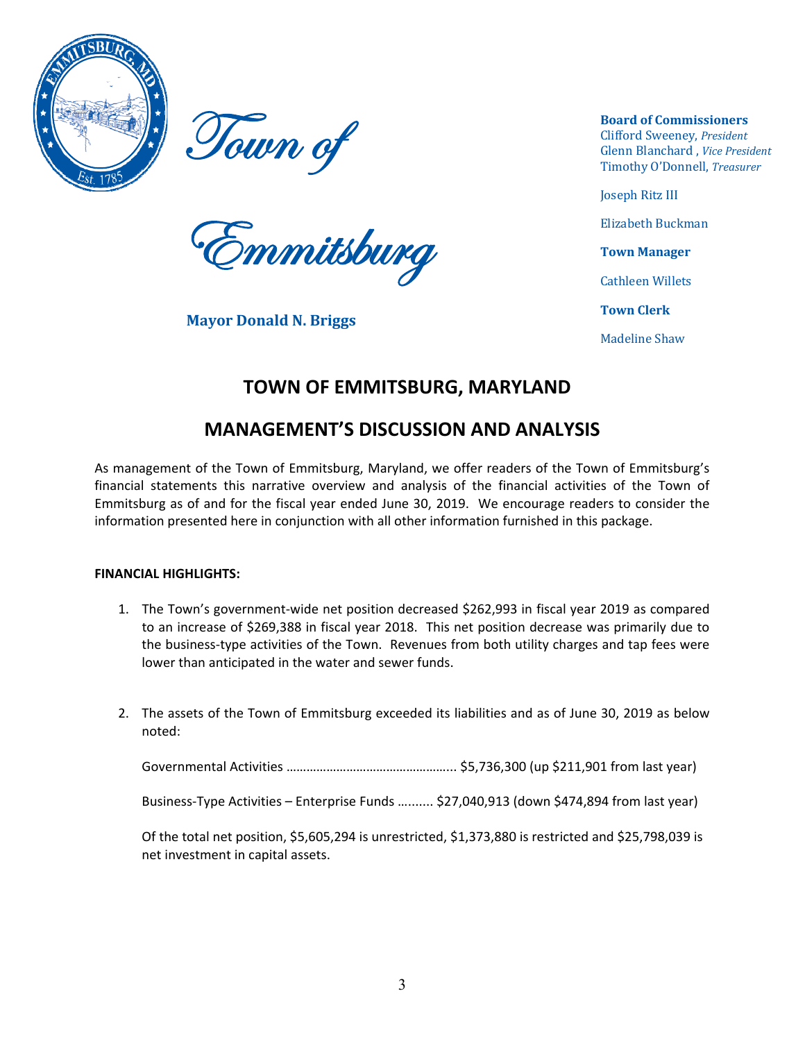Town of

Emmitsburg

**Mayor Donald N. Briggs**

**Board of Commissioners**
Clifford Sweeney, *President*
Glenn Blanchard , *Vice President*
Timothy O'Donnell, *Treasurer*

Joseph Ritz III

Elizabeth Buckman

**Town Manager**

Cathleen Willets

**Town Clerk**

Madeline Shaw

# TOWN OF EMMITSBURG, MARYLAND

# MANAGEMENT'S DISCUSSION AND ANALYSIS

As management of the Town of Emmitsburg, Maryland, we offer readers of the Town of Emmitsburg's financial statements this narrative overview and analysis of the financial activities of the Town of Emmitsburg as of and for the fiscal year ended June 30, 2019. We encourage readers to consider the information presented here in conjunction with all other information furnished in this package.

**FINANCIAL HIGHLIGHTS:**

1. The Town's government-wide net position decreased $262,993 in fiscal year 2019 as compared to an increase of $269,388 in fiscal year 2018. This net position decrease was primarily due to the business-type activities of the Town. Revenues from both utility charges and tap fees were lower than anticipated in the water and sewer funds.

2. The assets of the Town of Emmitsburg exceeded its liabilities and as of June 30, 2019 as below noted:

   Governmental Activities ………………………………………….. $5,736,300 (up $211,901 from last year)

   Business-Type Activities – Enterprise Funds …...... $27,040,913 (down $474,894 from last year)

   Of the total net position, $5,605,294 is unrestricted, $1,373,880 is restricted and $25,798,039 is net investment in capital assets.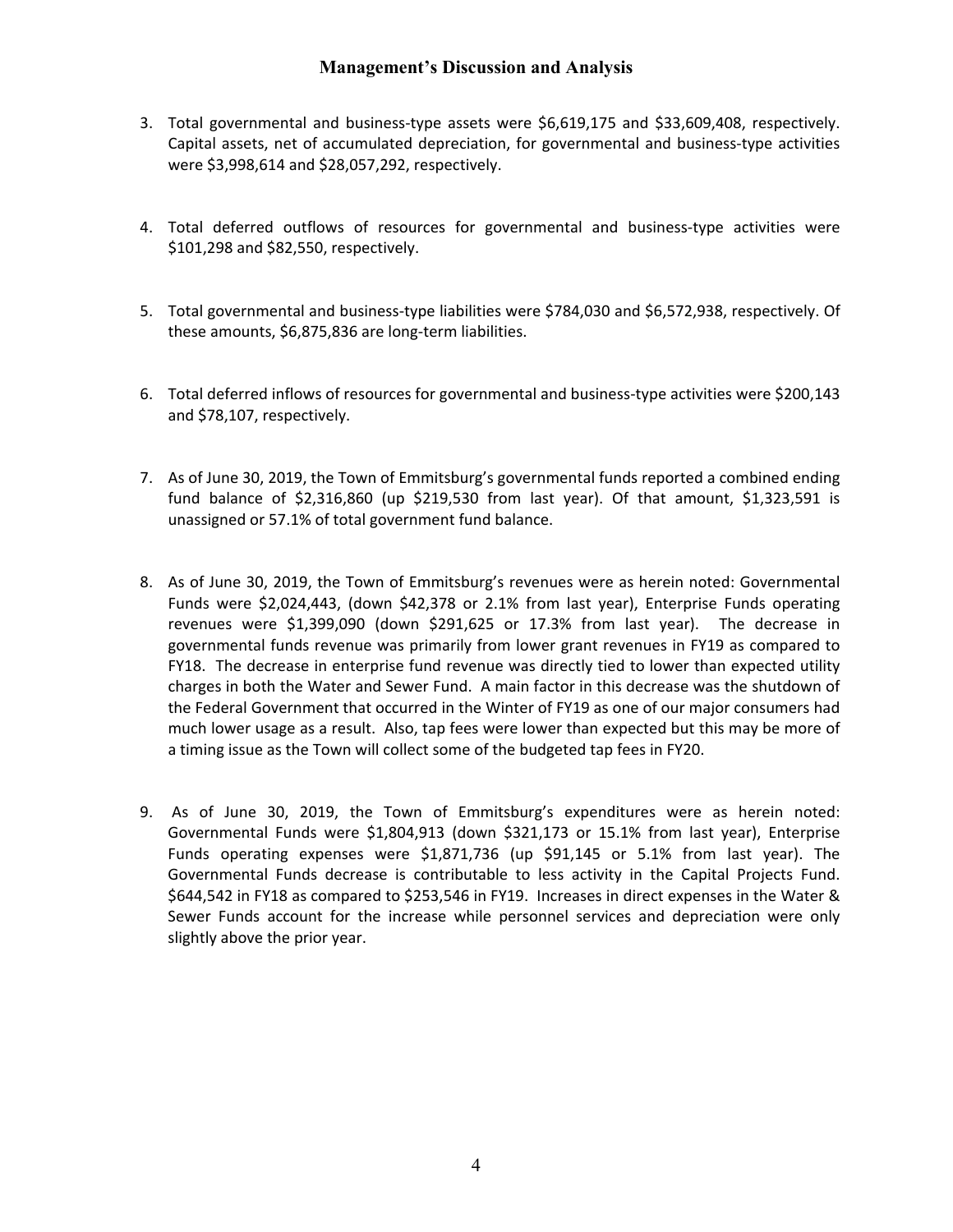## Management's Discussion and Analysis

3. Total governmental and business-type assets were $6,619,175 and $33,609,408, respectively. Capital assets, net of accumulated depreciation, for governmental and business-type activities were $3,998,614 and $28,057,292, respectively.

4. Total deferred outflows of resources for governmental and business-type activities were $101,298 and $82,550, respectively.

5. Total governmental and business-type liabilities were $784,030 and $6,572,938, respectively. Of these amounts, $6,875,836 are long-term liabilities.

6. Total deferred inflows of resources for governmental and business-type activities were $200,143 and $78,107, respectively.

7. As of June 30, 2019, the Town of Emmitsburg's governmental funds reported a combined ending fund balance of $2,316,860 (up $219,530 from last year). Of that amount, $1,323,591 is unassigned or 57.1% of total government fund balance.

8. As of June 30, 2019, the Town of Emmitsburg's revenues were as herein noted: Governmental Funds were $2,024,443, (down $42,378 or 2.1% from last year), Enterprise Funds operating revenues were $1,399,090 (down $291,625 or 17.3% from last year). The decrease in governmental funds revenue was primarily from lower grant revenues in FY19 as compared to FY18. The decrease in enterprise fund revenue was directly tied to lower than expected utility charges in both the Water and Sewer Fund. A main factor in this decrease was the shutdown of the Federal Government that occurred in the Winter of FY19 as one of our major consumers had much lower usage as a result. Also, tap fees were lower than expected but this may be more of a timing issue as the Town will collect some of the budgeted tap fees in FY20.

9. As of June 30, 2019, the Town of Emmitsburg's expenditures were as herein noted: Governmental Funds were $1,804,913 (down $321,173 or 15.1% from last year), Enterprise Funds operating expenses were $1,871,736 (up $91,145 or 5.1% from last year). The Governmental Funds decrease is contributable to less activity in the Capital Projects Fund. $644,542 in FY18 as compared to $253,546 in FY19. Increases in direct expenses in the Water & Sewer Funds account for the increase while personnel services and depreciation were only slightly above the prior year.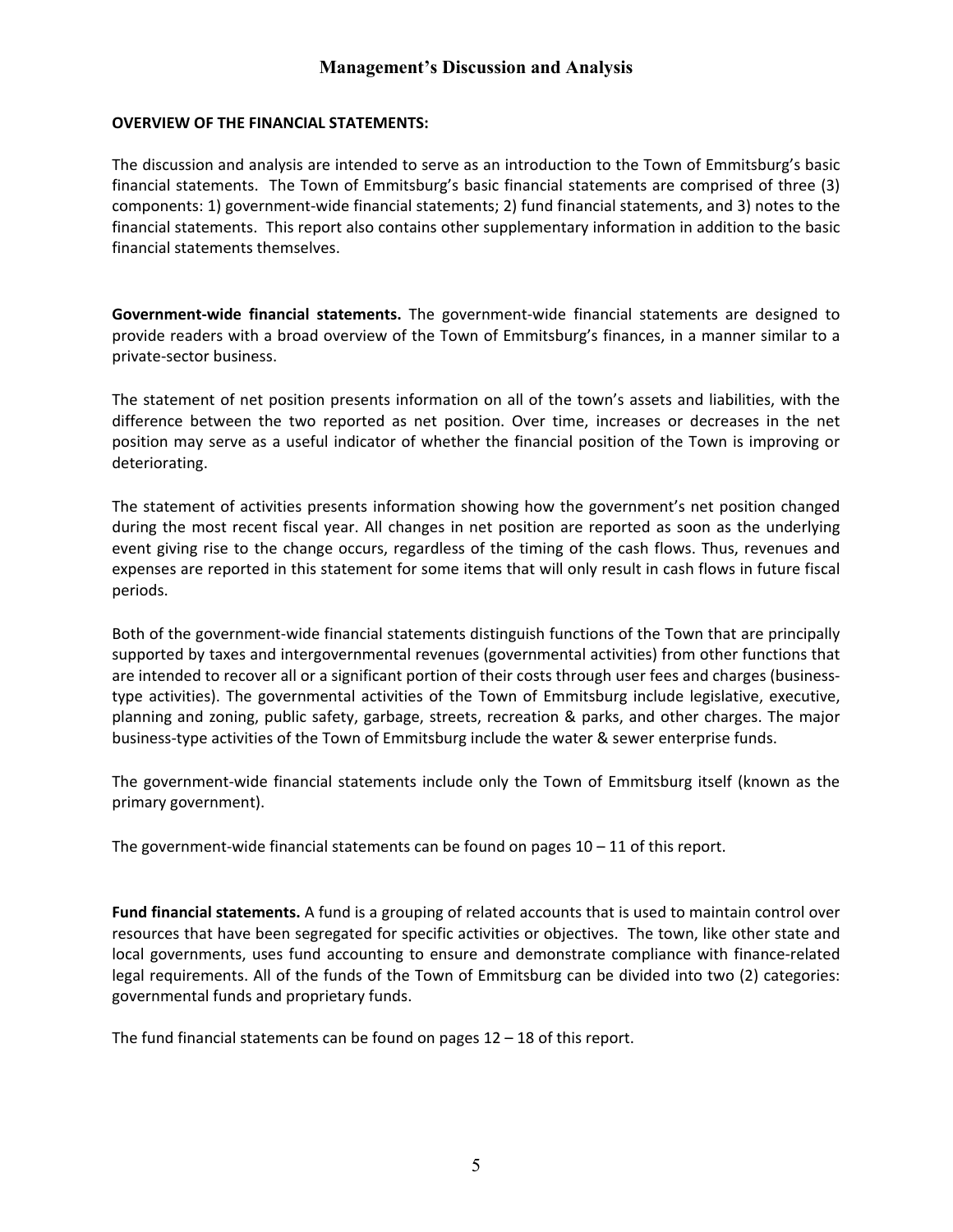# Management's Discussion and Analysis

**OVERVIEW OF THE FINANCIAL STATEMENTS:**

The discussion and analysis are intended to serve as an introduction to the Town of Emmitsburg's basic financial statements. The Town of Emmitsburg's basic financial statements are comprised of three (3) components: 1) government-wide financial statements; 2) fund financial statements, and 3) notes to the financial statements. This report also contains other supplementary information in addition to the basic financial statements themselves.

**Government-wide financial statements.** The government-wide financial statements are designed to provide readers with a broad overview of the Town of Emmitsburg's finances, in a manner similar to a private-sector business.

The statement of net position presents information on all of the town's assets and liabilities, with the difference between the two reported as net position. Over time, increases or decreases in the net position may serve as a useful indicator of whether the financial position of the Town is improving or deteriorating.

The statement of activities presents information showing how the government's net position changed during the most recent fiscal year. All changes in net position are reported as soon as the underlying event giving rise to the change occurs, regardless of the timing of the cash flows. Thus, revenues and expenses are reported in this statement for some items that will only result in cash flows in future fiscal periods.

Both of the government-wide financial statements distinguish functions of the Town that are principally supported by taxes and intergovernmental revenues (governmental activities) from other functions that are intended to recover all or a significant portion of their costs through user fees and charges (business-type activities). The governmental activities of the Town of Emmitsburg include legislative, executive, planning and zoning, public safety, garbage, streets, recreation & parks, and other charges. The major business-type activities of the Town of Emmitsburg include the water & sewer enterprise funds.

The government-wide financial statements include only the Town of Emmitsburg itself (known as the primary government).

The government-wide financial statements can be found on pages 10 – 11 of this report.

**Fund financial statements.** A fund is a grouping of related accounts that is used to maintain control over resources that have been segregated for specific activities or objectives. The town, like other state and local governments, uses fund accounting to ensure and demonstrate compliance with finance-related legal requirements. All of the funds of the Town of Emmitsburg can be divided into two (2) categories: governmental funds and proprietary funds.

The fund financial statements can be found on pages 12 – 18 of this report.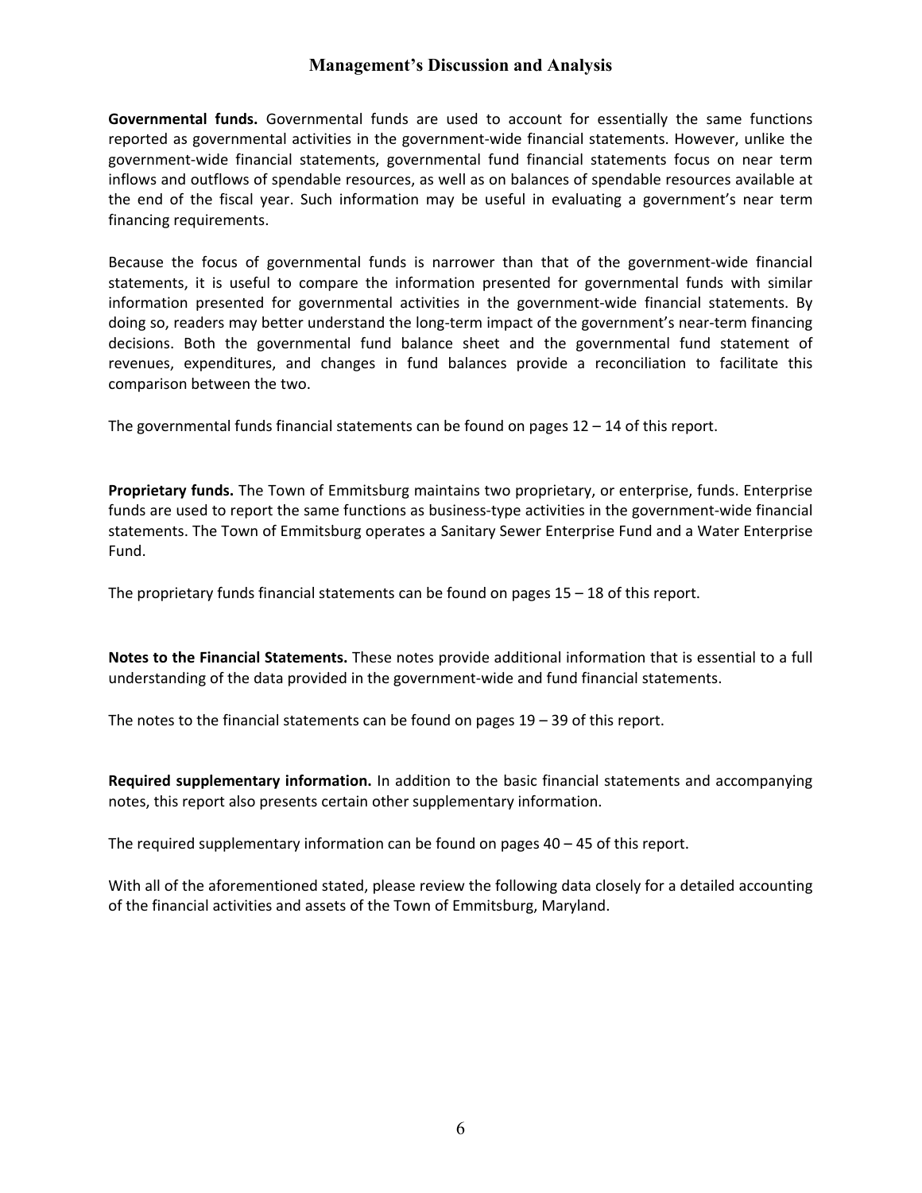## Management's Discussion and Analysis

**Governmental funds.** Governmental funds are used to account for essentially the same functions reported as governmental activities in the government-wide financial statements. However, unlike the government-wide financial statements, governmental fund financial statements focus on near term inflows and outflows of spendable resources, as well as on balances of spendable resources available at the end of the fiscal year. Such information may be useful in evaluating a government's near term financing requirements.

Because the focus of governmental funds is narrower than that of the government-wide financial statements, it is useful to compare the information presented for governmental funds with similar information presented for governmental activities in the government-wide financial statements. By doing so, readers may better understand the long-term impact of the government's near-term financing decisions. Both the governmental fund balance sheet and the governmental fund statement of revenues, expenditures, and changes in fund balances provide a reconciliation to facilitate this comparison between the two.

The governmental funds financial statements can be found on pages 12 – 14 of this report.

**Proprietary funds.** The Town of Emmitsburg maintains two proprietary, or enterprise, funds. Enterprise funds are used to report the same functions as business-type activities in the government-wide financial statements. The Town of Emmitsburg operates a Sanitary Sewer Enterprise Fund and a Water Enterprise Fund.

The proprietary funds financial statements can be found on pages 15 – 18 of this report.

**Notes to the Financial Statements.** These notes provide additional information that is essential to a full understanding of the data provided in the government-wide and fund financial statements.

The notes to the financial statements can be found on pages 19 – 39 of this report.

**Required supplementary information.** In addition to the basic financial statements and accompanying notes, this report also presents certain other supplementary information.

The required supplementary information can be found on pages 40 – 45 of this report.

With all of the aforementioned stated, please review the following data closely for a detailed accounting of the financial activities and assets of the Town of Emmitsburg, Maryland.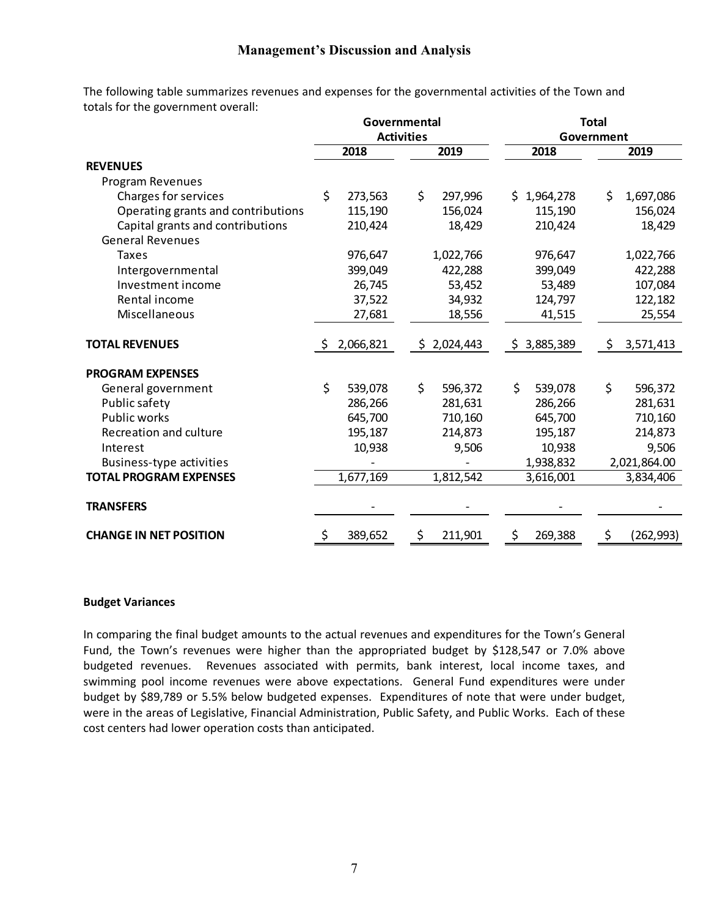## Management's Discussion and Analysis

The following table summarizes revenues and expenses for the governmental activities of the Town and totals for the government overall:

| | Governmental Activities | | Total Government | |
|---|---|---|---|---|
| | 2018 | 2019 | 2018 | 2019 |
| **REVENUES** | | | | |
| Program Revenues | | | | |
| Charges for services | $ 273,563 | $ 297,996 | $ 1,964,278 | $ 1,697,086 |
| Operating grants and contributions | 115,190 | 156,024 | 115,190 | 156,024 |
| Capital grants and contributions | 210,424 | 18,429 | 210,424 | 18,429 |
| General Revenues | | | | |
| Taxes | 976,647 | 1,022,766 | 976,647 | 1,022,766 |
| Intergovernmental | 399,049 | 422,288 | 399,049 | 422,288 |
| Investment income | 26,745 | 53,452 | 53,489 | 107,084 |
| Rental income | 37,522 | 34,932 | 124,797 | 122,182 |
| Miscellaneous | 27,681 | 18,556 | 41,515 | 25,554 |
| **TOTAL REVENUES** | $ 2,066,821 | $ 2,024,443 | $ 3,885,389 | $ 3,571,413 |
| **PROGRAM EXPENSES** | | | | |
| General government | $ 539,078 | $ 596,372 | $ 539,078 | $ 596,372 |
| Public safety | 286,266 | 281,631 | 286,266 | 281,631 |
| Public works | 645,700 | 710,160 | 645,700 | 710,160 |
| Recreation and culture | 195,187 | 214,873 | 195,187 | 214,873 |
| Interest | 10,938 | 9,506 | 10,938 | 9,506 |
| Business-type activities | - | - | 1,938,832 | 2,021,864.00 |
| **TOTAL PROGRAM EXPENSES** | 1,677,169 | 1,812,542 | 3,616,001 | 3,834,406 |
| **TRANSFERS** | - | - | - | - |
| **CHANGE IN NET POSITION** | $ 389,652 | $ 211,901 | $ 269,388 | $ (262,993) |

**Budget Variances**

In comparing the final budget amounts to the actual revenues and expenditures for the Town's General Fund, the Town's revenues were higher than the appropriated budget by $128,547 or 7.0% above budgeted revenues. Revenues associated with permits, bank interest, local income taxes, and swimming pool income revenues were above expectations. General Fund expenditures were under budget by $89,789 or 5.5% below budgeted expenses. Expenditures of note that were under budget, were in the areas of Legislative, Financial Administration, Public Safety, and Public Works. Each of these cost centers had lower operation costs than anticipated.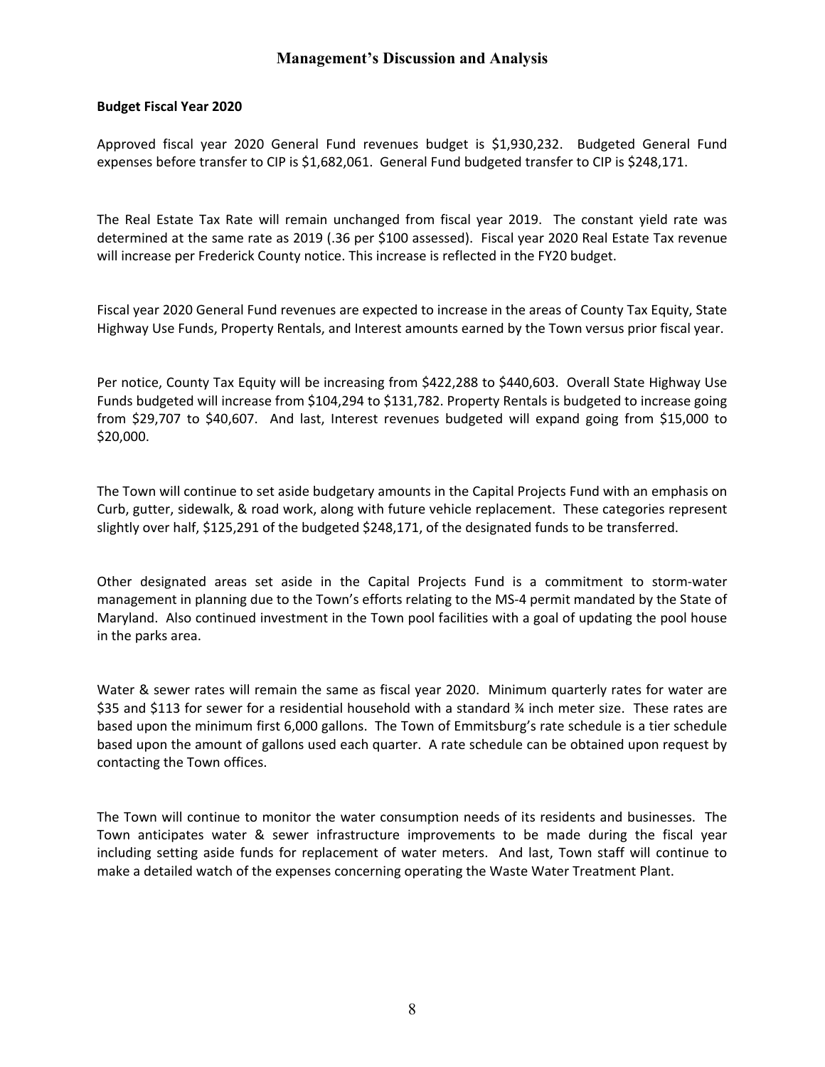## Management's Discussion and Analysis

**Budget Fiscal Year 2020**

Approved fiscal year 2020 General Fund revenues budget is $1,930,232. Budgeted General Fund expenses before transfer to CIP is $1,682,061. General Fund budgeted transfer to CIP is $248,171.

The Real Estate Tax Rate will remain unchanged from fiscal year 2019. The constant yield rate was determined at the same rate as 2019 (.36 per $100 assessed). Fiscal year 2020 Real Estate Tax revenue will increase per Frederick County notice. This increase is reflected in the FY20 budget.

Fiscal year 2020 General Fund revenues are expected to increase in the areas of County Tax Equity, State Highway Use Funds, Property Rentals, and Interest amounts earned by the Town versus prior fiscal year.

Per notice, County Tax Equity will be increasing from $422,288 to $440,603. Overall State Highway Use Funds budgeted will increase from $104,294 to $131,782. Property Rentals is budgeted to increase going from $29,707 to $40,607. And last, Interest revenues budgeted will expand going from $15,000 to $20,000.

The Town will continue to set aside budgetary amounts in the Capital Projects Fund with an emphasis on Curb, gutter, sidewalk, & road work, along with future vehicle replacement. These categories represent slightly over half, $125,291 of the budgeted $248,171, of the designated funds to be transferred.

Other designated areas set aside in the Capital Projects Fund is a commitment to storm-water management in planning due to the Town's efforts relating to the MS-4 permit mandated by the State of Maryland. Also continued investment in the Town pool facilities with a goal of updating the pool house in the parks area.

Water & sewer rates will remain the same as fiscal year 2020. Minimum quarterly rates for water are $35 and $113 for sewer for a residential household with a standard ¾ inch meter size. These rates are based upon the minimum first 6,000 gallons. The Town of Emmitsburg's rate schedule is a tier schedule based upon the amount of gallons used each quarter. A rate schedule can be obtained upon request by contacting the Town offices.

The Town will continue to monitor the water consumption needs of its residents and businesses. The Town anticipates water & sewer infrastructure improvements to be made during the fiscal year including setting aside funds for replacement of water meters. And last, Town staff will continue to make a detailed watch of the expenses concerning operating the Waste Water Treatment Plant.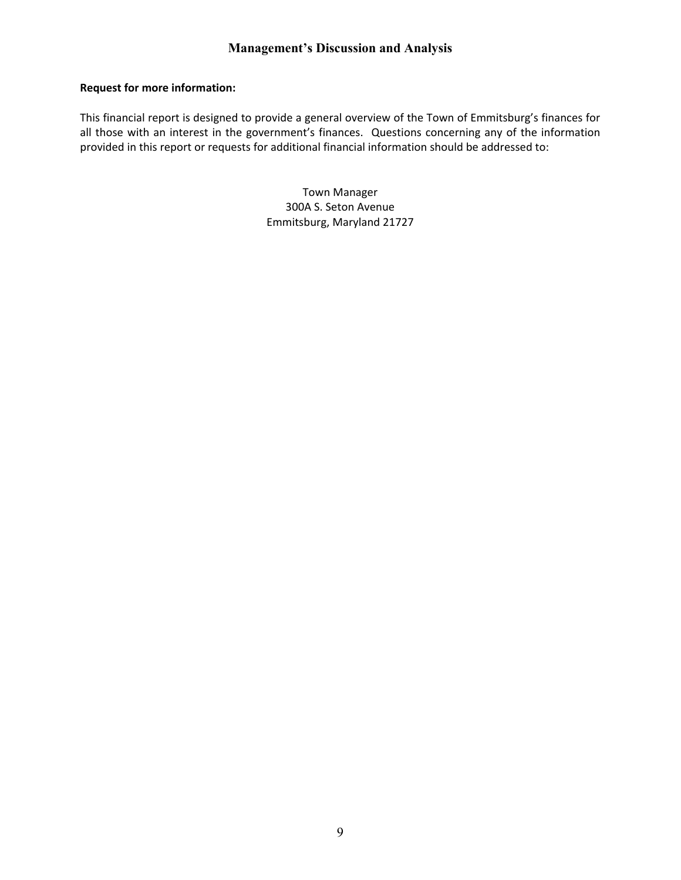## Management's Discussion and Analysis

**Request for more information:**

This financial report is designed to provide a general overview of the Town of Emmitsburg's finances for all those with an interest in the government's finances. Questions concerning any of the information provided in this report or requests for additional financial information should be addressed to:

Town Manager
300A S. Seton Avenue
Emmitsburg, Maryland 21727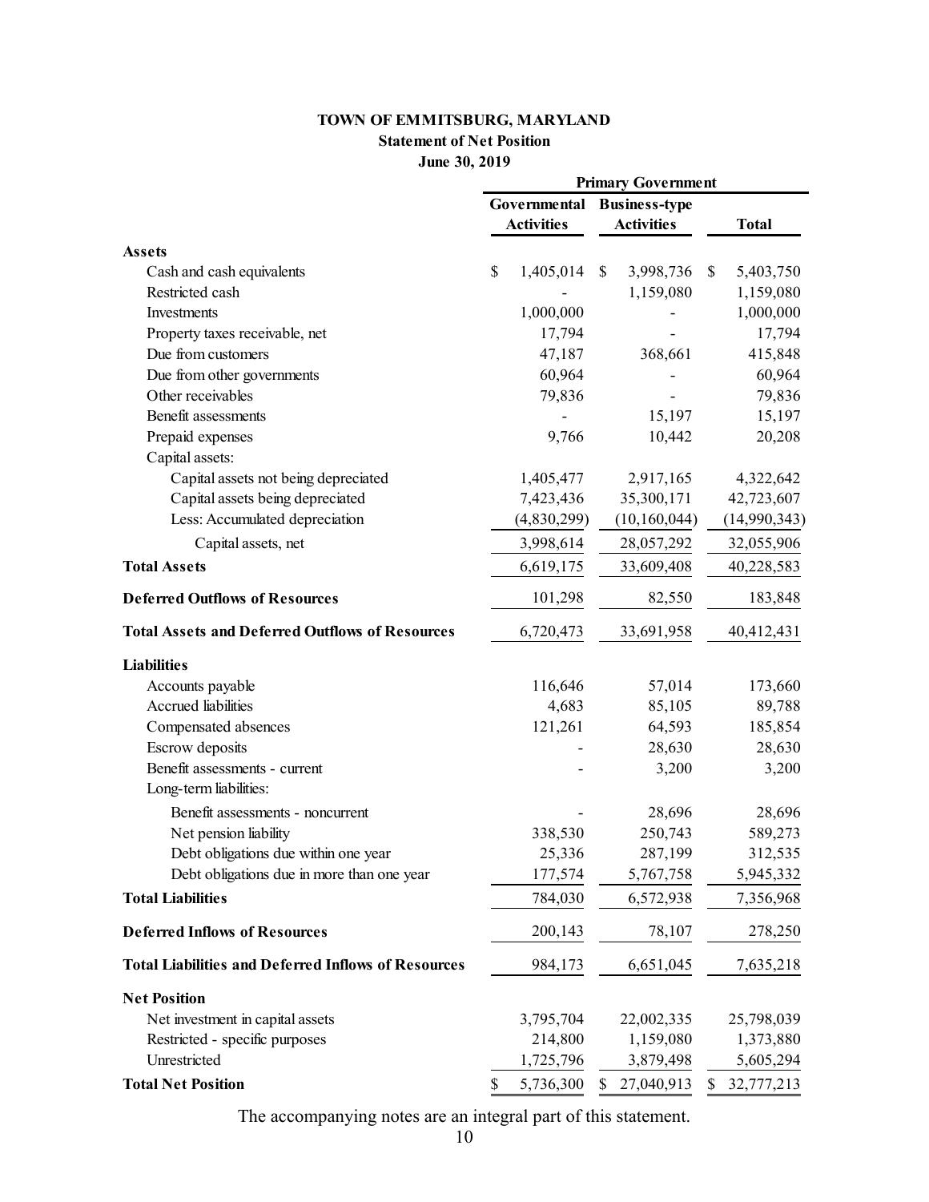# TOWN OF EMMITSBURG, MARYLAND

## Statement of Net Position

### June 30, 2019

| | Primary Government | | |
|---|---|---|---|
| | Governmental Activities | Business-type Activities | Total |
| **Assets** | | | |
| Cash and cash equivalents | $ 1,405,014 | $ 3,998,736 | $ 5,403,750 |
| Restricted cash | - | 1,159,080 | 1,159,080 |
| Investments | 1,000,000 | - | 1,000,000 |
| Property taxes receivable, net | 17,794 | - | 17,794 |
| Due from customers | 47,187 | 368,661 | 415,848 |
| Due from other governments | 60,964 | - | 60,964 |
| Other receivables | 79,836 | - | 79,836 |
| Benefit assessments | - | 15,197 | 15,197 |
| Prepaid expenses | 9,766 | 10,442 | 20,208 |
| Capital assets: | | | |
| Capital assets not being depreciated | 1,405,477 | 2,917,165 | 4,322,642 |
| Capital assets being depreciated | 7,423,436 | 35,300,171 | 42,723,607 |
| Less: Accumulated depreciation | (4,830,299) | (10,160,044) | (14,990,343) |
| Capital assets, net | 3,998,614 | 28,057,292 | 32,055,906 |
| **Total Assets** | 6,619,175 | 33,609,408 | 40,228,583 |
| **Deferred Outflows of Resources** | 101,298 | 82,550 | 183,848 |
| **Total Assets and Deferred Outflows of Resources** | 6,720,473 | 33,691,958 | 40,412,431 |
| **Liabilities** | | | |
| Accounts payable | 116,646 | 57,014 | 173,660 |
| Accrued liabilities | 4,683 | 85,105 | 89,788 |
| Compensated absences | 121,261 | 64,593 | 185,854 |
| Escrow deposits | - | 28,630 | 28,630 |
| Benefit assessments - current | - | 3,200 | 3,200 |
| Long-term liabilities: | | | |
| Benefit assessments - noncurrent | - | 28,696 | 28,696 |
| Net pension liability | 338,530 | 250,743 | 589,273 |
| Debt obligations due within one year | 25,336 | 287,199 | 312,535 |
| Debt obligations due in more than one year | 177,574 | 5,767,758 | 5,945,332 |
| **Total Liabilities** | 784,030 | 6,572,938 | 7,356,968 |
| **Deferred Inflows of Resources** | 200,143 | 78,107 | 278,250 |
| **Total Liabilities and Deferred Inflows of Resources** | 984,173 | 6,651,045 | 7,635,218 |
| **Net Position** | | | |
| Net investment in capital assets | 3,795,704 | 22,002,335 | 25,798,039 |
| Restricted - specific purposes | 214,800 | 1,159,080 | 1,373,880 |
| Unrestricted | 1,725,796 | 3,879,498 | 5,605,294 |
| **Total Net Position** | $ 5,736,300 | $ 27,040,913 | $ 32,777,213 |

The accompanying notes are an integral part of this statement.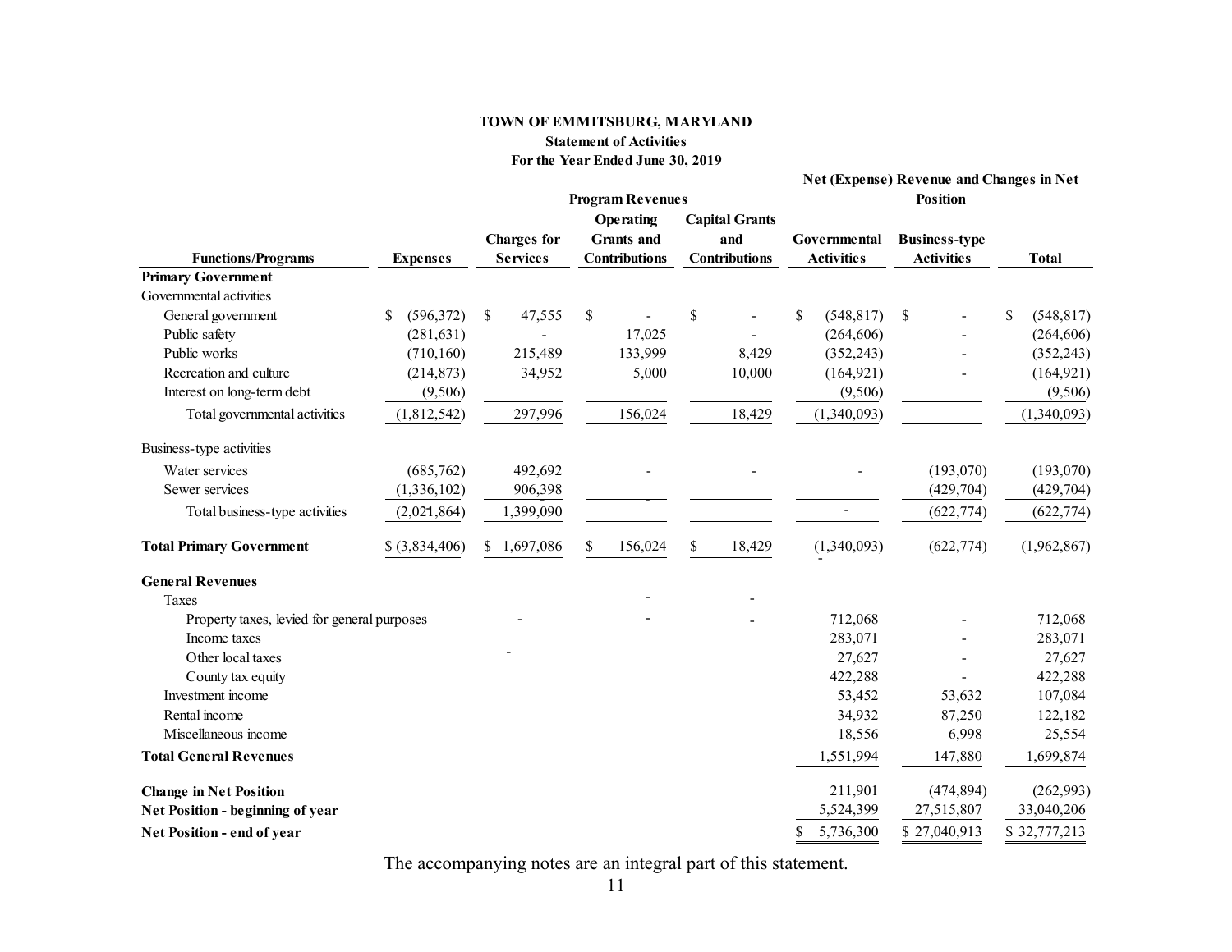**TOWN OF EMMITSBURG, MARYLAND**
**Statement of Activities**
**For the Year Ended June 30, 2019**

| | | Program Revenues | | | Net (Expense) Revenue and Changes in Net Position | | |
|---|---|---|---|---|---|---|---|
| **Functions/Programs** | **Expenses** | **Charges for Services** | **Operating Grants and Contributions** | **Capital Grants and Contributions** | **Governmental Activities** | **Business-type Activities** | **Total** |
| **Primary Government** | | | | | | | |
| Governmental activities | | | | | | | |
| General government | $ (596,372) | $ 47,555 | $ - | $ - | $ (548,817) | $ - | $ (548,817) |
| Public safety | (281,631) | - | 17,025 | - | (264,606) | - | (264,606) |
| Public works | (710,160) | 215,489 | 133,999 | 8,429 | (352,243) | - | (352,243) |
| Recreation and culture | (214,873) | 34,952 | 5,000 | 10,000 | (164,921) | - | (164,921) |
| Interest on long-term debt | (9,506) | | | | (9,506) | | (9,506) |
| Total governmental activities | (1,812,542) | 297,996 | 156,024 | 18,429 | (1,340,093) | | (1,340,093) |
| Business-type activities | | | | | | | |
| Water services | (685,762) | 492,692 | - | - | - | (193,070) | (193,070) |
| Sewer services | (1,336,102) | 906,398 | - | | | (429,704) | (429,704) |
| Total business-type activities | (2,021,864) | 1,399,090 | | | - | (622,774) | (622,774) |
| **Total Primary Government** | $ (3,834,406) | $ 1,697,086 | $ 156,024 | $ 18,429 | (1,340,093) | (622,774) | (1,962,867) |
| **General Revenues** | | | | | | | |
| Taxes | | | - | - | | | |
| Property taxes, levied for general purposes | | - | - | - | 712,068 | - | 712,068 |
| Income taxes | | | | | 283,071 | - | 283,071 |
| Other local taxes | | - | | | 27,627 | - | 27,627 |
| County tax equity | | | | | 422,288 | - | 422,288 |
| Investment income | | | | | 53,452 | 53,632 | 107,084 |
| Rental income | | | | | 34,932 | 87,250 | 122,182 |
| Miscellaneous income | | | | | 18,556 | 6,998 | 25,554 |
| **Total General Revenues** | | | | | 1,551,994 | 147,880 | 1,699,874 |
| **Change in Net Position** | | | | | 211,901 | (474,894) | (262,993) |
| **Net Position - beginning of year** | | | | | 5,524,399 | 27,515,807 | 33,040,206 |
| **Net Position - end of year** | | | | | $ 5,736,300 | $ 27,040,913 | $ 32,777,213 |

The accompanying notes are an integral part of this statement.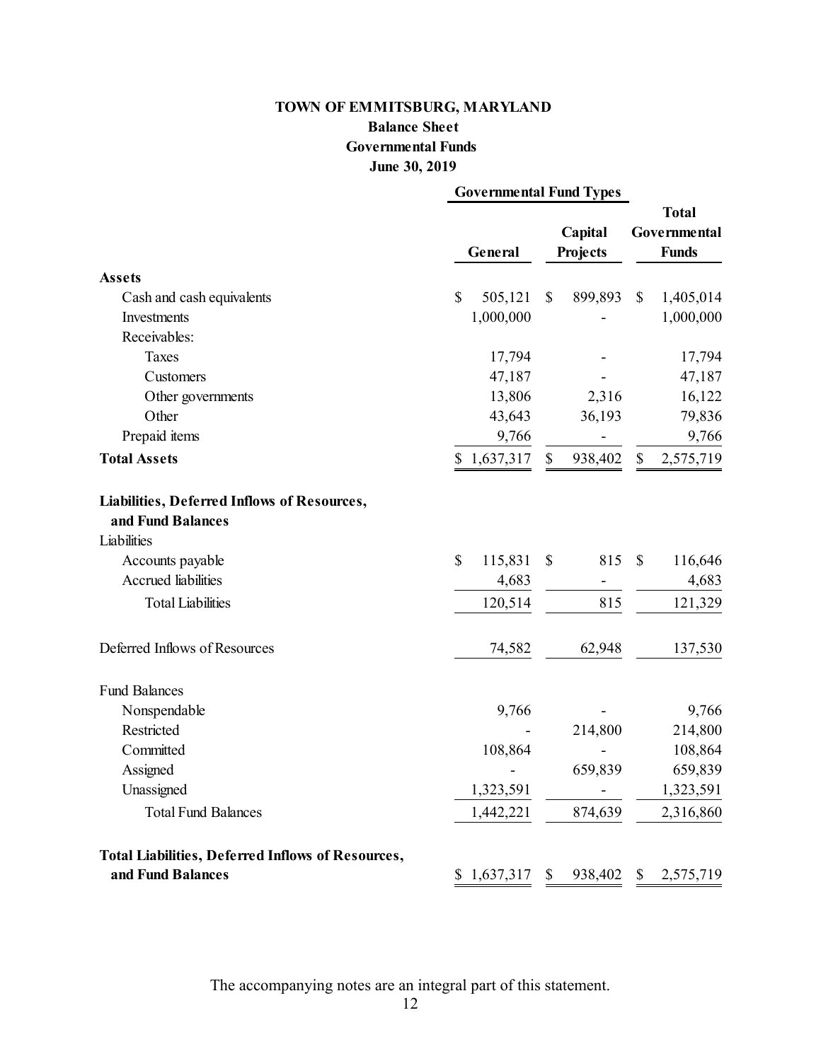# TOWN OF EMMITSBURG, MARYLAND

## Balance Sheet

## Governmental Funds

## June 30, 2019

| | Governmental Fund Types | | |
|---|---|---|---|
| | **General** | **Capital Projects** | **Total Governmental Funds** |
| **Assets** | | | |
| Cash and cash equivalents | $ 505,121 | $ 899,893 | $ 1,405,014 |
| Investments | 1,000,000 | - | 1,000,000 |
| Receivables: | | | |
| Taxes | 17,794 | - | 17,794 |
| Customers | 47,187 | - | 47,187 |
| Other governments | 13,806 | 2,316 | 16,122 |
| Other | 43,643 | 36,193 | 79,836 |
| Prepaid items | 9,766 | - | 9,766 |
| **Total Assets** | $ 1,637,317 | $ 938,402 | $ 2,575,719 |
| **Liabilities, Deferred Inflows of Resources, and Fund Balances** | | | |
| Liabilities | | | |
| Accounts payable | $ 115,831 | $ 815 | $ 116,646 |
| Accrued liabilities | 4,683 | - | 4,683 |
| Total Liabilities | 120,514 | 815 | 121,329 |
| Deferred Inflows of Resources | 74,582 | 62,948 | 137,530 |
| Fund Balances | | | |
| Nonspendable | 9,766 | - | 9,766 |
| Restricted | - | 214,800 | 214,800 |
| Committed | 108,864 | - | 108,864 |
| Assigned | - | 659,839 | 659,839 |
| Unassigned | 1,323,591 | - | 1,323,591 |
| Total Fund Balances | 1,442,221 | 874,639 | 2,316,860 |
| **Total Liabilities, Deferred Inflows of Resources, and Fund Balances** | $ 1,637,317 | $ 938,402 | $ 2,575,719 |

The accompanying notes are an integral part of this statement.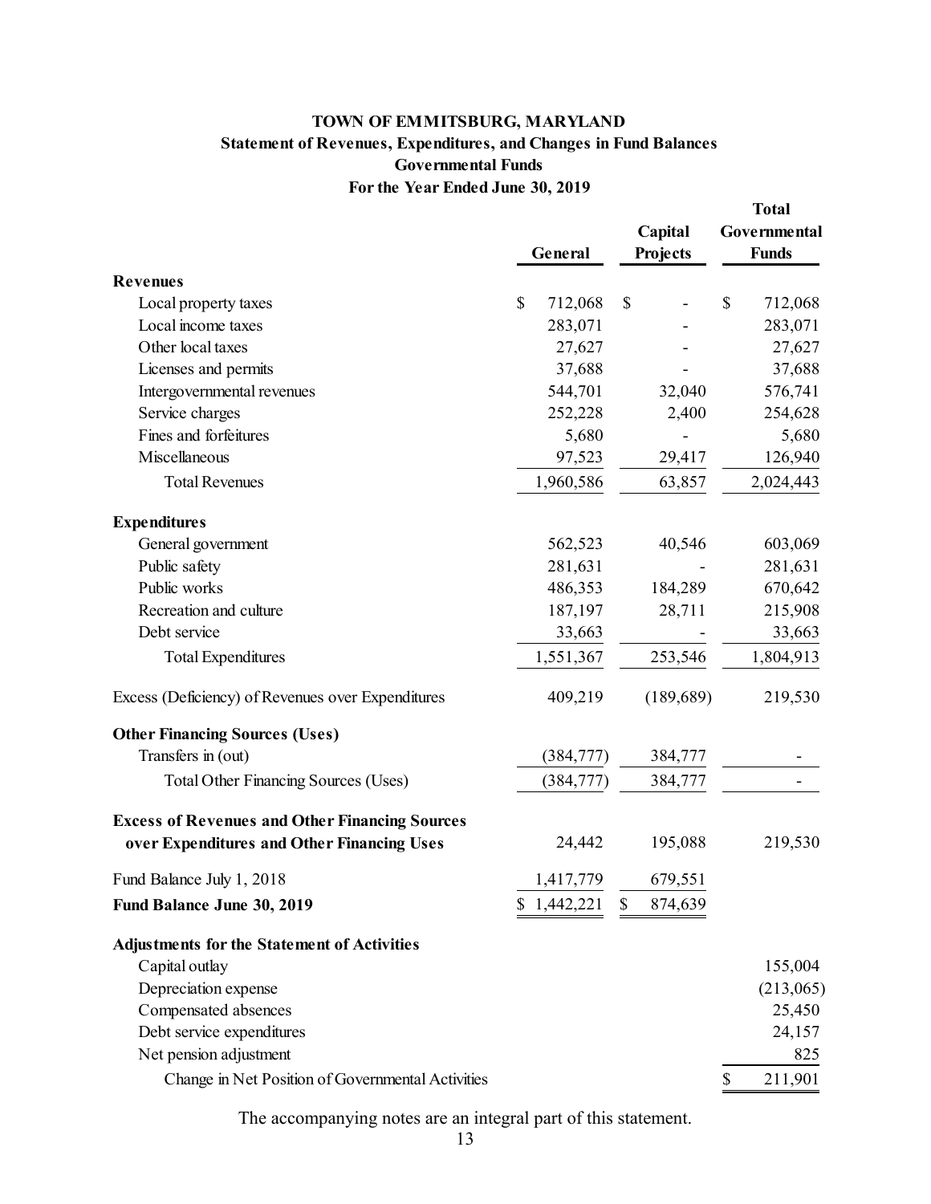# TOWN OF EMMITSBURG, MARYLAND

## Statement of Revenues, Expenditures, and Changes in Fund Balances

### Governmental Funds

### For the Year Ended June 30, 2019

| | General | Capital Projects | Total Governmental Funds |
|---|---|---|---|
| **Revenues** | | | |
| Local property taxes | $ 712,068 | $ - | $ 712,068 |
| Local income taxes | 283,071 | - | 283,071 |
| Other local taxes | 27,627 | - | 27,627 |
| Licenses and permits | 37,688 | - | 37,688 |
| Intergovernmental revenues | 544,701 | 32,040 | 576,741 |
| Service charges | 252,228 | 2,400 | 254,628 |
| Fines and forfeitures | 5,680 | - | 5,680 |
| Miscellaneous | 97,523 | 29,417 | 126,940 |
| Total Revenues | 1,960,586 | 63,857 | 2,024,443 |
| **Expenditures** | | | |
| General government | 562,523 | 40,546 | 603,069 |
| Public safety | 281,631 | - | 281,631 |
| Public works | 486,353 | 184,289 | 670,642 |
| Recreation and culture | 187,197 | 28,711 | 215,908 |
| Debt service | 33,663 | - | 33,663 |
| Total Expenditures | 1,551,367 | 253,546 | 1,804,913 |
| Excess (Deficiency) of Revenues over Expenditures | 409,219 | (189,689) | 219,530 |
| **Other Financing Sources (Uses)** | | | |
| Transfers in (out) | (384,777) | 384,777 | - |
| Total Other Financing Sources (Uses) | (384,777) | 384,777 | - |
| **Excess of Revenues and Other Financing Sources over Expenditures and Other Financing Uses** | 24,442 | 195,088 | 219,530 |
| Fund Balance July 1, 2018 | 1,417,779 | 679,551 | |
| **Fund Balance June 30, 2019** | $ 1,442,221 | $ 874,639 | |
| **Adjustments for the Statement of Activities** | | | |
| Capital outlay | | | 155,004 |
| Depreciation expense | | | (213,065) |
| Compensated absences | | | 25,450 |
| Debt service expenditures | | | 24,157 |
| Net pension adjustment | | | 825 |
| Change in Net Position of Governmental Activities | | | $ 211,901 |

The accompanying notes are an integral part of this statement.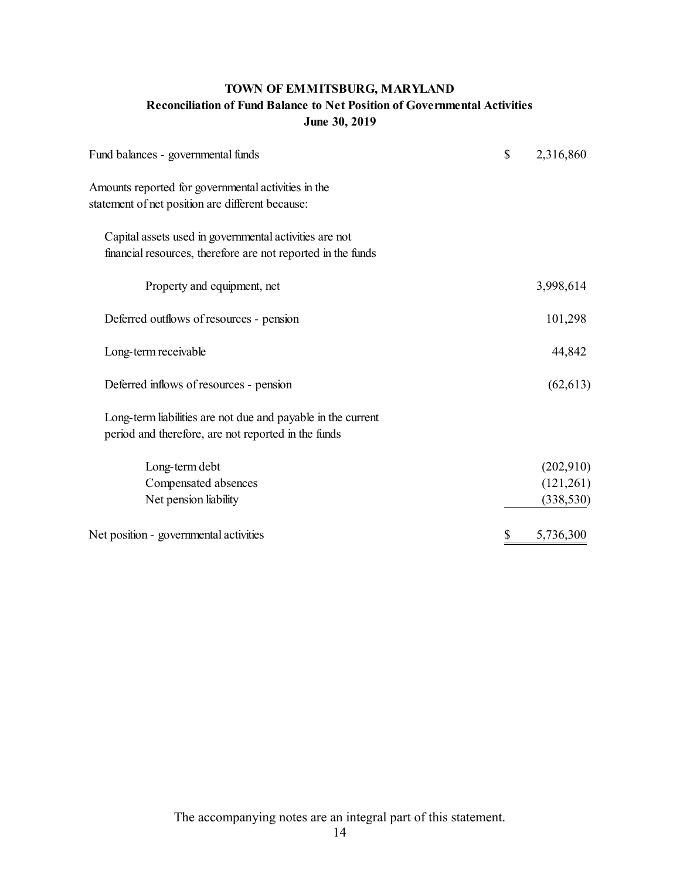# TOWN OF EMMITSBURG, MARYLAND

## Reconciliation of Fund Balance to Net Position of Governmental Activities

### June 30, 2019

| | |
|---|---|
| Fund balances - governmental funds | $ 2,316,860 |
| Amounts reported for governmental activities in the statement of net position are different because: | |
| Capital assets used in governmental activities are not financial resources, therefore are not reported in the funds | |
| Property and equipment, net | 3,998,614 |
| Deferred outflows of resources - pension | 101,298 |
| Long-term receivable | 44,842 |
| Deferred inflows of resources - pension | (62,613) |
| Long-term liabilities are not due and payable in the current period and therefore, are not reported in the funds | |
| Long-term debt | (202,910) |
| Compensated absences | (121,261) |
| Net pension liability | (338,530) |
| Net position - governmental activities | $ 5,736,300 |

The accompanying notes are an integral part of this statement.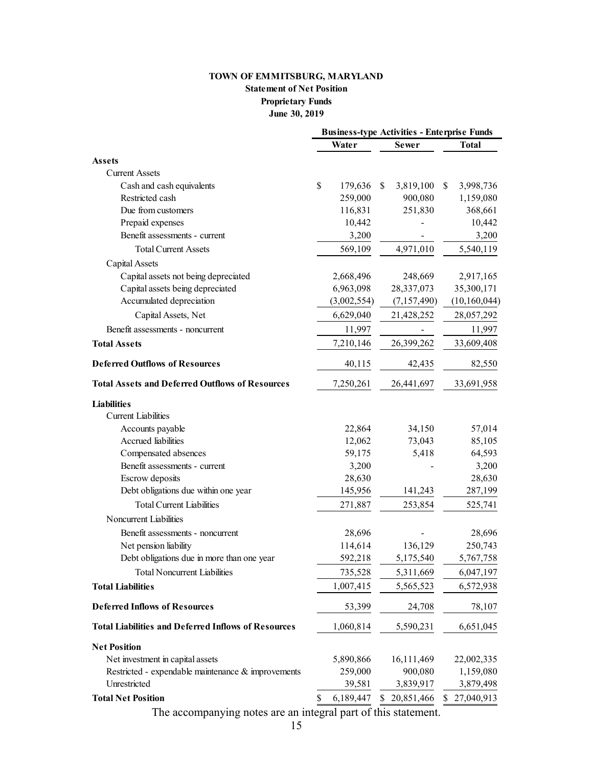**TOWN OF EMMITSBURG, MARYLAND**

**Statement of Net Position**

**Proprietary Funds**

**June 30, 2019**

| | Business-type Activities - Enterprise Funds | | |
|---|---|---|---|
| | **Water** | **Sewer** | **Total** |
| **Assets** | | | |
| Current Assets | | | |
| Cash and cash equivalents | $ 179,636 | $ 3,819,100 | $ 3,998,736 |
| Restricted cash | 259,000 | 900,080 | 1,159,080 |
| Due from customers | 116,831 | 251,830 | 368,661 |
| Prepaid expenses | 10,442 | - | 10,442 |
| Benefit assessments - current | 3,200 | - | 3,200 |
| Total Current Assets | 569,109 | 4,971,010 | 5,540,119 |
| Capital Assets | | | |
| Capital assets not being depreciated | 2,668,496 | 248,669 | 2,917,165 |
| Capital assets being depreciated | 6,963,098 | 28,337,073 | 35,300,171 |
| Accumulated depreciation | (3,002,554) | (7,157,490) | (10,160,044) |
| Capital Assets, Net | 6,629,040 | 21,428,252 | 28,057,292 |
| Benefit assessments - noncurrent | 11,997 | - | 11,997 |
| **Total Assets** | 7,210,146 | 26,399,262 | 33,609,408 |
| **Deferred Outflows of Resources** | 40,115 | 42,435 | 82,550 |
| **Total Assets and Deferred Outflows of Resources** | 7,250,261 | 26,441,697 | 33,691,958 |
| **Liabilities** | | | |
| Current Liabilities | | | |
| Accounts payable | 22,864 | 34,150 | 57,014 |
| Accrued liabilities | 12,062 | 73,043 | 85,105 |
| Compensated absences | 59,175 | 5,418 | 64,593 |
| Benefit assessments - current | 3,200 | - | 3,200 |
| Escrow deposits | 28,630 | | 28,630 |
| Debt obligations due within one year | 145,956 | 141,243 | 287,199 |
| Total Current Liabilities | 271,887 | 253,854 | 525,741 |
| Noncurrent Liabilities | | | |
| Benefit assessments - noncurrent | 28,696 | - | 28,696 |
| Net pension liability | 114,614 | 136,129 | 250,743 |
| Debt obligations due in more than one year | 592,218 | 5,175,540 | 5,767,758 |
| Total Noncurrent Liabilities | 735,528 | 5,311,669 | 6,047,197 |
| **Total Liabilities** | 1,007,415 | 5,565,523 | 6,572,938 |
| **Deferred Inflows of Resources** | 53,399 | 24,708 | 78,107 |
| **Total Liabilities and Deferred Inflows of Resources** | 1,060,814 | 5,590,231 | 6,651,045 |
| **Net Position** | | | |
| Net investment in capital assets | 5,890,866 | 16,111,469 | 22,002,335 |
| Restricted - expendable maintenance & improvements | 259,000 | 900,080 | 1,159,080 |
| Unrestricted | 39,581 | 3,839,917 | 3,879,498 |
| **Total Net Position** | $ 6,189,447 | $ 20,851,466 | $ 27,040,913 |

The accompanying notes are an integral part of this statement.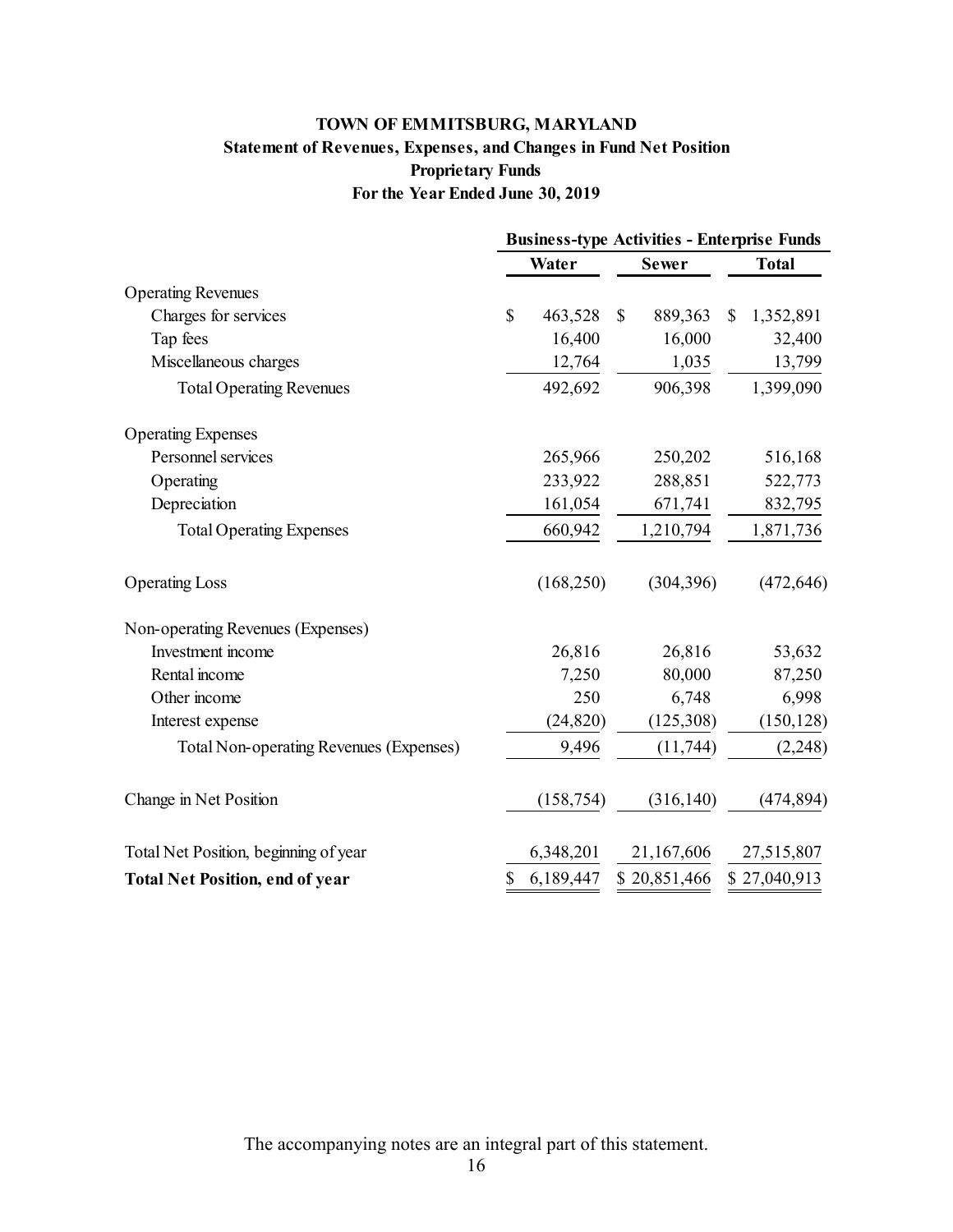# TOWN OF EMMITSBURG, MARYLAND

## Statement of Revenues, Expenses, and Changes in Fund Net Position

### Proprietary Funds

### For the Year Ended June 30, 2019

| | Business-type Activities - Enterprise Funds | | |
|---|---|---|---|
| | **Water** | **Sewer** | **Total** |
| Operating Revenues | | | |
| Charges for services | $ 463,528 | $ 889,363 | $ 1,352,891 |
| Tap fees | 16,400 | 16,000 | 32,400 |
| Miscellaneous charges | 12,764 | 1,035 | 13,799 |
| Total Operating Revenues | 492,692 | 906,398 | 1,399,090 |
| Operating Expenses | | | |
| Personnel services | 265,966 | 250,202 | 516,168 |
| Operating | 233,922 | 288,851 | 522,773 |
| Depreciation | 161,054 | 671,741 | 832,795 |
| Total Operating Expenses | 660,942 | 1,210,794 | 1,871,736 |
| Operating Loss | (168,250) | (304,396) | (472,646) |
| Non-operating Revenues (Expenses) | | | |
| Investment income | 26,816 | 26,816 | 53,632 |
| Rental income | 7,250 | 80,000 | 87,250 |
| Other income | 250 | 6,748 | 6,998 |
| Interest expense | (24,820) | (125,308) | (150,128) |
| Total Non-operating Revenues (Expenses) | 9,496 | (11,744) | (2,248) |
| Change in Net Position | (158,754) | (316,140) | (474,894) |
| Total Net Position, beginning of year | 6,348,201 | 21,167,606 | 27,515,807 |
| **Total Net Position, end of year** | $ 6,189,447 | $ 20,851,466 | $ 27,040,913 |

The accompanying notes are an integral part of this statement.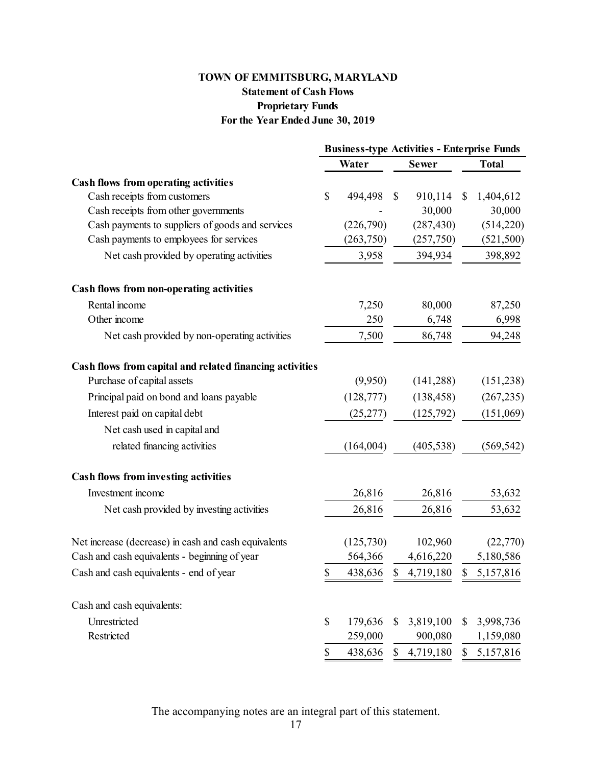# TOWN OF EMMITSBURG, MARYLAND

## Statement of Cash Flows

## Proprietary Funds

## For the Year Ended June 30, 2019

| | Business-type Activities - Enterprise Funds | | |
|---|---|---|---|
| | **Water** | **Sewer** | **Total** |
| **Cash flows from operating activities** | | | |
| Cash receipts from customers | $ 494,498 | $ 910,114 | $ 1,404,612 |
| Cash receipts from other governments | - | 30,000 | 30,000 |
| Cash payments to suppliers of goods and services | (226,790) | (287,430) | (514,220) |
| Cash payments to employees for services | (263,750) | (257,750) | (521,500) |
| Net cash provided by operating activities | 3,958 | 394,934 | 398,892 |
| **Cash flows from non-operating activities** | | | |
| Rental income | 7,250 | 80,000 | 87,250 |
| Other income | 250 | 6,748 | 6,998 |
| Net cash provided by non-operating activities | 7,500 | 86,748 | 94,248 |
| **Cash flows from capital and related financing activities** | | | |
| Purchase of capital assets | (9,950) | (141,288) | (151,238) |
| Principal paid on bond and loans payable | (128,777) | (138,458) | (267,235) |
| Interest paid on capital debt | (25,277) | (125,792) | (151,069) |
| Net cash used in capital and related financing activities | (164,004) | (405,538) | (569,542) |
| **Cash flows from investing activities** | | | |
| Investment income | 26,816 | 26,816 | 53,632 |
| Net cash provided by investing activities | 26,816 | 26,816 | 53,632 |
| Net increase (decrease) in cash and cash equivalents | (125,730) | 102,960 | (22,770) |
| Cash and cash equivalents - beginning of year | 564,366 | 4,616,220 | 5,180,586 |
| Cash and cash equivalents - end of year | $ 438,636 | $ 4,719,180 | $ 5,157,816 |
| Cash and cash equivalents: | | | |
| Unrestricted | $ 179,636 | $ 3,819,100 | $ 3,998,736 |
| Restricted | 259,000 | 900,080 | 1,159,080 |
| | $ 438,636 | $ 4,719,180 | $ 5,157,816 |

The accompanying notes are an integral part of this statement.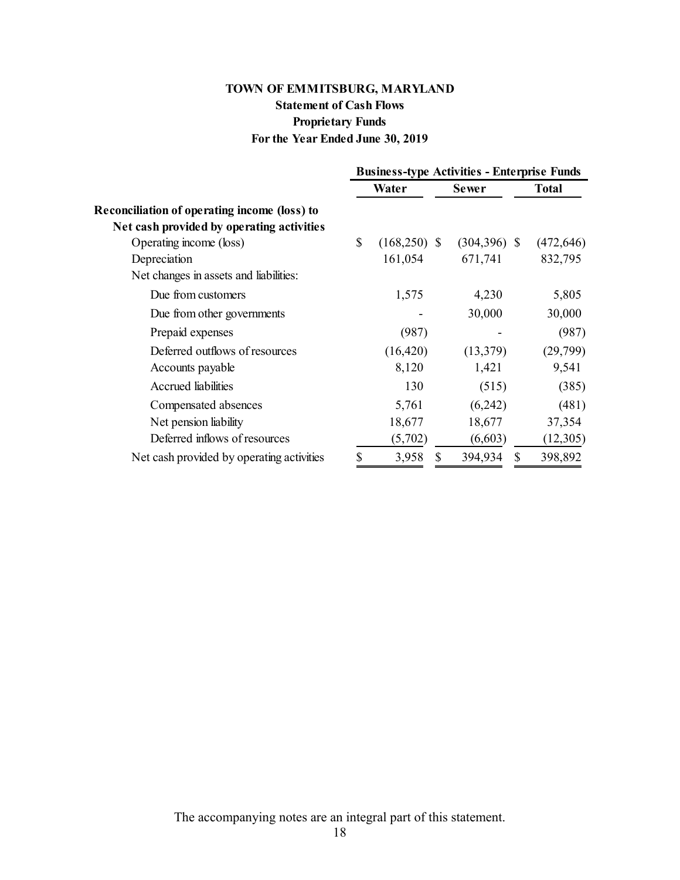**TOWN OF EMMITSBURG, MARYLAND**
**Statement of Cash Flows**
**Proprietary Funds**
**For the Year Ended June 30, 2019**

| | Business-type Activities - Enterprise Funds | | |
|---|---|---|---|
| | **Water** | **Sewer** | **Total** |
| **Reconciliation of operating income (loss) to Net cash provided by operating activities** | | | |
| Operating income (loss) | $ (168,250) | $ (304,396) | $ (472,646) |
| Depreciation | 161,054 | 671,741 | 832,795 |
| Net changes in assets and liabilities: | | | |
| Due from customers | 1,575 | 4,230 | 5,805 |
| Due from other governments | - | 30,000 | 30,000 |
| Prepaid expenses | (987) | - | (987) |
| Deferred outflows of resources | (16,420) | (13,379) | (29,799) |
| Accounts payable | 8,120 | 1,421 | 9,541 |
| Accrued liabilities | 130 | (515) | (385) |
| Compensated absences | 5,761 | (6,242) | (481) |
| Net pension liability | 18,677 | 18,677 | 37,354 |
| Deferred inflows of resources | (5,702) | (6,603) | (12,305) |
| Net cash provided by operating activities | $ 3,958 | $ 394,934 | $ 398,892 |

The accompanying notes are an integral part of this statement.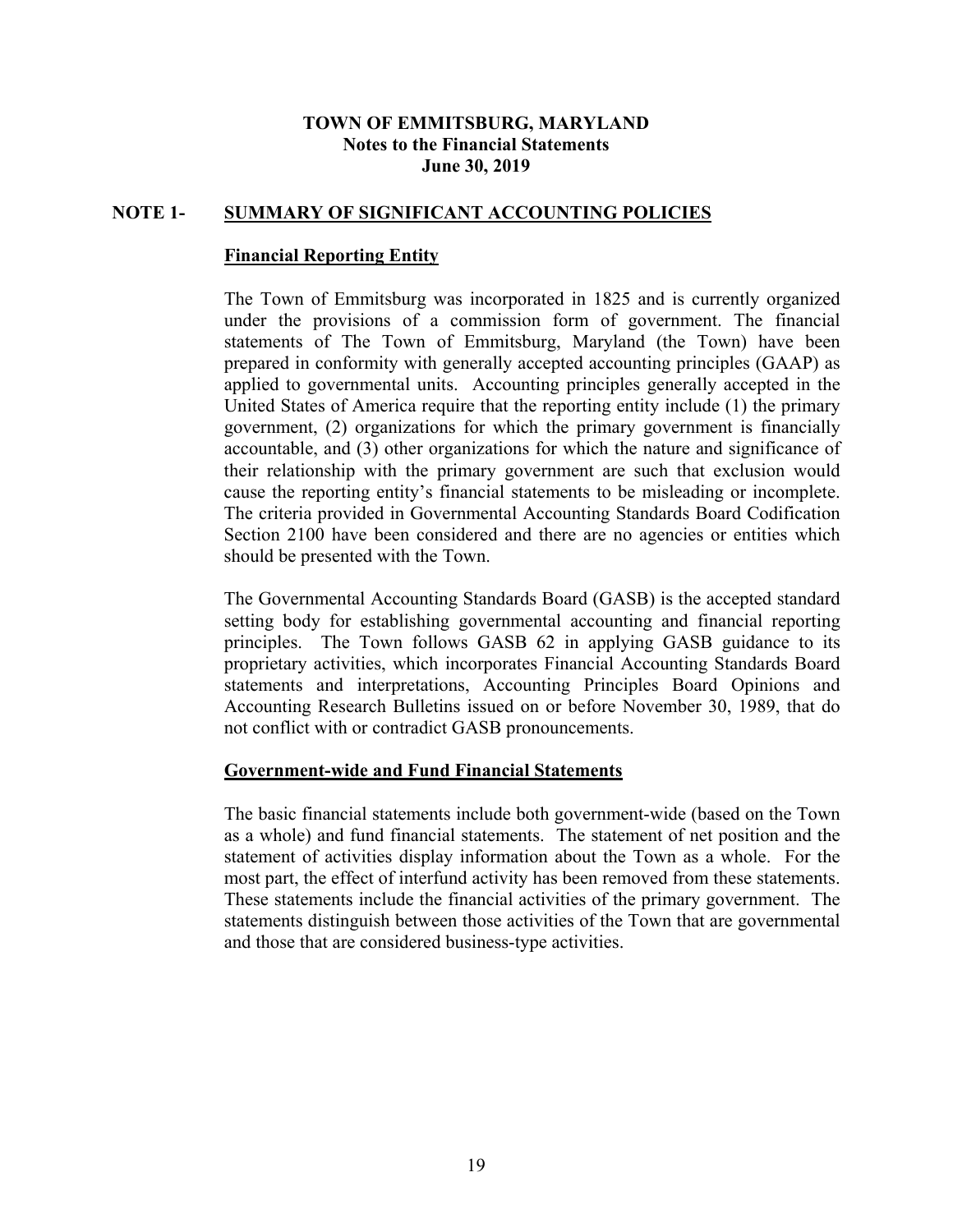**TOWN OF EMMITSBURG, MARYLAND**
**Notes to the Financial Statements**
**June 30, 2019**

## NOTE 1- SUMMARY OF SIGNIFICANT ACCOUNTING POLICIES

### Financial Reporting Entity

The Town of Emmitsburg was incorporated in 1825 and is currently organized under the provisions of a commission form of government. The financial statements of The Town of Emmitsburg, Maryland (the Town) have been prepared in conformity with generally accepted accounting principles (GAAP) as applied to governmental units. Accounting principles generally accepted in the United States of America require that the reporting entity include (1) the primary government, (2) organizations for which the primary government is financially accountable, and (3) other organizations for which the nature and significance of their relationship with the primary government are such that exclusion would cause the reporting entity's financial statements to be misleading or incomplete. The criteria provided in Governmental Accounting Standards Board Codification Section 2100 have been considered and there are no agencies or entities which should be presented with the Town.

The Governmental Accounting Standards Board (GASB) is the accepted standard setting body for establishing governmental accounting and financial reporting principles. The Town follows GASB 62 in applying GASB guidance to its proprietary activities, which incorporates Financial Accounting Standards Board statements and interpretations, Accounting Principles Board Opinions and Accounting Research Bulletins issued on or before November 30, 1989, that do not conflict with or contradict GASB pronouncements.

### Government-wide and Fund Financial Statements

The basic financial statements include both government-wide (based on the Town as a whole) and fund financial statements. The statement of net position and the statement of activities display information about the Town as a whole. For the most part, the effect of interfund activity has been removed from these statements. These statements include the financial activities of the primary government. The statements distinguish between those activities of the Town that are governmental and those that are considered business-type activities.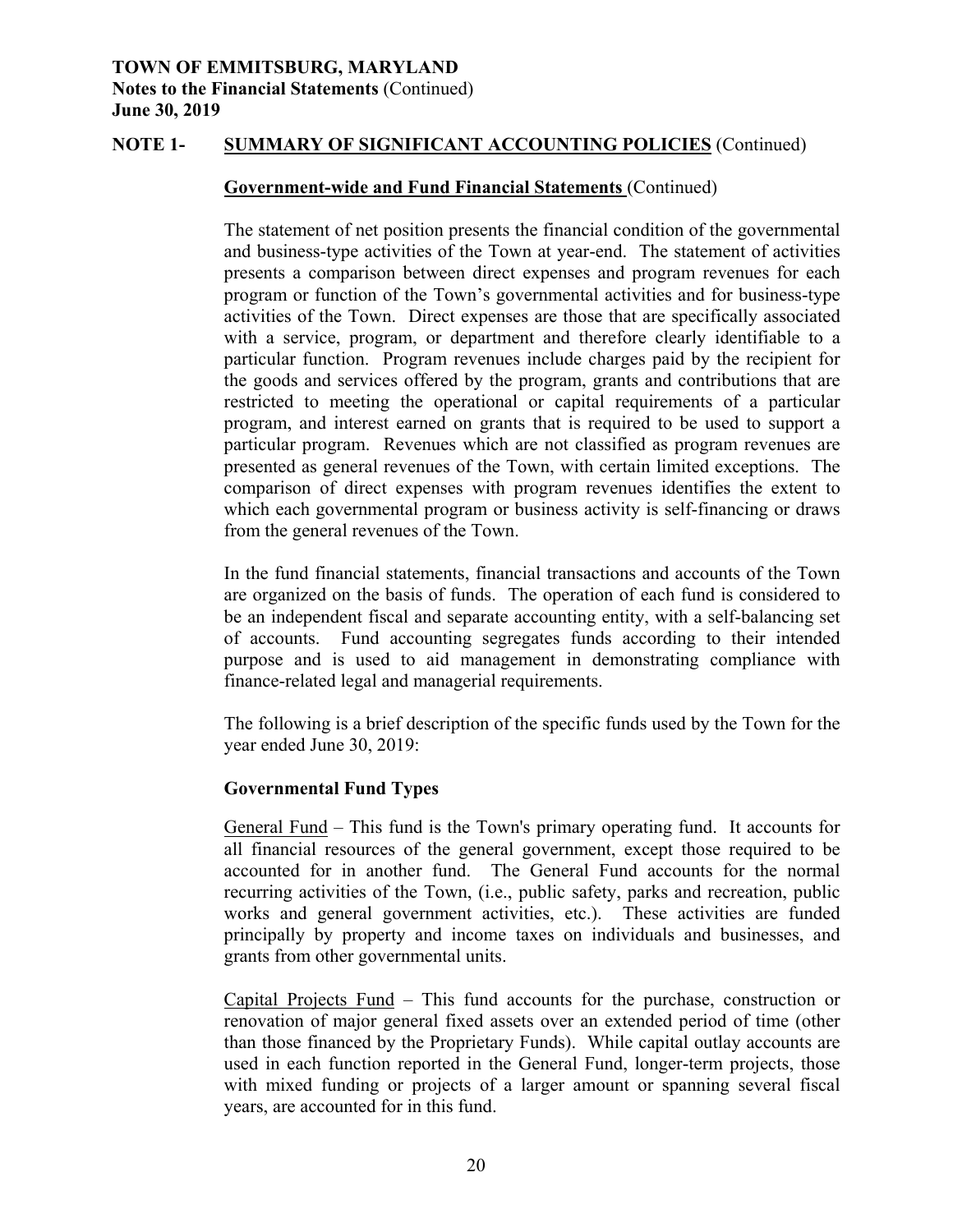## NOTE 1- SUMMARY OF SIGNIFICANT ACCOUNTING POLICIES (Continued)

### Government-wide and Fund Financial Statements (Continued)

The statement of net position presents the financial condition of the governmental and business-type activities of the Town at year-end. The statement of activities presents a comparison between direct expenses and program revenues for each program or function of the Town's governmental activities and for business-type activities of the Town. Direct expenses are those that are specifically associated with a service, program, or department and therefore clearly identifiable to a particular function. Program revenues include charges paid by the recipient for the goods and services offered by the program, grants and contributions that are restricted to meeting the operational or capital requirements of a particular program, and interest earned on grants that is required to be used to support a particular program. Revenues which are not classified as program revenues are presented as general revenues of the Town, with certain limited exceptions. The comparison of direct expenses with program revenues identifies the extent to which each governmental program or business activity is self-financing or draws from the general revenues of the Town.

In the fund financial statements, financial transactions and accounts of the Town are organized on the basis of funds. The operation of each fund is considered to be an independent fiscal and separate accounting entity, with a self-balancing set of accounts. Fund accounting segregates funds according to their intended purpose and is used to aid management in demonstrating compliance with finance-related legal and managerial requirements.

The following is a brief description of the specific funds used by the Town for the year ended June 30, 2019:

**Governmental Fund Types**

General Fund – This fund is the Town's primary operating fund. It accounts for all financial resources of the general government, except those required to be accounted for in another fund. The General Fund accounts for the normal recurring activities of the Town, (i.e., public safety, parks and recreation, public works and general government activities, etc.). These activities are funded principally by property and income taxes on individuals and businesses, and grants from other governmental units.

Capital Projects Fund – This fund accounts for the purchase, construction or renovation of major general fixed assets over an extended period of time (other than those financed by the Proprietary Funds). While capital outlay accounts are used in each function reported in the General Fund, longer-term projects, those with mixed funding or projects of a larger amount or spanning several fiscal years, are accounted for in this fund.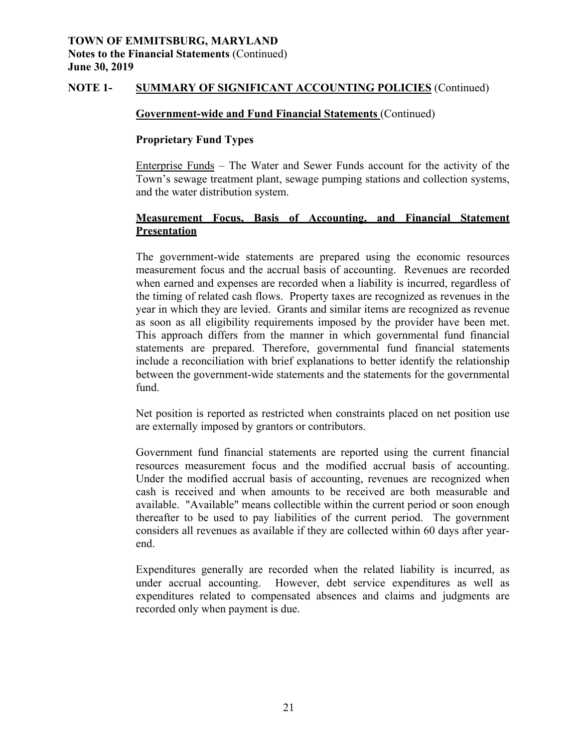**TOWN OF EMMITSBURG, MARYLAND**
**Notes to the Financial Statements** (Continued)
**June 30, 2019**

## NOTE 1- SUMMARY OF SIGNIFICANT ACCOUNTING POLICIES (Continued)

### Government-wide and Fund Financial Statements (Continued)

#### Proprietary Fund Types

Enterprise Funds – The Water and Sewer Funds account for the activity of the Town's sewage treatment plant, sewage pumping stations and collection systems, and the water distribution system.

### Measurement Focus, Basis of Accounting, and Financial Statement Presentation

The government-wide statements are prepared using the economic resources measurement focus and the accrual basis of accounting. Revenues are recorded when earned and expenses are recorded when a liability is incurred, regardless of the timing of related cash flows. Property taxes are recognized as revenues in the year in which they are levied. Grants and similar items are recognized as revenue as soon as all eligibility requirements imposed by the provider have been met. This approach differs from the manner in which governmental fund financial statements are prepared. Therefore, governmental fund financial statements include a reconciliation with brief explanations to better identify the relationship between the government-wide statements and the statements for the governmental fund.

Net position is reported as restricted when constraints placed on net position use are externally imposed by grantors or contributors.

Government fund financial statements are reported using the current financial resources measurement focus and the modified accrual basis of accounting. Under the modified accrual basis of accounting, revenues are recognized when cash is received and when amounts to be received are both measurable and available. "Available" means collectible within the current period or soon enough thereafter to be used to pay liabilities of the current period. The government considers all revenues as available if they are collected within 60 days after year-end.

Expenditures generally are recorded when the related liability is incurred, as under accrual accounting. However, debt service expenditures as well as expenditures related to compensated absences and claims and judgments are recorded only when payment is due.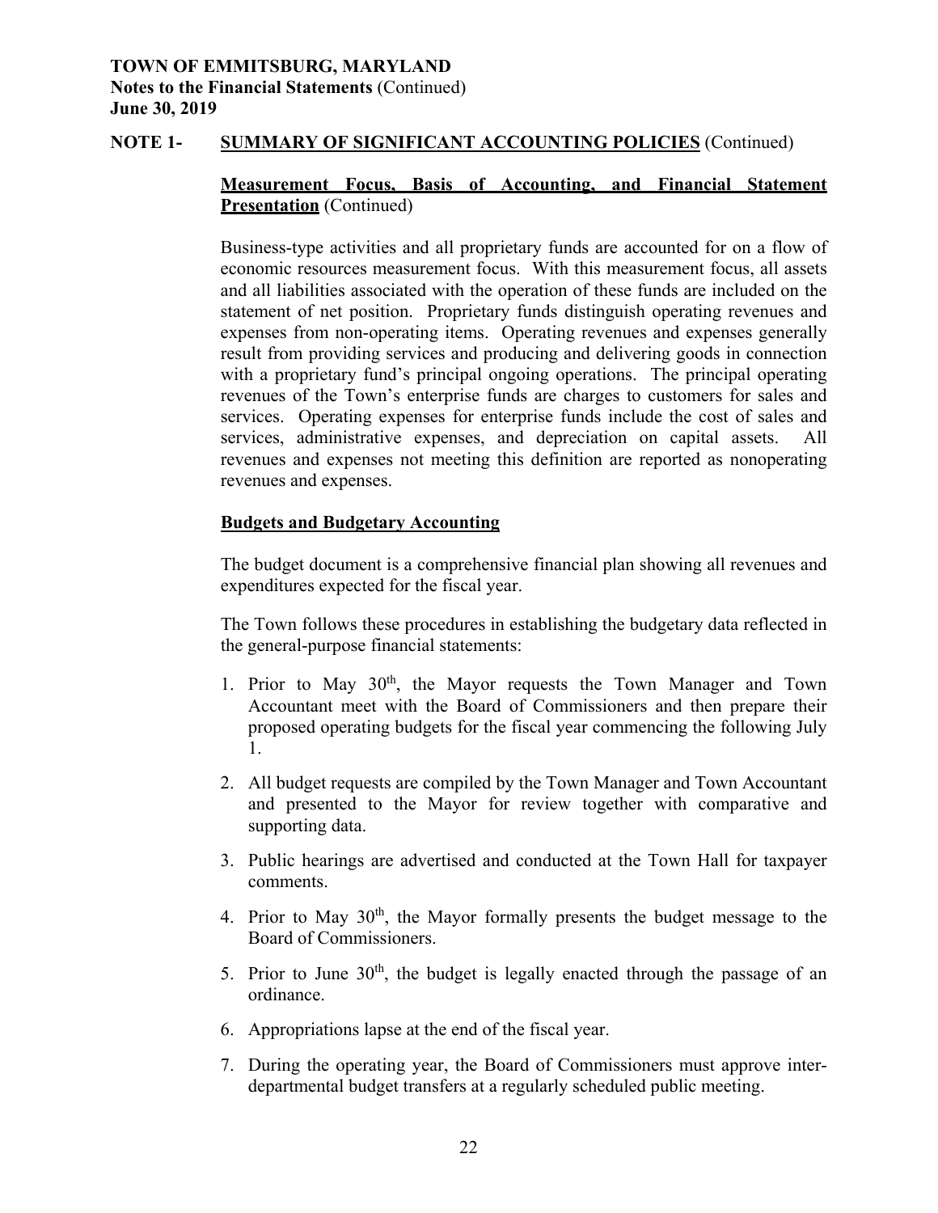**TOWN OF EMMITSBURG, MARYLAND**
**Notes to the Financial Statements** (Continued)
**June 30, 2019**

**NOTE 1- SUMMARY OF SIGNIFICANT ACCOUNTING POLICIES** (Continued)

**Measurement Focus, Basis of Accounting, and Financial Statement Presentation** (Continued)

Business-type activities and all proprietary funds are accounted for on a flow of economic resources measurement focus. With this measurement focus, all assets and all liabilities associated with the operation of these funds are included on the statement of net position. Proprietary funds distinguish operating revenues and expenses from non-operating items. Operating revenues and expenses generally result from providing services and producing and delivering goods in connection with a proprietary fund's principal ongoing operations. The principal operating revenues of the Town's enterprise funds are charges to customers for sales and services. Operating expenses for enterprise funds include the cost of sales and services, administrative expenses, and depreciation on capital assets. All revenues and expenses not meeting this definition are reported as nonoperating revenues and expenses.

**Budgets and Budgetary Accounting**

The budget document is a comprehensive financial plan showing all revenues and expenditures expected for the fiscal year.

The Town follows these procedures in establishing the budgetary data reflected in the general-purpose financial statements:

1. Prior to May 30th, the Mayor requests the Town Manager and Town Accountant meet with the Board of Commissioners and then prepare their proposed operating budgets for the fiscal year commencing the following July 1.

2. All budget requests are compiled by the Town Manager and Town Accountant and presented to the Mayor for review together with comparative and supporting data.

3. Public hearings are advertised and conducted at the Town Hall for taxpayer comments.

4. Prior to May 30th, the Mayor formally presents the budget message to the Board of Commissioners.

5. Prior to June 30th, the budget is legally enacted through the passage of an ordinance.

6. Appropriations lapse at the end of the fiscal year.

7. During the operating year, the Board of Commissioners must approve inter-departmental budget transfers at a regularly scheduled public meeting.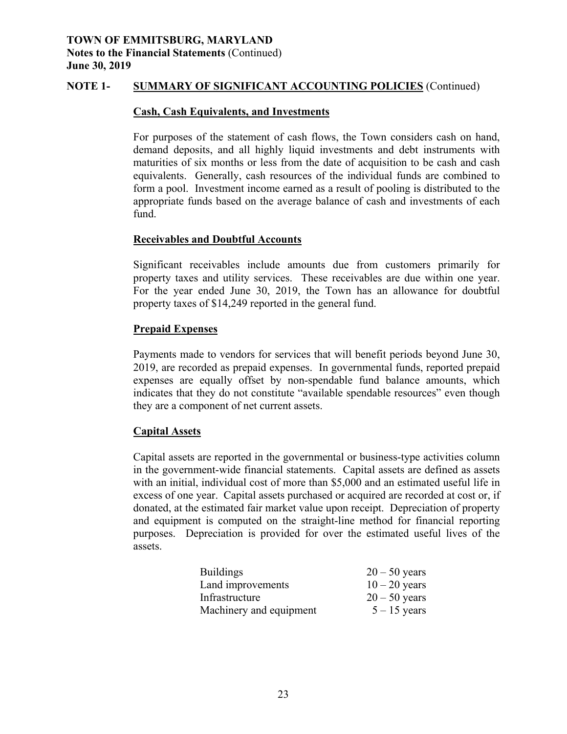**TOWN OF EMMITSBURG, MARYLAND**
**Notes to the Financial Statements** (Continued)
**June 30, 2019**

## NOTE 1- SUMMARY OF SIGNIFICANT ACCOUNTING POLICIES (Continued)

### Cash, Cash Equivalents, and Investments

For purposes of the statement of cash flows, the Town considers cash on hand, demand deposits, and all highly liquid investments and debt instruments with maturities of six months or less from the date of acquisition to be cash and cash equivalents. Generally, cash resources of the individual funds are combined to form a pool. Investment income earned as a result of pooling is distributed to the appropriate funds based on the average balance of cash and investments of each fund.

### Receivables and Doubtful Accounts

Significant receivables include amounts due from customers primarily for property taxes and utility services. These receivables are due within one year. For the year ended June 30, 2019, the Town has an allowance for doubtful property taxes of $14,249 reported in the general fund.

### Prepaid Expenses

Payments made to vendors for services that will benefit periods beyond June 30, 2019, are recorded as prepaid expenses. In governmental funds, reported prepaid expenses are equally offset by non-spendable fund balance amounts, which indicates that they do not constitute "available spendable resources" even though they are a component of net current assets.

### Capital Assets

Capital assets are reported in the governmental or business-type activities column in the government-wide financial statements. Capital assets are defined as assets with an initial, individual cost of more than $5,000 and an estimated useful life in excess of one year. Capital assets purchased or acquired are recorded at cost or, if donated, at the estimated fair market value upon receipt. Depreciation of property and equipment is computed on the straight-line method for financial reporting purposes. Depreciation is provided for over the estimated useful lives of the assets.

| | |
|---|---|
| Buildings | 20 – 50 years |
| Land improvements | 10 – 20 years |
| Infrastructure | 20 – 50 years |
| Machinery and equipment | 5 – 15 years |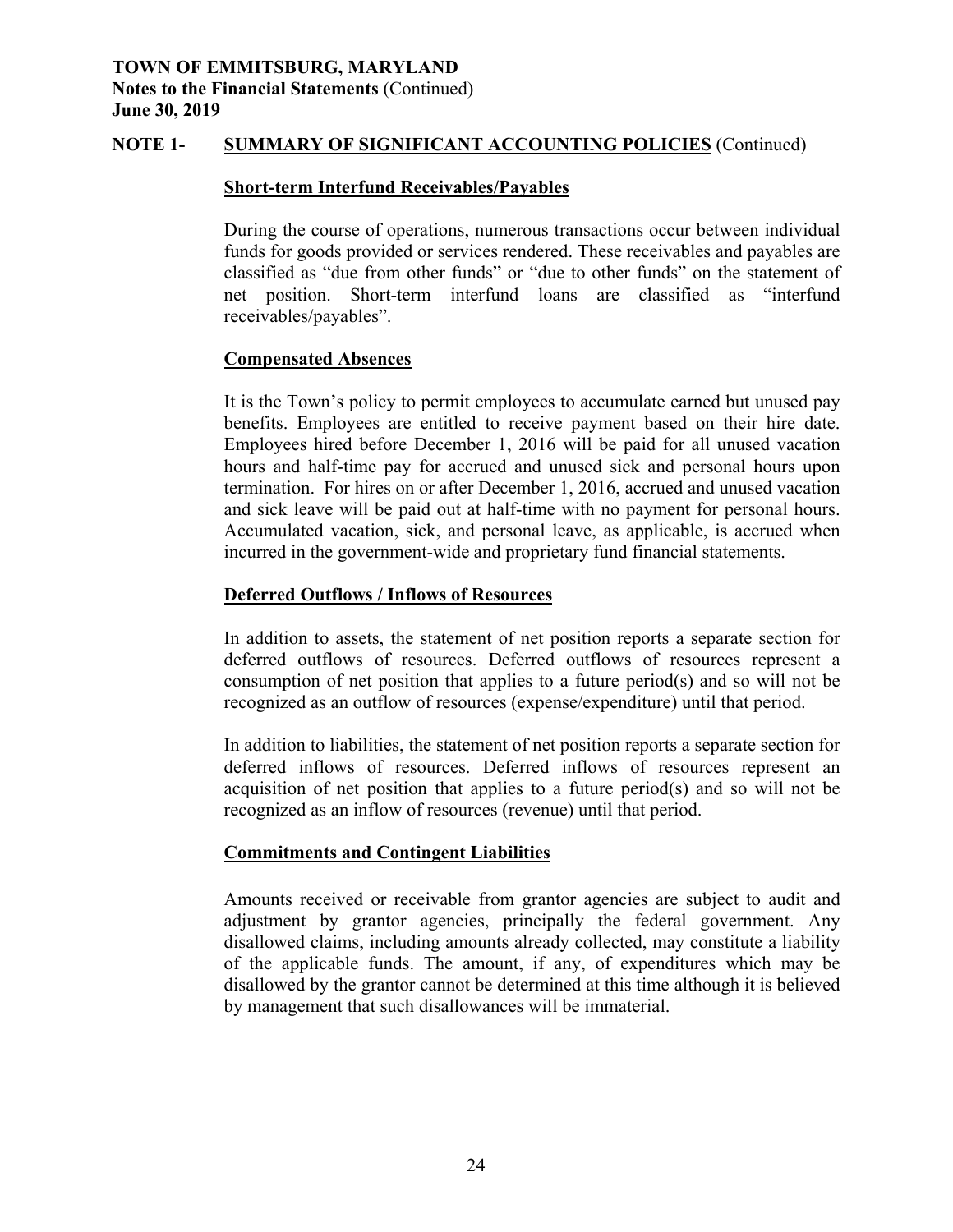**TOWN OF EMMITSBURG, MARYLAND**
**Notes to the Financial Statements** (Continued)
**June 30, 2019**

**NOTE 1- SUMMARY OF SIGNIFICANT ACCOUNTING POLICIES** (Continued)

**Short-term Interfund Receivables/Payables**

During the course of operations, numerous transactions occur between individual funds for goods provided or services rendered. These receivables and payables are classified as "due from other funds" or "due to other funds" on the statement of net position. Short-term interfund loans are classified as "interfund receivables/payables".

**Compensated Absences**

It is the Town's policy to permit employees to accumulate earned but unused pay benefits. Employees are entitled to receive payment based on their hire date. Employees hired before December 1, 2016 will be paid for all unused vacation hours and half-time pay for accrued and unused sick and personal hours upon termination. For hires on or after December 1, 2016, accrued and unused vacation and sick leave will be paid out at half-time with no payment for personal hours. Accumulated vacation, sick, and personal leave, as applicable, is accrued when incurred in the government-wide and proprietary fund financial statements.

**Deferred Outflows / Inflows of Resources**

In addition to assets, the statement of net position reports a separate section for deferred outflows of resources. Deferred outflows of resources represent a consumption of net position that applies to a future period(s) and so will not be recognized as an outflow of resources (expense/expenditure) until that period.

In addition to liabilities, the statement of net position reports a separate section for deferred inflows of resources. Deferred inflows of resources represent an acquisition of net position that applies to a future period(s) and so will not be recognized as an inflow of resources (revenue) until that period.

**Commitments and Contingent Liabilities**

Amounts received or receivable from grantor agencies are subject to audit and adjustment by grantor agencies, principally the federal government. Any disallowed claims, including amounts already collected, may constitute a liability of the applicable funds. The amount, if any, of expenditures which may be disallowed by the grantor cannot be determined at this time although it is believed by management that such disallowances will be immaterial.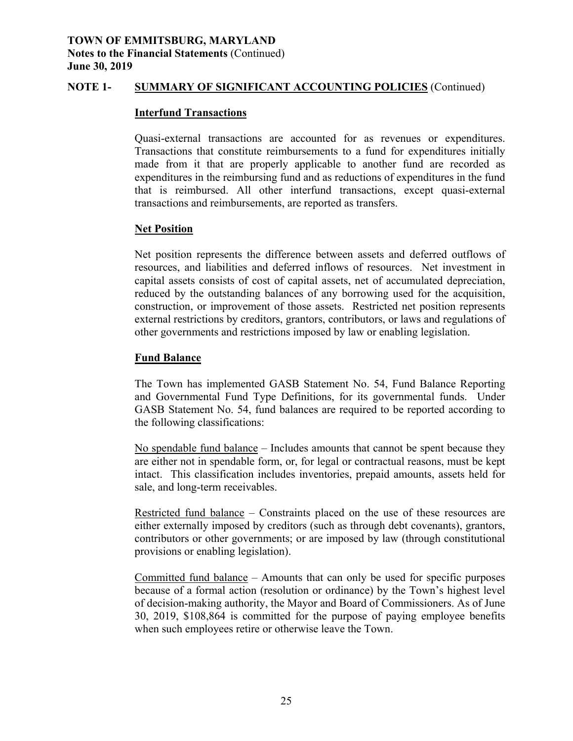**TOWN OF EMMITSBURG, MARYLAND**
**Notes to the Financial Statements** (Continued)
**June 30, 2019**

**NOTE 1- SUMMARY OF SIGNIFICANT ACCOUNTING POLICIES** (Continued)

**Interfund Transactions**

Quasi-external transactions are accounted for as revenues or expenditures. Transactions that constitute reimbursements to a fund for expenditures initially made from it that are properly applicable to another fund are recorded as expenditures in the reimbursing fund and as reductions of expenditures in the fund that is reimbursed. All other interfund transactions, except quasi-external transactions and reimbursements, are reported as transfers.

**Net Position**

Net position represents the difference between assets and deferred outflows of resources, and liabilities and deferred inflows of resources. Net investment in capital assets consists of cost of capital assets, net of accumulated depreciation, reduced by the outstanding balances of any borrowing used for the acquisition, construction, or improvement of those assets. Restricted net position represents external restrictions by creditors, grantors, contributors, or laws and regulations of other governments and restrictions imposed by law or enabling legislation.

**Fund Balance**

The Town has implemented GASB Statement No. 54, Fund Balance Reporting and Governmental Fund Type Definitions, for its governmental funds. Under GASB Statement No. 54, fund balances are required to be reported according to the following classifications:

No spendable fund balance – Includes amounts that cannot be spent because they are either not in spendable form, or, for legal or contractual reasons, must be kept intact. This classification includes inventories, prepaid amounts, assets held for sale, and long-term receivables.

Restricted fund balance – Constraints placed on the use of these resources are either externally imposed by creditors (such as through debt covenants), grantors, contributors or other governments; or are imposed by law (through constitutional provisions or enabling legislation).

Committed fund balance – Amounts that can only be used for specific purposes because of a formal action (resolution or ordinance) by the Town's highest level of decision-making authority, the Mayor and Board of Commissioners. As of June 30, 2019, $108,864 is committed for the purpose of paying employee benefits when such employees retire or otherwise leave the Town.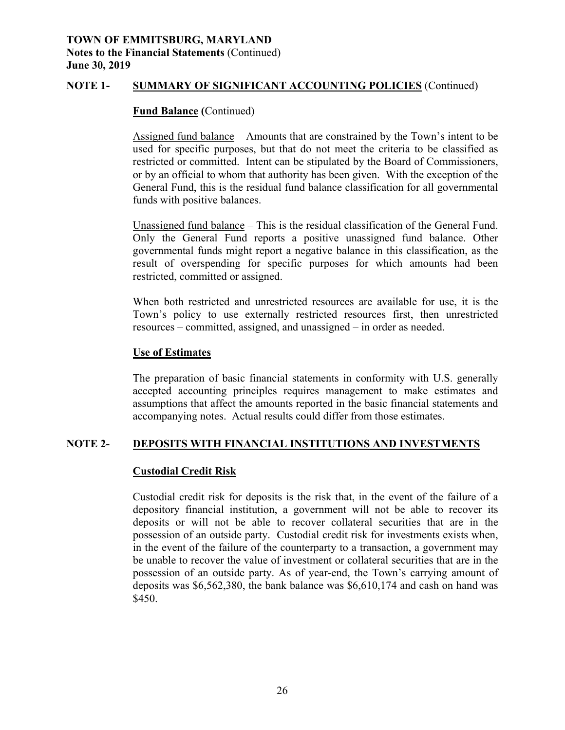**TOWN OF EMMITSBURG, MARYLAND**
**Notes to the Financial Statements** (Continued)
**June 30, 2019**

## NOTE 1- SUMMARY OF SIGNIFICANT ACCOUNTING POLICIES (Continued)

### Fund Balance (Continued)

Assigned fund balance – Amounts that are constrained by the Town's intent to be used for specific purposes, but that do not meet the criteria to be classified as restricted or committed. Intent can be stipulated by the Board of Commissioners, or by an official to whom that authority has been given. With the exception of the General Fund, this is the residual fund balance classification for all governmental funds with positive balances.

Unassigned fund balance – This is the residual classification of the General Fund. Only the General Fund reports a positive unassigned fund balance. Other governmental funds might report a negative balance in this classification, as the result of overspending for specific purposes for which amounts had been restricted, committed or assigned.

When both restricted and unrestricted resources are available for use, it is the Town's policy to use externally restricted resources first, then unrestricted resources – committed, assigned, and unassigned – in order as needed.

### Use of Estimates

The preparation of basic financial statements in conformity with U.S. generally accepted accounting principles requires management to make estimates and assumptions that affect the amounts reported in the basic financial statements and accompanying notes. Actual results could differ from those estimates.

## NOTE 2- DEPOSITS WITH FINANCIAL INSTITUTIONS AND INVESTMENTS

### Custodial Credit Risk

Custodial credit risk for deposits is the risk that, in the event of the failure of a depository financial institution, a government will not be able to recover its deposits or will not be able to recover collateral securities that are in the possession of an outside party. Custodial credit risk for investments exists when, in the event of the failure of the counterparty to a transaction, a government may be unable to recover the value of investment or collateral securities that are in the possession of an outside party. As of year-end, the Town's carrying amount of deposits was $6,562,380, the bank balance was $6,610,174 and cash on hand was $450.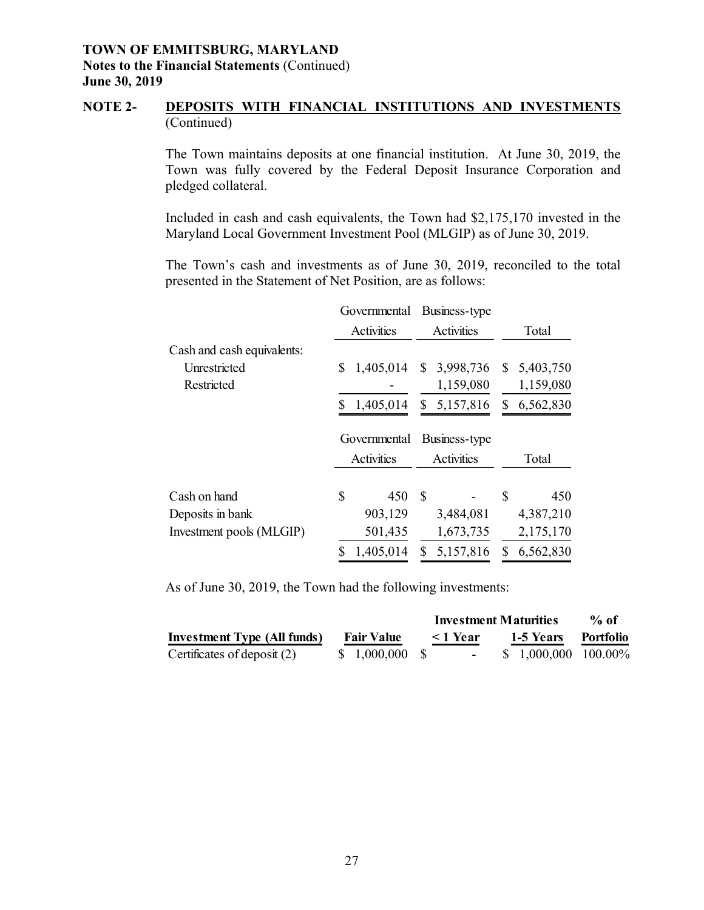**TOWN OF EMMITSBURG, MARYLAND**
**Notes to the Financial Statements** (Continued)
**June 30, 2019**

## NOTE 2- DEPOSITS WITH FINANCIAL INSTITUTIONS AND INVESTMENTS (Continued)

The Town maintains deposits at one financial institution. At June 30, 2019, the Town was fully covered by the Federal Deposit Insurance Corporation and pledged collateral.

Included in cash and cash equivalents, the Town had $2,175,170 invested in the Maryland Local Government Investment Pool (MLGIP) as of June 30, 2019.

The Town's cash and investments as of June 30, 2019, reconciled to the total presented in the Statement of Net Position, are as follows:

| | Governmental Activities | Business-type Activities | Total |
|---|---|---|---|
| Cash and cash equivalents: | | | |
| Unrestricted | $ 1,405,014 | $ 3,998,736 | $ 5,403,750 |
| Restricted | - | 1,159,080 | 1,159,080 |
| | $ 1,405,014 | $ 5,157,816 | $ 6,562,830 |

| | Governmental Activities | Business-type Activities | Total |
|---|---|---|---|
| Cash on hand | $ 450 | $ - | $ 450 |
| Deposits in bank | 903,129 | 3,484,081 | 4,387,210 |
| Investment pools (MLGIP) | 501,435 | 1,673,735 | 2,175,170 |
| | $ 1,405,014 | $ 5,157,816 | $ 6,562,830 |

As of June 30, 2019, the Town had the following investments:

| | | Investment Maturities | | % of |
|---|---|---|---|---|
| **Investment Type (All funds)** | **Fair Value** | **< 1 Year** | **1-5 Years** | **Portfolio** |
| Certificates of deposit (2) | $ 1,000,000 | $ - | $ 1,000,000 | 100.00% |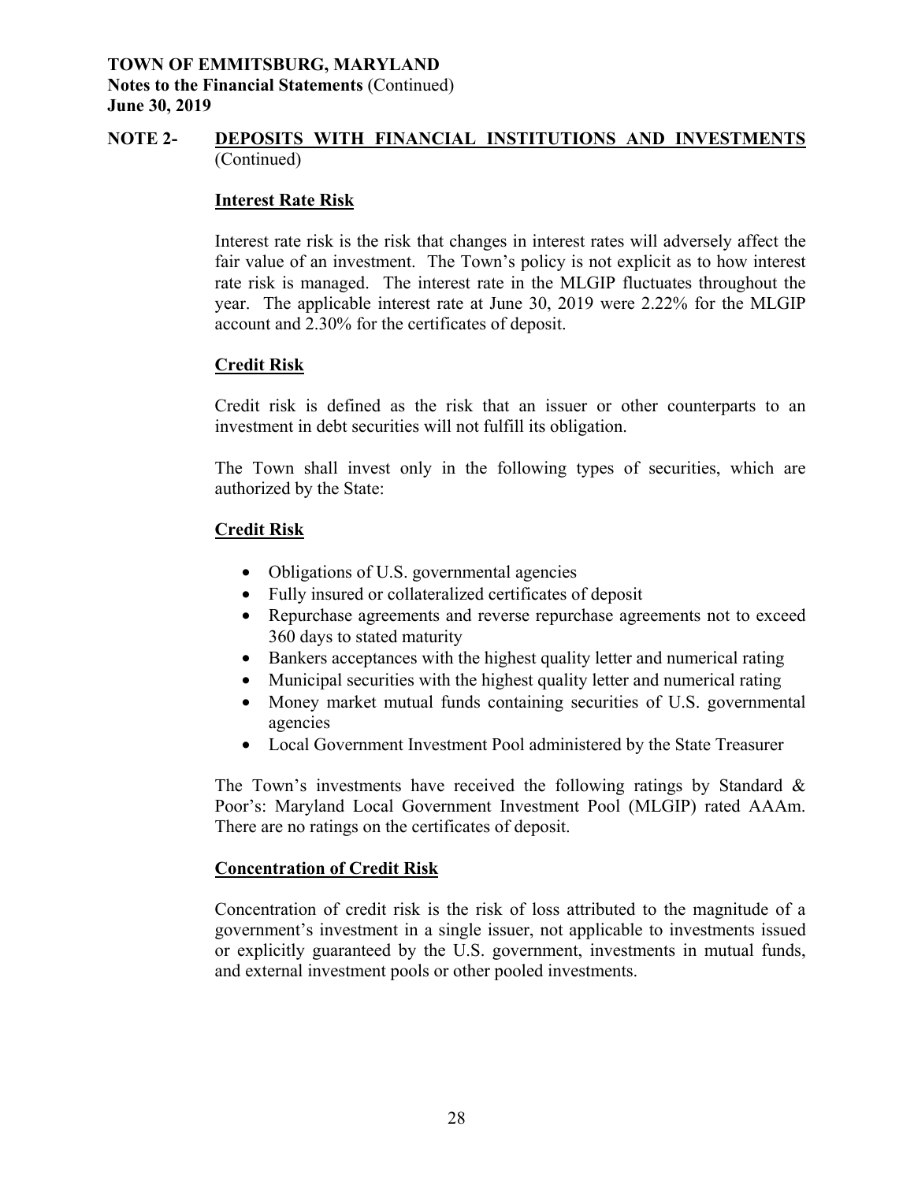**TOWN OF EMMITSBURG, MARYLAND**
**Notes to the Financial Statements** (Continued)
**June 30, 2019**

## NOTE 2- DEPOSITS WITH FINANCIAL INSTITUTIONS AND INVESTMENTS (Continued)

### Interest Rate Risk

Interest rate risk is the risk that changes in interest rates will adversely affect the fair value of an investment. The Town's policy is not explicit as to how interest rate risk is managed. The interest rate in the MLGIP fluctuates throughout the year. The applicable interest rate at June 30, 2019 were 2.22% for the MLGIP account and 2.30% for the certificates of deposit.

### Credit Risk

Credit risk is defined as the risk that an issuer or other counterparts to an investment in debt securities will not fulfill its obligation.

The Town shall invest only in the following types of securities, which are authorized by the State:

### Credit Risk

- Obligations of U.S. governmental agencies
- Fully insured or collateralized certificates of deposit
- Repurchase agreements and reverse repurchase agreements not to exceed 360 days to stated maturity
- Bankers acceptances with the highest quality letter and numerical rating
- Municipal securities with the highest quality letter and numerical rating
- Money market mutual funds containing securities of U.S. governmental agencies
- Local Government Investment Pool administered by the State Treasurer

The Town's investments have received the following ratings by Standard & Poor's: Maryland Local Government Investment Pool (MLGIP) rated AAAm. There are no ratings on the certificates of deposit.

### Concentration of Credit Risk

Concentration of credit risk is the risk of loss attributed to the magnitude of a government's investment in a single issuer, not applicable to investments issued or explicitly guaranteed by the U.S. government, investments in mutual funds, and external investment pools or other pooled investments.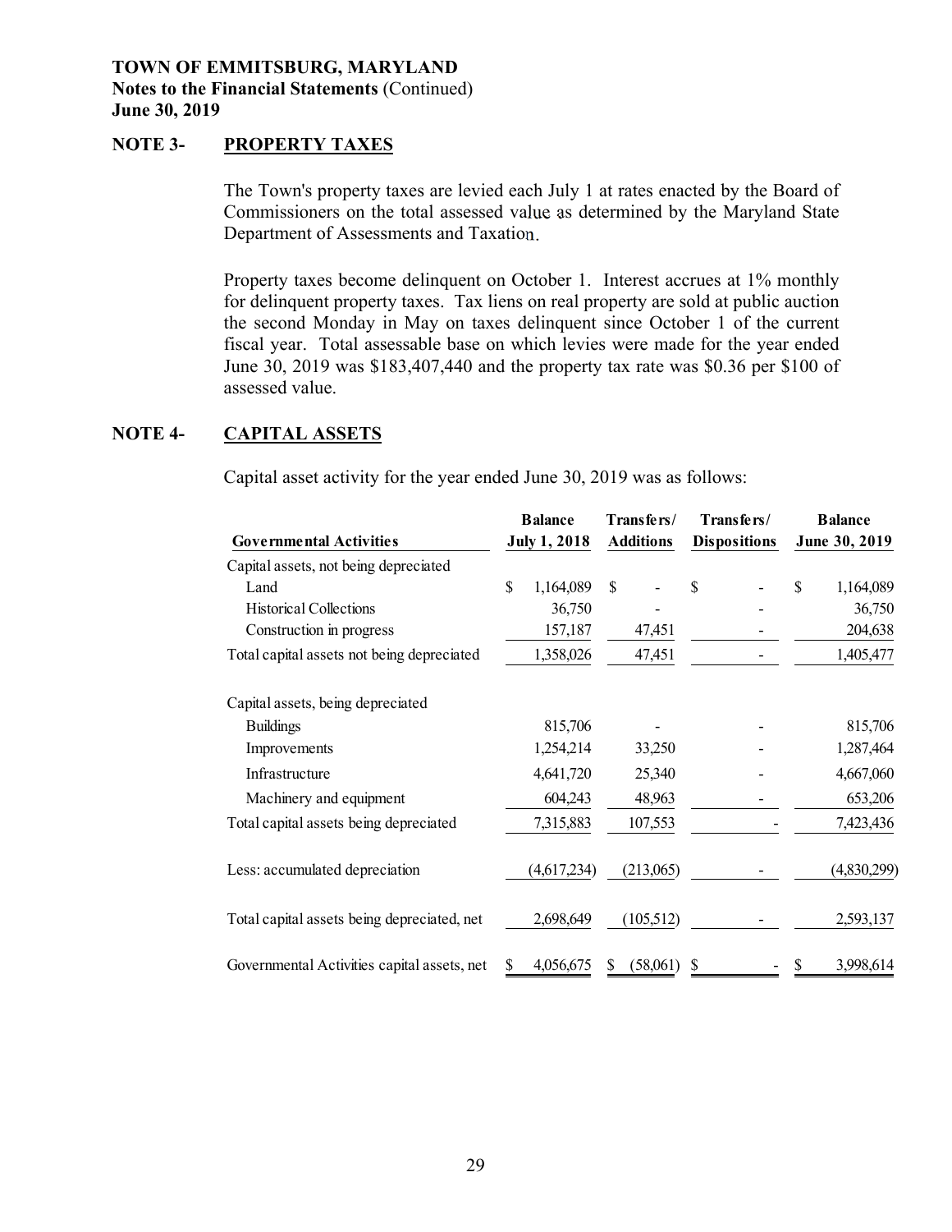**TOWN OF EMMITSBURG, MARYLAND**
**Notes to the Financial Statements** (Continued)
**June 30, 2019**

## NOTE 3- PROPERTY TAXES

The Town's property taxes are levied each July 1 at rates enacted by the Board of Commissioners on the total assessed value as determined by the Maryland State Department of Assessments and Taxation.

Property taxes become delinquent on October 1. Interest accrues at 1% monthly for delinquent property taxes. Tax liens on real property are sold at public auction the second Monday in May on taxes delinquent since October 1 of the current fiscal year. Total assessable base on which levies were made for the year ended June 30, 2019 was $183,407,440 and the property tax rate was $0.36 per $100 of assessed value.

## NOTE 4- CAPITAL ASSETS

Capital asset activity for the year ended June 30, 2019 was as follows:

| Governmental Activities | Balance July 1, 2018 | Transfers/ Additions | Transfers/ Dispositions | Balance June 30, 2019 |
|---|---|---|---|---|
| Capital assets, not being depreciated | | | | |
| Land | $ 1,164,089 | $ - | $ - | $ 1,164,089 |
| Historical Collections | 36,750 | - | - | 36,750 |
| Construction in progress | 157,187 | 47,451 | - | 204,638 |
| Total capital assets not being depreciated | 1,358,026 | 47,451 | - | 1,405,477 |
| Capital assets, being depreciated | | | | |
| Buildings | 815,706 | - | - | 815,706 |
| Improvements | 1,254,214 | 33,250 | - | 1,287,464 |
| Infrastructure | 4,641,720 | 25,340 | - | 4,667,060 |
| Machinery and equipment | 604,243 | 48,963 | - | 653,206 |
| Total capital assets being depreciated | 7,315,883 | 107,553 | - | 7,423,436 |
| Less: accumulated depreciation | (4,617,234) | (213,065) | - | (4,830,299) |
| Total capital assets being depreciated, net | 2,698,649 | (105,512) | - | 2,593,137 |
| Governmental Activities capital assets, net | $ 4,056,675 | $ (58,061) | $ - | $ 3,998,614 |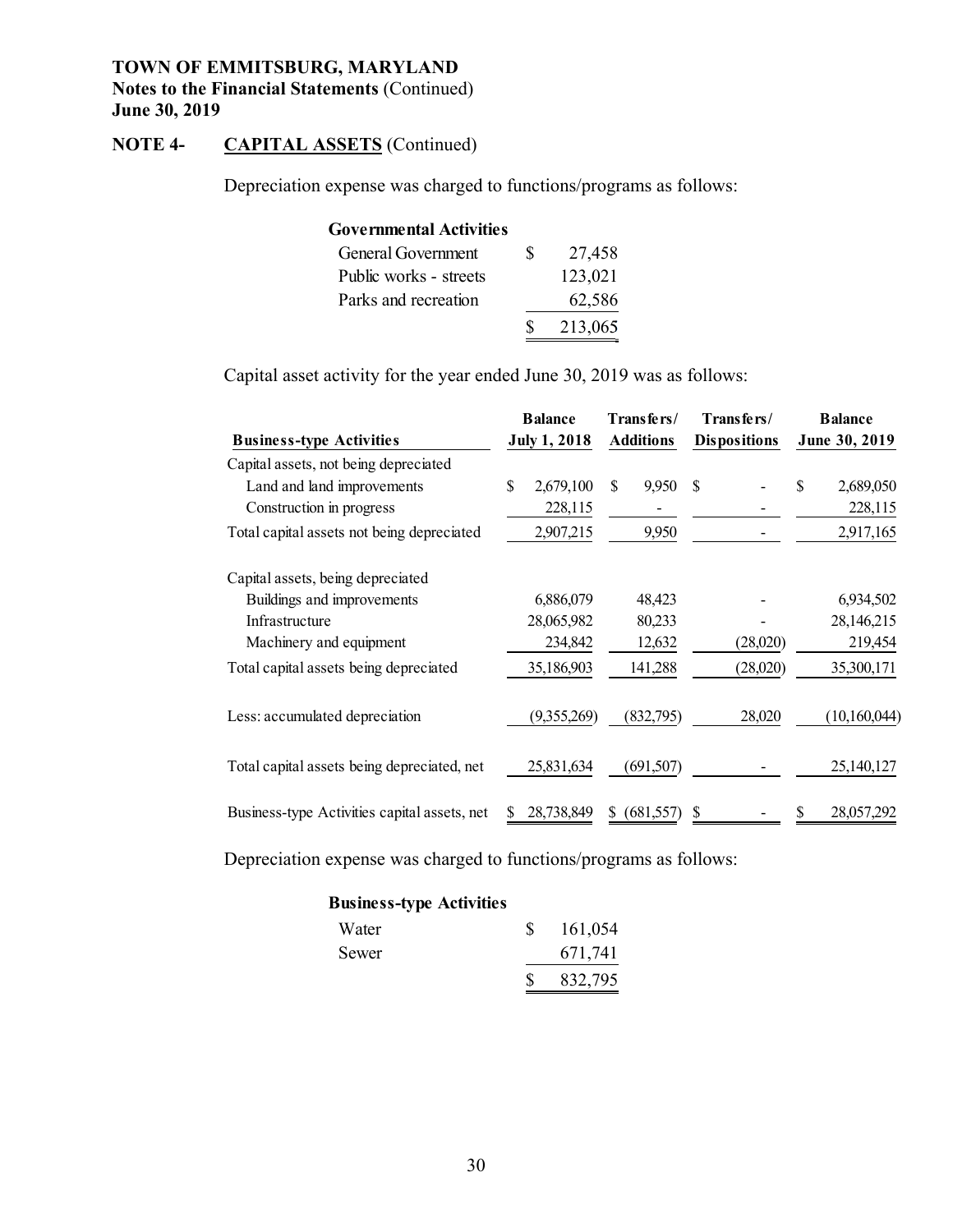**TOWN OF EMMITSBURG, MARYLAND**
**Notes to the Financial Statements** (Continued)
**June 30, 2019**

## NOTE 4- CAPITAL ASSETS (Continued)

Depreciation expense was charged to functions/programs as follows:

| **Governmental Activities** | |
|---|---|
| General Government | $ 27,458 |
| Public works - streets | 123,021 |
| Parks and recreation | 62,586 |
| | $ 213,065 |

Capital asset activity for the year ended June 30, 2019 was as follows:

| **Business-type Activities** | **Balance July 1, 2018** | **Transfers/ Additions** | **Transfers/ Dispositions** | **Balance June 30, 2019** |
|---|---|---|---|---|
| Capital assets, not being depreciated | | | | |
| Land and land improvements | $ 2,679,100 | $ 9,950 | $ - | $ 2,689,050 |
| Construction in progress | 228,115 | - | - | 228,115 |
| Total capital assets not being depreciated | 2,907,215 | 9,950 | - | 2,917,165 |
| Capital assets, being depreciated | | | | |
| Buildings and improvements | 6,886,079 | 48,423 | - | 6,934,502 |
| Infrastructure | 28,065,982 | 80,233 | - | 28,146,215 |
| Machinery and equipment | 234,842 | 12,632 | (28,020) | 219,454 |
| Total capital assets being depreciated | 35,186,903 | 141,288 | (28,020) | 35,300,171 |
| Less: accumulated depreciation | (9,355,269) | (832,795) | 28,020 | (10,160,044) |
| Total capital assets being depreciated, net | 25,831,634 | (691,507) | - | 25,140,127 |
| Business-type Activities capital assets, net | $ 28,738,849 | $ (681,557) | $ - | $ 28,057,292 |

Depreciation expense was charged to functions/programs as follows:

| **Business-type Activities** | |
|---|---|
| Water | $ 161,054 |
| Sewer | 671,741 |
| | $ 832,795 |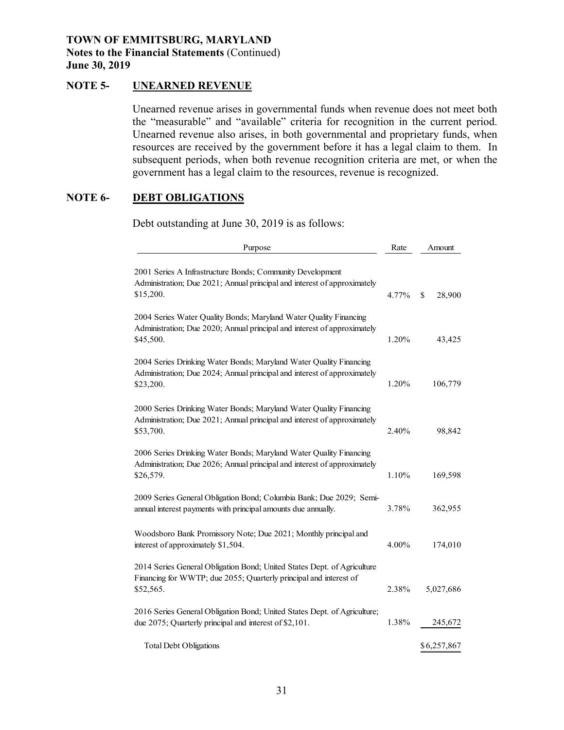**TOWN OF EMMITSBURG, MARYLAND**
**Notes to the Financial Statements** (Continued)
**June 30, 2019**

## NOTE 5- UNEARNED REVENUE

Unearned revenue arises in governmental funds when revenue does not meet both the "measurable" and "available" criteria for recognition in the current period. Unearned revenue also arises, in both governmental and proprietary funds, when resources are received by the government before it has a legal claim to them. In subsequent periods, when both revenue recognition criteria are met, or when the government has a legal claim to the resources, revenue is recognized.

## NOTE 6- DEBT OBLIGATIONS

Debt outstanding at June 30, 2019 is as follows:

| Purpose | Rate | Amount |
|---|---|---|
| 2001 Series A Infrastructure Bonds; Community Development Administration; Due 2021; Annual principal and interest of approximately $15,200. | 4.77% | $ 28,900 |
| 2004 Series Water Quality Bonds; Maryland Water Quality Financing Administration; Due 2020; Annual principal and interest of approximately $45,500. | 1.20% | 43,425 |
| 2004 Series Drinking Water Bonds; Maryland Water Quality Financing Administration; Due 2024; Annual principal and interest of approximately $23,200. | 1.20% | 106,779 |
| 2000 Series Drinking Water Bonds; Maryland Water Quality Financing Administration; Due 2021; Annual principal and interest of approximately $53,700. | 2.40% | 98,842 |
| 2006 Series Drinking Water Bonds; Maryland Water Quality Financing Administration; Due 2026; Annual principal and interest of approximately $26,579. | 1.10% | 169,598 |
| 2009 Series General Obligation Bond; Columbia Bank; Due 2029; Semi-annual interest payments with principal amounts due annually. | 3.78% | 362,955 |
| Woodsboro Bank Promissory Note; Due 2021; Monthly principal and interest of approximately $1,504. | 4.00% | 174,010 |
| 2014 Series General Obligation Bond; United States Dept. of Agriculture Financing for WWTP; due 2055; Quarterly principal and interest of $52,565. | 2.38% | 5,027,686 |
| 2016 Series General Obligation Bond; United States Dept. of Agriculture; due 2075; Quarterly principal and interest of $2,101. | 1.38% | 245,672 |
| Total Debt Obligations | | $6,257,867 |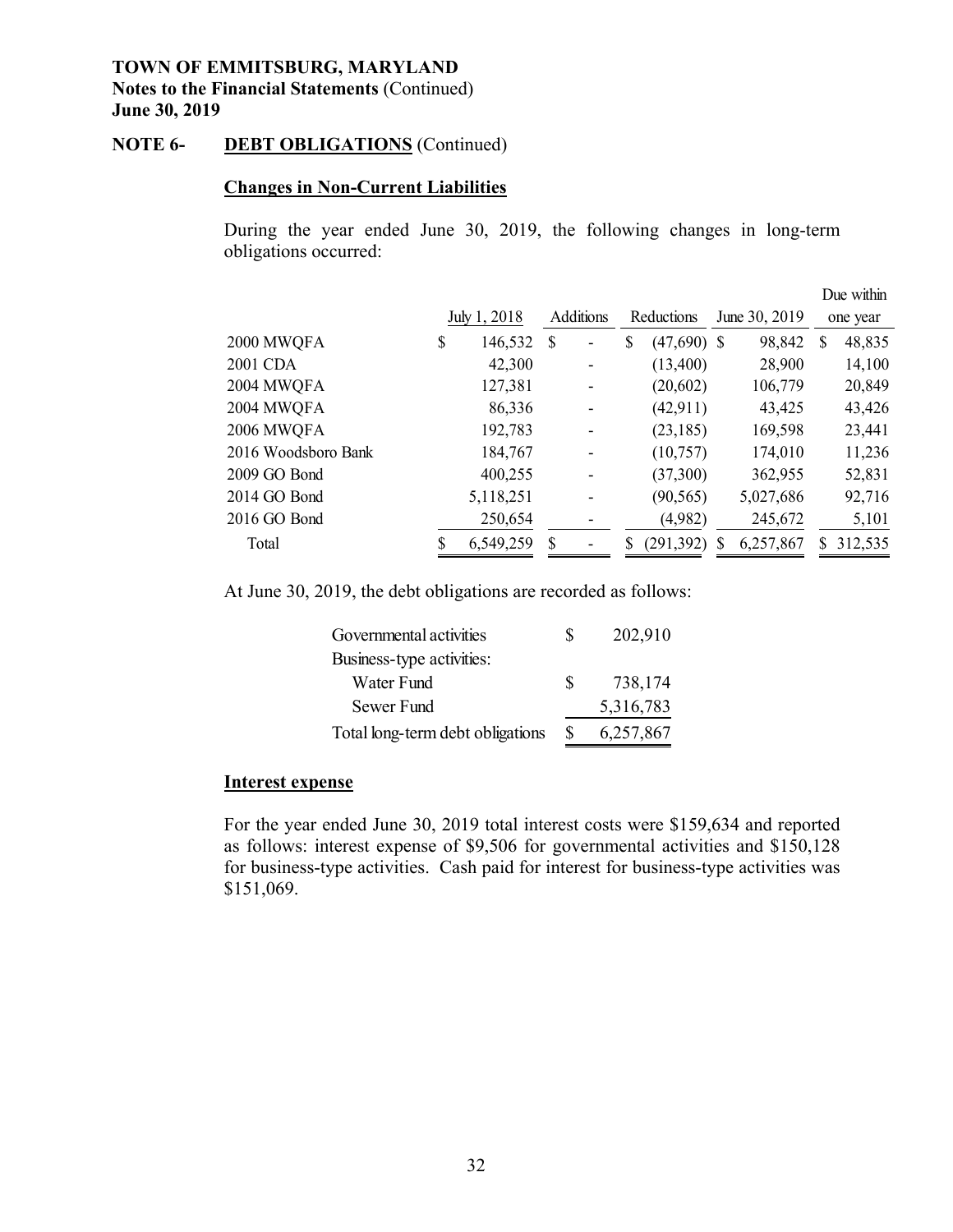**TOWN OF EMMITSBURG, MARYLAND**
**Notes to the Financial Statements** (Continued)
**June 30, 2019**

## NOTE 6- DEBT OBLIGATIONS (Continued)

### Changes in Non-Current Liabilities

During the year ended June 30, 2019, the following changes in long-term obligations occurred:

| | July 1, 2018 | Additions | Reductions | June 30, 2019 | Due within one year |
|---|---|---|---|---|---|
| 2000 MWQFA | $ 146,532 | $ - | $ (47,690) | $ 98,842 | $ 48,835 |
| 2001 CDA | 42,300 | - | (13,400) | 28,900 | 14,100 |
| 2004 MWQFA | 127,381 | - | (20,602) | 106,779 | 20,849 |
| 2004 MWQFA | 86,336 | - | (42,911) | 43,425 | 43,426 |
| 2006 MWQFA | 192,783 | - | (23,185) | 169,598 | 23,441 |
| 2016 Woodsboro Bank | 184,767 | - | (10,757) | 174,010 | 11,236 |
| 2009 GO Bond | 400,255 | - | (37,300) | 362,955 | 52,831 |
| 2014 GO Bond | 5,118,251 | - | (90,565) | 5,027,686 | 92,716 |
| 2016 GO Bond | 250,654 | - | (4,982) | 245,672 | 5,101 |
| Total | $ 6,549,259 | $ - | $ (291,392) | $ 6,257,867 | $ 312,535 |

At June 30, 2019, the debt obligations are recorded as follows:

| | |
|---|---|
| Governmental activities | $ 202,910 |
| Business-type activities: | |
| Water Fund | $ 738,174 |
| Sewer Fund | 5,316,783 |
| Total long-term debt obligations | $ 6,257,867 |

### Interest expense

For the year ended June 30, 2019 total interest costs were $159,634 and reported as follows: interest expense of $9,506 for governmental activities and $150,128 for business-type activities. Cash paid for interest for business-type activities was $151,069.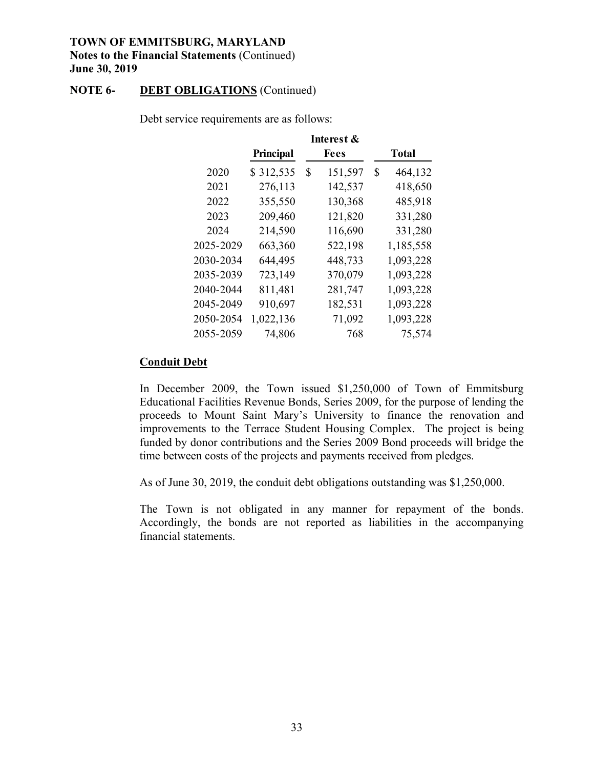**TOWN OF EMMITSBURG, MARYLAND**
**Notes to the Financial Statements** (Continued)
**June 30, 2019**

**NOTE 6- DEBT OBLIGATIONS** (Continued)

Debt service requirements are as follows:

| | Principal | Interest & Fees | Total |
|---|---|---|---|
| 2020 | $ 312,535 | $ 151,597 | $ 464,132 |
| 2021 | 276,113 | 142,537 | 418,650 |
| 2022 | 355,550 | 130,368 | 485,918 |
| 2023 | 209,460 | 121,820 | 331,280 |
| 2024 | 214,590 | 116,690 | 331,280 |
| 2025-2029 | 663,360 | 522,198 | 1,185,558 |
| 2030-2034 | 644,495 | 448,733 | 1,093,228 |
| 2035-2039 | 723,149 | 370,079 | 1,093,228 |
| 2040-2044 | 811,481 | 281,747 | 1,093,228 |
| 2045-2049 | 910,697 | 182,531 | 1,093,228 |
| 2050-2054 | 1,022,136 | 71,092 | 1,093,228 |
| 2055-2059 | 74,806 | 768 | 75,574 |

**Conduit Debt**

In December 2009, the Town issued $1,250,000 of Town of Emmitsburg Educational Facilities Revenue Bonds, Series 2009, for the purpose of lending the proceeds to Mount Saint Mary's University to finance the renovation and improvements to the Terrace Student Housing Complex. The project is being funded by donor contributions and the Series 2009 Bond proceeds will bridge the time between costs of the projects and payments received from pledges.

As of June 30, 2019, the conduit debt obligations outstanding was $1,250,000.

The Town is not obligated in any manner for repayment of the bonds. Accordingly, the bonds are not reported as liabilities in the accompanying financial statements.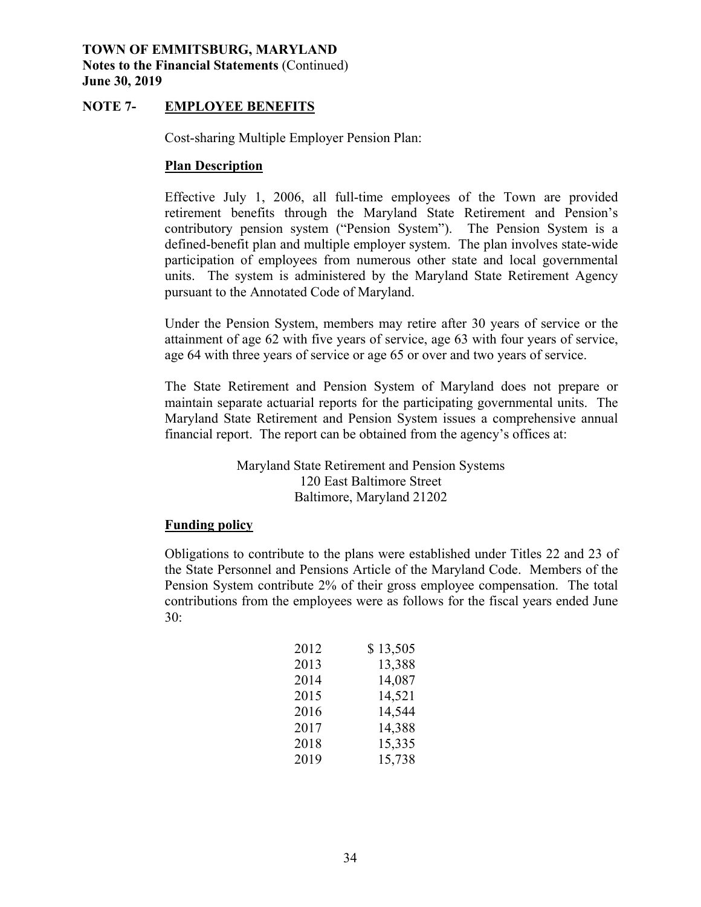**TOWN OF EMMITSBURG, MARYLAND**
**Notes to the Financial Statements** (Continued)
**June 30, 2019**

## NOTE 7- EMPLOYEE BENEFITS

Cost-sharing Multiple Employer Pension Plan:

### Plan Description

Effective July 1, 2006, all full-time employees of the Town are provided retirement benefits through the Maryland State Retirement and Pension's contributory pension system ("Pension System"). The Pension System is a defined-benefit plan and multiple employer system. The plan involves state-wide participation of employees from numerous other state and local governmental units. The system is administered by the Maryland State Retirement Agency pursuant to the Annotated Code of Maryland.

Under the Pension System, members may retire after 30 years of service or the attainment of age 62 with five years of service, age 63 with four years of service, age 64 with three years of service or age 65 or over and two years of service.

The State Retirement and Pension System of Maryland does not prepare or maintain separate actuarial reports for the participating governmental units. The Maryland State Retirement and Pension System issues a comprehensive annual financial report. The report can be obtained from the agency's offices at:

Maryland State Retirement and Pension Systems
120 East Baltimore Street
Baltimore, Maryland 21202

### Funding policy

Obligations to contribute to the plans were established under Titles 22 and 23 of the State Personnel and Pensions Article of the Maryland Code. Members of the Pension System contribute 2% of their gross employee compensation. The total contributions from the employees were as follows for the fiscal years ended June 30:

| Year | Amount |
|---|---|
| 2012 | $ 13,505 |
| 2013 | 13,388 |
| 2014 | 14,087 |
| 2015 | 14,521 |
| 2016 | 14,544 |
| 2017 | 14,388 |
| 2018 | 15,335 |
| 2019 | 15,738 |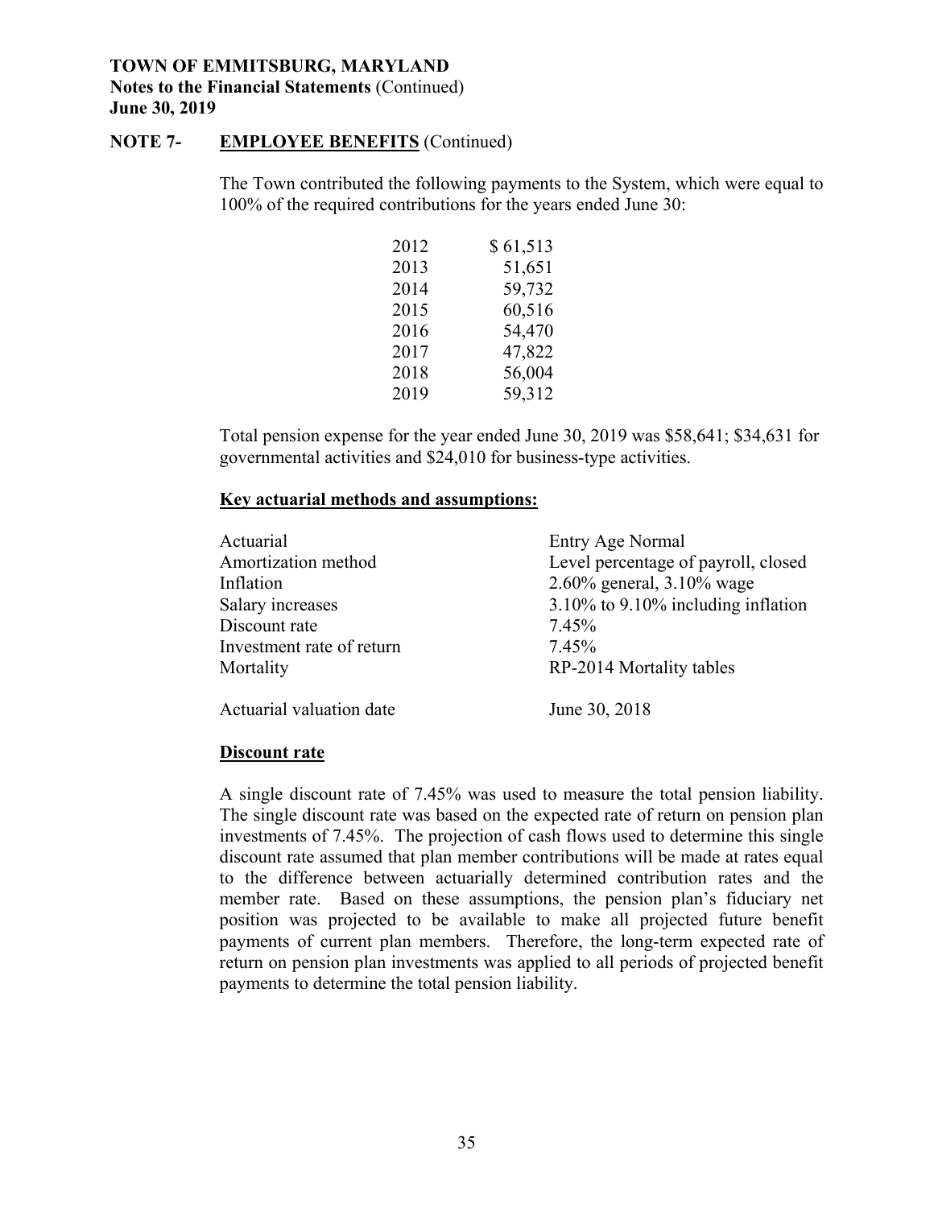**TOWN OF EMMITSBURG, MARYLAND**
**Notes to the Financial Statements** (Continued)
**June 30, 2019**

**NOTE 7- EMPLOYEE BENEFITS** (Continued)

The Town contributed the following payments to the System, which were equal to 100% of the required contributions for the years ended June 30:

| | |
|---|---|
| 2012 | $ 61,513 |
| 2013 | 51,651 |
| 2014 | 59,732 |
| 2015 | 60,516 |
| 2016 | 54,470 |
| 2017 | 47,822 |
| 2018 | 56,004 |
| 2019 | 59,312 |

Total pension expense for the year ended June 30, 2019 was $58,641; $34,631 for governmental activities and $24,010 for business-type activities.

**Key actuarial methods and assumptions:**

| | |
|---|---|
| Actuarial | Entry Age Normal |
| Amortization method | Level percentage of payroll, closed |
| Inflation | 2.60% general, 3.10% wage |
| Salary increases | 3.10% to 9.10% including inflation |
| Discount rate | 7.45% |
| Investment rate of return | 7.45% |
| Mortality | RP-2014 Mortality tables |
| Actuarial valuation date | June 30, 2018 |

**Discount rate**

A single discount rate of 7.45% was used to measure the total pension liability. The single discount rate was based on the expected rate of return on pension plan investments of 7.45%. The projection of cash flows used to determine this single discount rate assumed that plan member contributions will be made at rates equal to the difference between actuarially determined contribution rates and the member rate. Based on these assumptions, the pension plan's fiduciary net position was projected to be available to make all projected future benefit payments of current plan members. Therefore, the long-term expected rate of return on pension plan investments was applied to all periods of projected benefit payments to determine the total pension liability.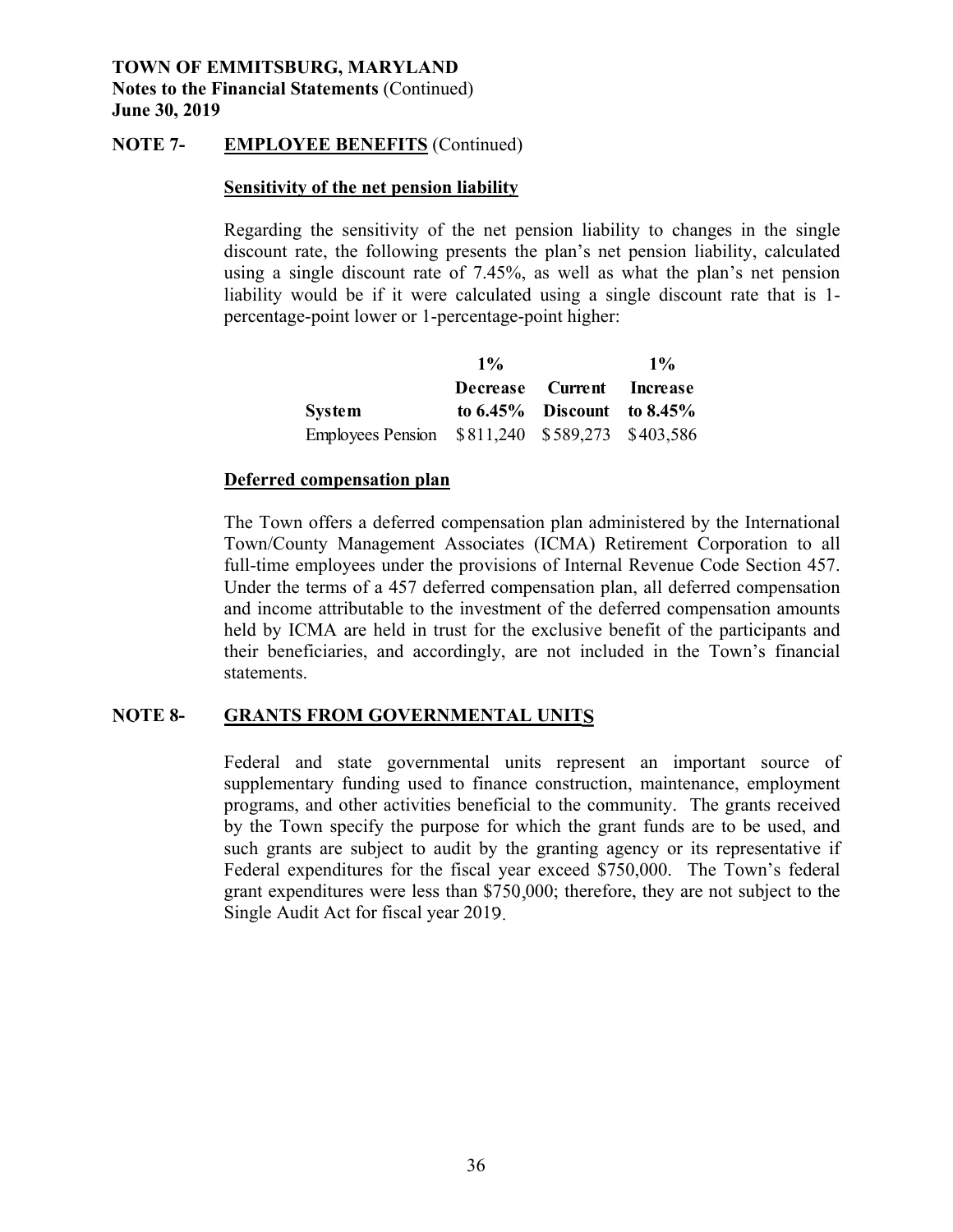**TOWN OF EMMITSBURG, MARYLAND**
**Notes to the Financial Statements** (Continued)
**June 30, 2019**

## NOTE 7- EMPLOYEE BENEFITS (Continued)

### Sensitivity of the net pension liability

Regarding the sensitivity of the net pension liability to changes in the single discount rate, the following presents the plan's net pension liability, calculated using a single discount rate of 7.45%, as well as what the plan's net pension liability would be if it were calculated using a single discount rate that is 1-percentage-point lower or 1-percentage-point higher:

| System | 1% Decrease to 6.45% | Current Discount | 1% Increase to 8.45% |
|---|---|---|---|
| Employees Pension | $811,240 | $589,273 | $403,586 |

### Deferred compensation plan

The Town offers a deferred compensation plan administered by the International Town/County Management Associates (ICMA) Retirement Corporation to all full-time employees under the provisions of Internal Revenue Code Section 457. Under the terms of a 457 deferred compensation plan, all deferred compensation and income attributable to the investment of the deferred compensation amounts held by ICMA are held in trust for the exclusive benefit of the participants and their beneficiaries, and accordingly, are not included in the Town's financial statements.

## NOTE 8- GRANTS FROM GOVERNMENTAL UNITS

Federal and state governmental units represent an important source of supplementary funding used to finance construction, maintenance, employment programs, and other activities beneficial to the community. The grants received by the Town specify the purpose for which the grant funds are to be used, and such grants are subject to audit by the granting agency or its representative if Federal expenditures for the fiscal year exceed $750,000. The Town's federal grant expenditures were less than $750,000; therefore, they are not subject to the Single Audit Act for fiscal year 2019.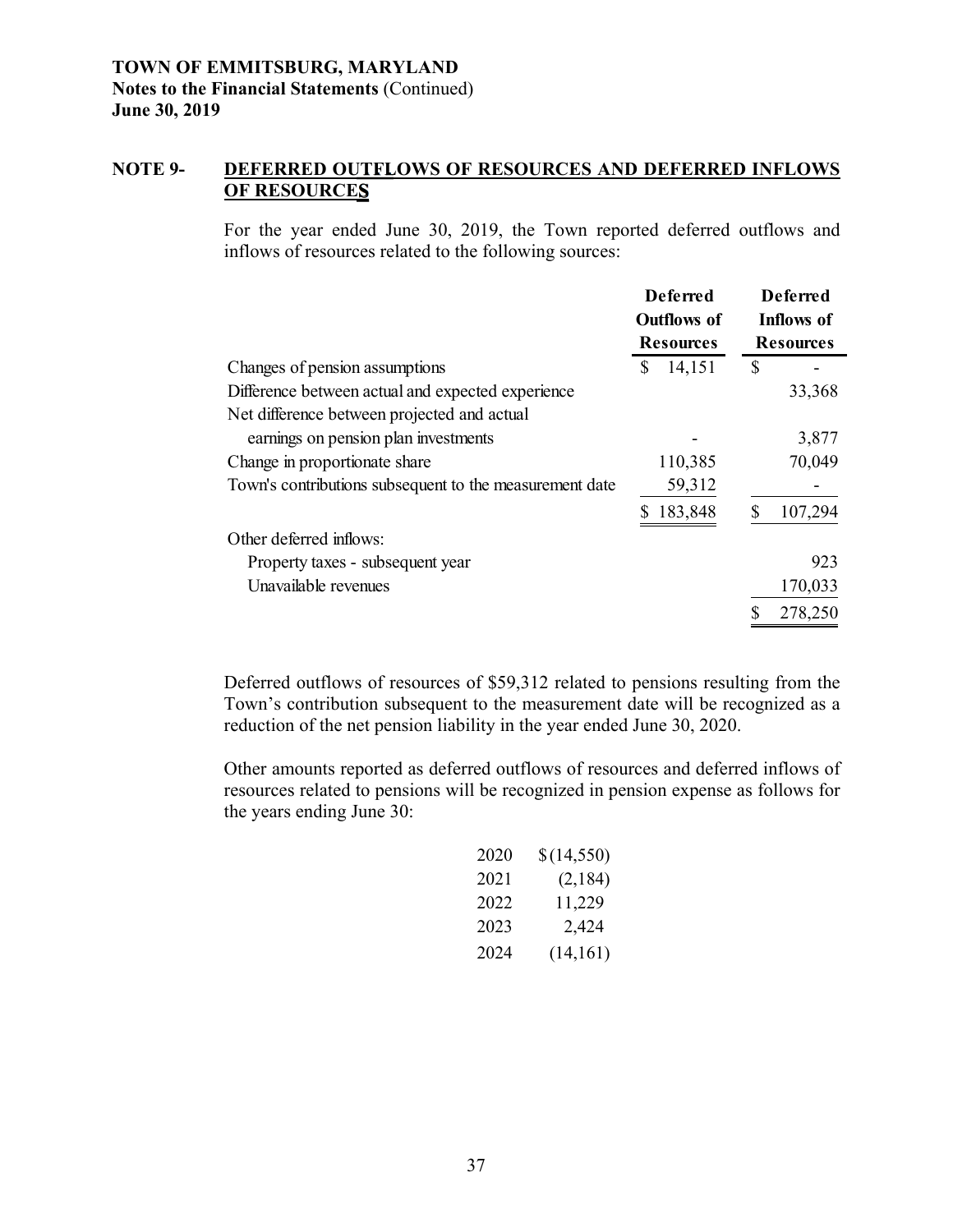**TOWN OF EMMITSBURG, MARYLAND**
**Notes to the Financial Statements** (Continued)
**June 30, 2019**

## NOTE 9- DEFERRED OUTFLOWS OF RESOURCES AND DEFERRED INFLOWS OF RESOURCES

For the year ended June 30, 2019, the Town reported deferred outflows and inflows of resources related to the following sources:

| | Deferred Outflows of Resources | Deferred Inflows of Resources |
|---|---|---|
| Changes of pension assumptions | $ 14,151 | $ - |
| Difference between actual and expected experience | | 33,368 |
| Net difference between projected and actual earnings on pension plan investments | - | 3,877 |
| Change in proportionate share | 110,385 | 70,049 |
| Town's contributions subsequent to the measurement date | 59,312 | - |
| | $ 183,848 | $ 107,294 |
| Other deferred inflows: | | |
| Property taxes - subsequent year | | 923 |
| Unavailable revenues | | 170,033 |
| | | $ 278,250 |

Deferred outflows of resources of $59,312 related to pensions resulting from the Town's contribution subsequent to the measurement date will be recognized as a reduction of the net pension liability in the year ended June 30, 2020.

Other amounts reported as deferred outflows of resources and deferred inflows of resources related to pensions will be recognized in pension expense as follows for the years ending June 30:

| | |
|---|---|
| 2020 | $(14,550) |
| 2021 | (2,184) |
| 2022 | 11,229 |
| 2023 | 2,424 |
| 2024 | (14,161) |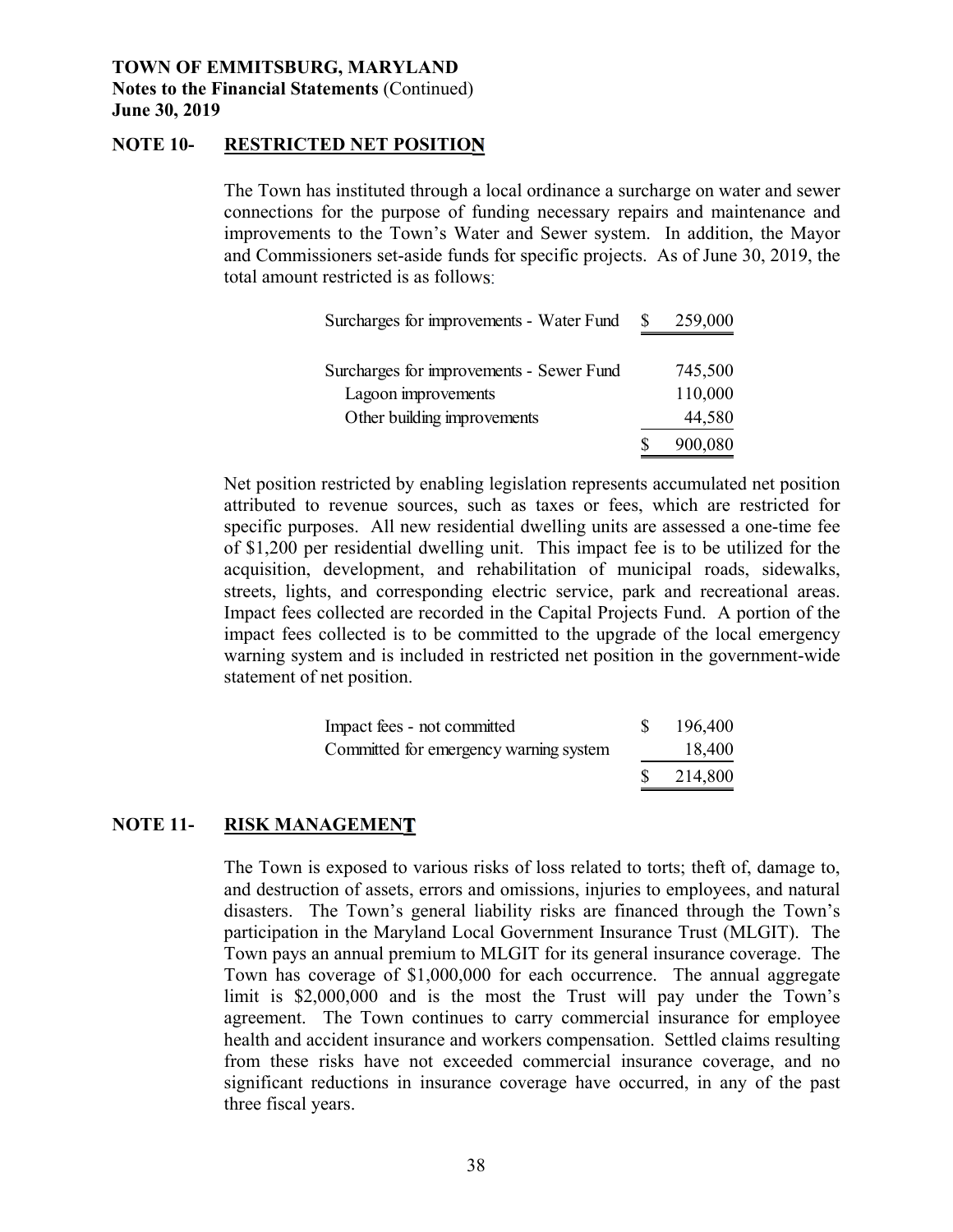**TOWN OF EMMITSBURG, MARYLAND**
**Notes to the Financial Statements** (Continued)
**June 30, 2019**

## NOTE 10- RESTRICTED NET POSITION

The Town has instituted through a local ordinance a surcharge on water and sewer connections for the purpose of funding necessary repairs and maintenance and improvements to the Town's Water and Sewer system. In addition, the Mayor and Commissioners set-aside funds for specific projects. As of June 30, 2019, the total amount restricted is as follows:

| | |
|---|---|
| Surcharges for improvements - Water Fund | $ 259,000 |
| | |
| Surcharges for improvements - Sewer Fund | 745,500 |
| Lagoon improvements | 110,000 |
| Other building improvements | 44,580 |
| | $ 900,080 |

Net position restricted by enabling legislation represents accumulated net position attributed to revenue sources, such as taxes or fees, which are restricted for specific purposes. All new residential dwelling units are assessed a one-time fee of $1,200 per residential dwelling unit. This impact fee is to be utilized for the acquisition, development, and rehabilitation of municipal roads, sidewalks, streets, lights, and corresponding electric service, park and recreational areas. Impact fees collected are recorded in the Capital Projects Fund. A portion of the impact fees collected is to be committed to the upgrade of the local emergency warning system and is included in restricted net position in the government-wide statement of net position.

| | |
|---|---|
| Impact fees - not committed | $ 196,400 |
| Committed for emergency warning system | 18,400 |
| | $ 214,800 |

## NOTE 11- RISK MANAGEMENT

The Town is exposed to various risks of loss related to torts; theft of, damage to, and destruction of assets, errors and omissions, injuries to employees, and natural disasters. The Town's general liability risks are financed through the Town's participation in the Maryland Local Government Insurance Trust (MLGIT). The Town pays an annual premium to MLGIT for its general insurance coverage. The Town has coverage of $1,000,000 for each occurrence. The annual aggregate limit is $2,000,000 and is the most the Trust will pay under the Town's agreement. The Town continues to carry commercial insurance for employee health and accident insurance and workers compensation. Settled claims resulting from these risks have not exceeded commercial insurance coverage, and no significant reductions in insurance coverage have occurred, in any of the past three fiscal years.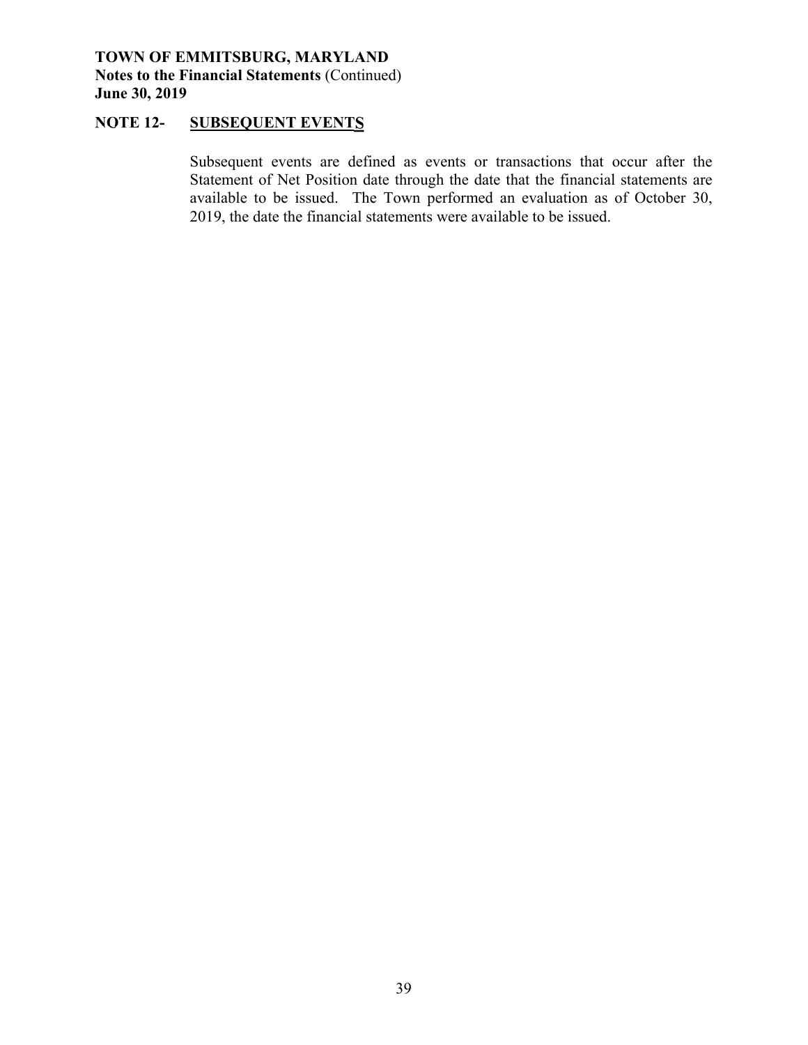**TOWN OF EMMITSBURG, MARYLAND**
**Notes to the Financial Statements** (Continued)
**June 30, 2019**

## NOTE 12- SUBSEQUENT EVENTS

Subsequent events are defined as events or transactions that occur after the Statement of Net Position date through the date that the financial statements are available to be issued. The Town performed an evaluation as of October 30, 2019, the date the financial statements were available to be issued.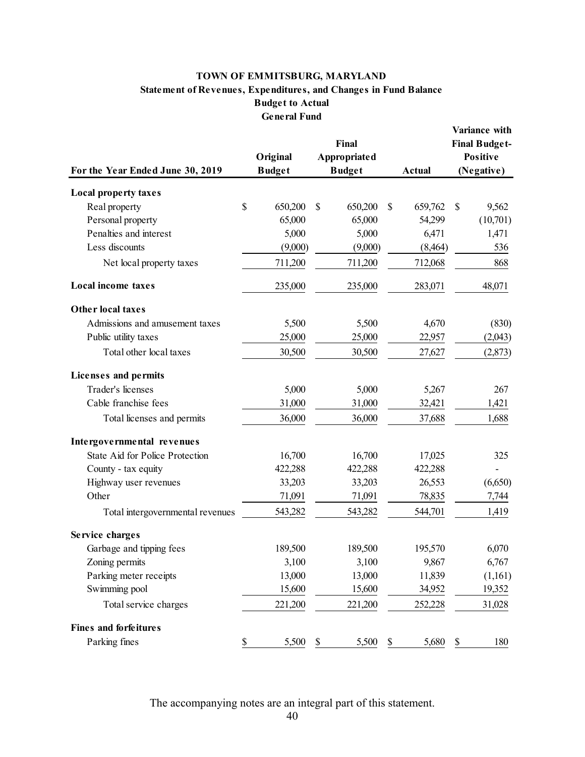# TOWN OF EMMITSBURG, MARYLAND

## Statement of Revenues, Expenditures, and Changes in Fund Balance

### Budget to Actual

### General Fund

| For the Year Ended June 30, 2019 | Original Budget | Final Appropriated Budget | Actual | Variance with Final Budget-Positive (Negative) |
|---|---|---|---|---|
| **Local property taxes** | | | | |
| Real property | $ 650,200 | $ 650,200 | $ 659,762 | $ 9,562 |
| Personal property | 65,000 | 65,000 | 54,299 | (10,701) |
| Penalties and interest | 5,000 | 5,000 | 6,471 | 1,471 |
| Less discounts | (9,000) | (9,000) | (8,464) | 536 |
| Net local property taxes | 711,200 | 711,200 | 712,068 | 868 |
| **Local income taxes** | 235,000 | 235,000 | 283,071 | 48,071 |
| **Other local taxes** | | | | |
| Admissions and amusement taxes | 5,500 | 5,500 | 4,670 | (830) |
| Public utility taxes | 25,000 | 25,000 | 22,957 | (2,043) |
| Total other local taxes | 30,500 | 30,500 | 27,627 | (2,873) |
| **Licenses and permits** | | | | |
| Trader's licenses | 5,000 | 5,000 | 5,267 | 267 |
| Cable franchise fees | 31,000 | 31,000 | 32,421 | 1,421 |
| Total licenses and permits | 36,000 | 36,000 | 37,688 | 1,688 |
| **Intergovernmental revenues** | | | | |
| State Aid for Police Protection | 16,700 | 16,700 | 17,025 | 325 |
| County - tax equity | 422,288 | 422,288 | 422,288 | - |
| Highway user revenues | 33,203 | 33,203 | 26,553 | (6,650) |
| Other | 71,091 | 71,091 | 78,835 | 7,744 |
| Total intergovernmental revenues | 543,282 | 543,282 | 544,701 | 1,419 |
| **Service charges** | | | | |
| Garbage and tipping fees | 189,500 | 189,500 | 195,570 | 6,070 |
| Zoning permits | 3,100 | 3,100 | 9,867 | 6,767 |
| Parking meter receipts | 13,000 | 13,000 | 11,839 | (1,161) |
| Swimming pool | 15,600 | 15,600 | 34,952 | 19,352 |
| Total service charges | 221,200 | 221,200 | 252,228 | 31,028 |
| **Fines and forfeitures** | | | | |
| Parking fines | $ 5,500 | $ 5,500 | $ 5,680 | $ 180 |

The accompanying notes are an integral part of this statement.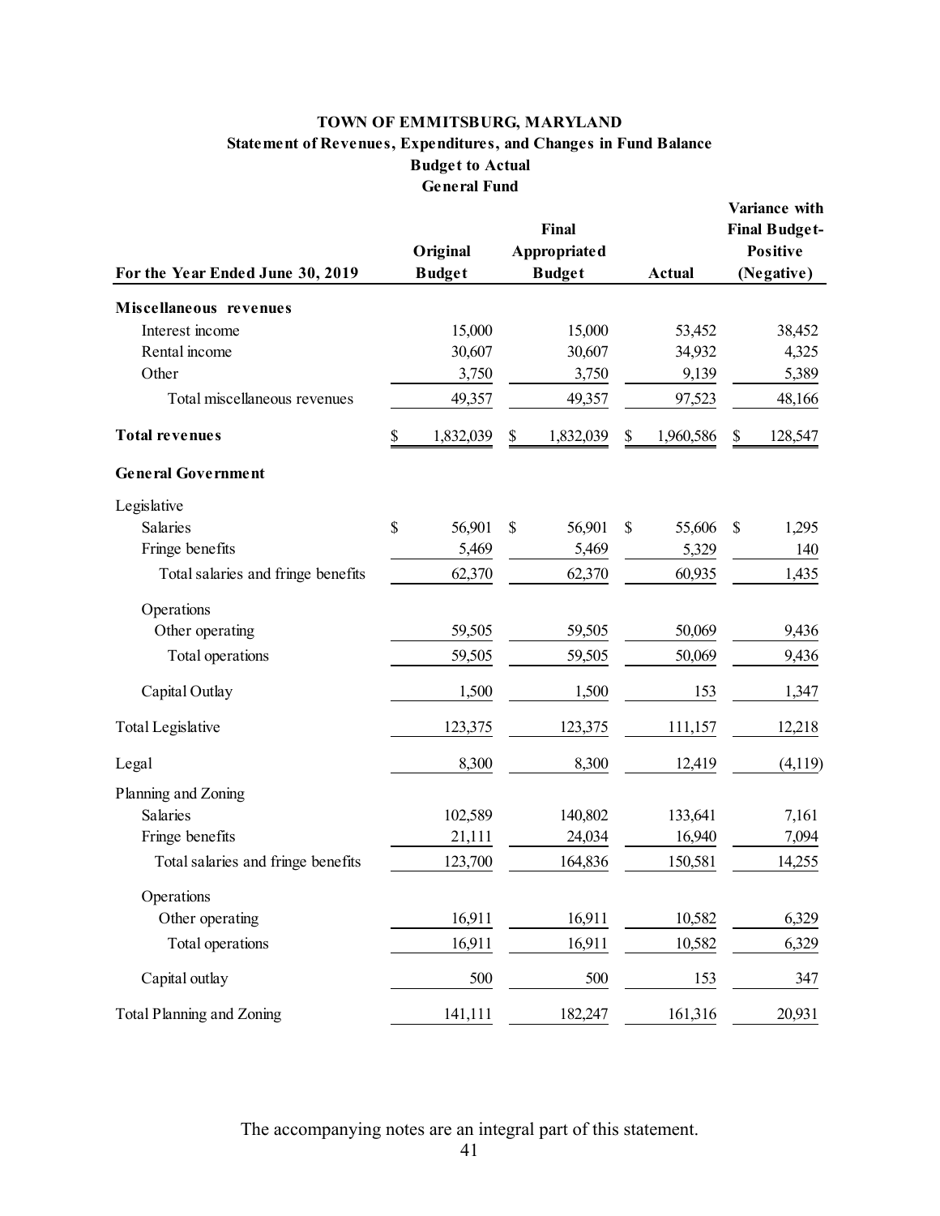**TOWN OF EMMITSBURG, MARYLAND**
**Statement of Revenues, Expenditures, and Changes in Fund Balance**
**Budget to Actual**
**General Fund**

| For the Year Ended June 30, 2019 | Original Budget | Final Appropriated Budget | Actual | Variance with Final Budget-Positive (Negative) |
|---|---|---|---|---|
| **Miscellaneous revenues** | | | | |
| Interest income | 15,000 | 15,000 | 53,452 | 38,452 |
| Rental income | 30,607 | 30,607 | 34,932 | 4,325 |
| Other | 3,750 | 3,750 | 9,139 | 5,389 |
| Total miscellaneous revenues | 49,357 | 49,357 | 97,523 | 48,166 |
| **Total revenues** | $ 1,832,039 | $ 1,832,039 | $ 1,960,586 | $ 128,547 |
| **General Government** | | | | |
| Legislative | | | | |
| Salaries | $ 56,901 | $ 56,901 | $ 55,606 | $ 1,295 |
| Fringe benefits | 5,469 | 5,469 | 5,329 | 140 |
| Total salaries and fringe benefits | 62,370 | 62,370 | 60,935 | 1,435 |
| Operations | | | | |
| Other operating | 59,505 | 59,505 | 50,069 | 9,436 |
| Total operations | 59,505 | 59,505 | 50,069 | 9,436 |
| Capital Outlay | 1,500 | 1,500 | 153 | 1,347 |
| Total Legislative | 123,375 | 123,375 | 111,157 | 12,218 |
| Legal | 8,300 | 8,300 | 12,419 | (4,119) |
| Planning and Zoning | | | | |
| Salaries | 102,589 | 140,802 | 133,641 | 7,161 |
| Fringe benefits | 21,111 | 24,034 | 16,940 | 7,094 |
| Total salaries and fringe benefits | 123,700 | 164,836 | 150,581 | 14,255 |
| Operations | | | | |
| Other operating | 16,911 | 16,911 | 10,582 | 6,329 |
| Total operations | 16,911 | 16,911 | 10,582 | 6,329 |
| Capital outlay | 500 | 500 | 153 | 347 |
| Total Planning and Zoning | 141,111 | 182,247 | 161,316 | 20,931 |

The accompanying notes are an integral part of this statement.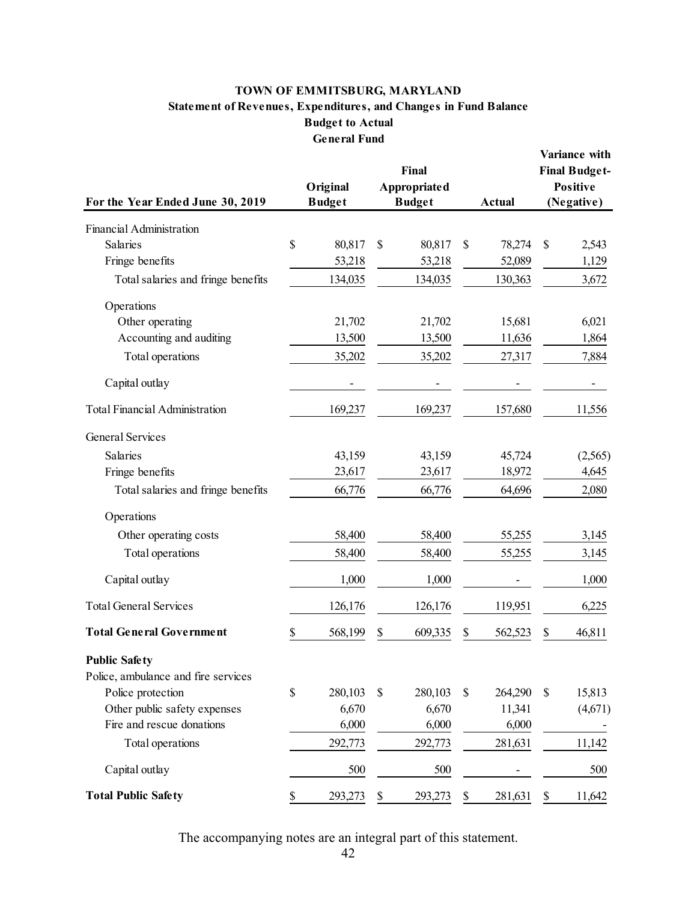**TOWN OF EMMITSBURG, MARYLAND**
**Statement of Revenues, Expenditures, and Changes in Fund Balance**
**Budget to Actual**
**General Fund**

| For the Year Ended June 30, 2019 | Original Budget | Final Appropriated Budget | Actual | Variance with Final Budget- Positive (Negative) |
|---|---|---|---|---|
| Financial Administration | | | | |
| Salaries | $ 80,817 | $ 80,817 | $ 78,274 | $ 2,543 |
| Fringe benefits | 53,218 | 53,218 | 52,089 | 1,129 |
| Total salaries and fringe benefits | 134,035 | 134,035 | 130,363 | 3,672 |
| Operations | | | | |
| Other operating | 21,702 | 21,702 | 15,681 | 6,021 |
| Accounting and auditing | 13,500 | 13,500 | 11,636 | 1,864 |
| Total operations | 35,202 | 35,202 | 27,317 | 7,884 |
| Capital outlay | - | - | - | - |
| Total Financial Administration | 169,237 | 169,237 | 157,680 | 11,556 |
| General Services | | | | |
| Salaries | 43,159 | 43,159 | 45,724 | (2,565) |
| Fringe benefits | 23,617 | 23,617 | 18,972 | 4,645 |
| Total salaries and fringe benefits | 66,776 | 66,776 | 64,696 | 2,080 |
| Operations | | | | |
| Other operating costs | 58,400 | 58,400 | 55,255 | 3,145 |
| Total operations | 58,400 | 58,400 | 55,255 | 3,145 |
| Capital outlay | 1,000 | 1,000 | - | 1,000 |
| Total General Services | 126,176 | 126,176 | 119,951 | 6,225 |
| **Total General Government** | $ 568,199 | $ 609,335 | $ 562,523 | $ 46,811 |
| **Public Safety** | | | | |
| Police, ambulance and fire services | | | | |
| Police protection | $ 280,103 | $ 280,103 | $ 264,290 | $ 15,813 |
| Other public safety expenses | 6,670 | 6,670 | 11,341 | (4,671) |
| Fire and rescue donations | 6,000 | 6,000 | 6,000 | - |
| Total operations | 292,773 | 292,773 | 281,631 | 11,142 |
| Capital outlay | 500 | 500 | - | 500 |
| **Total Public Safety** | $ 293,273 | $ 293,273 | $ 281,631 | $ 11,642 |

The accompanying notes are an integral part of this statement.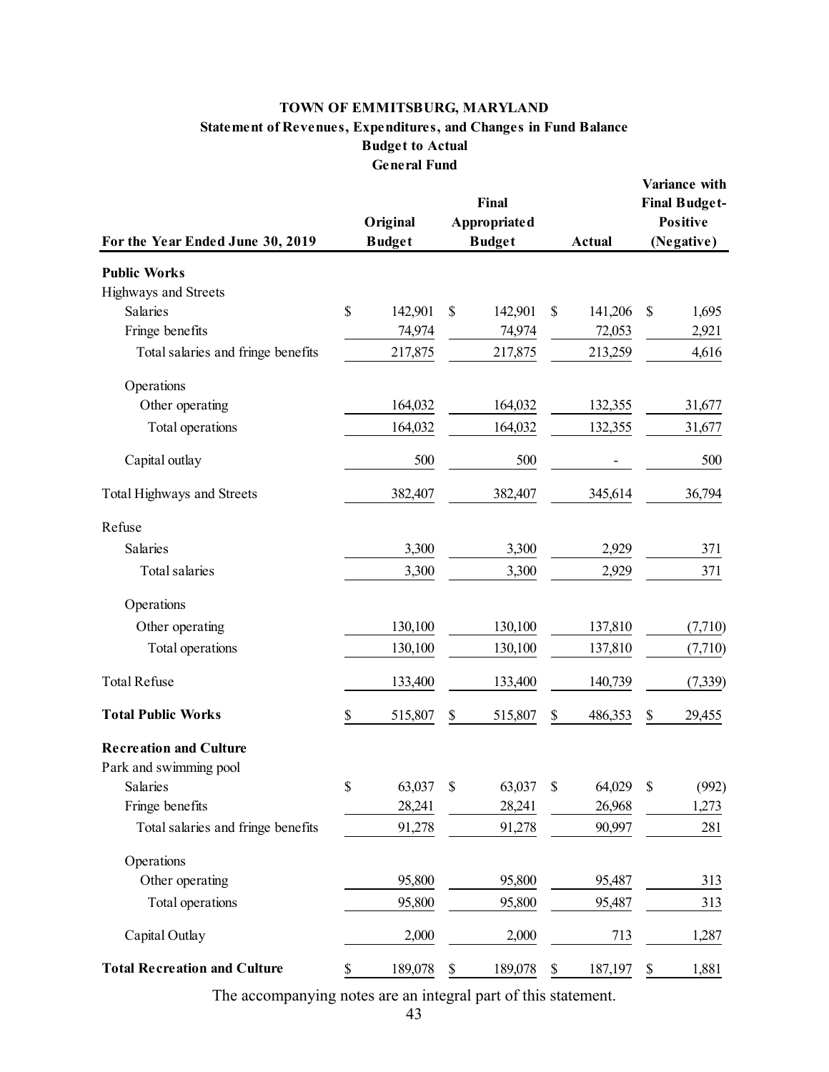**TOWN OF EMMITSBURG, MARYLAND**
**Statement of Revenues, Expenditures, and Changes in Fund Balance**
**Budget to Actual**
**General Fund**

| For the Year Ended June 30, 2019 | Original Budget | Final Appropriated Budget | Actual | Variance with Final Budget- Positive (Negative) |
|---|---|---|---|---|
| **Public Works** | | | | |
| Highways and Streets | | | | |
| Salaries | $ 142,901 | $ 142,901 | $ 141,206 | $ 1,695 |
| Fringe benefits | 74,974 | 74,974 | 72,053 | 2,921 |
| Total salaries and fringe benefits | 217,875 | 217,875 | 213,259 | 4,616 |
| Operations | | | | |
| Other operating | 164,032 | 164,032 | 132,355 | 31,677 |
| Total operations | 164,032 | 164,032 | 132,355 | 31,677 |
| Capital outlay | 500 | 500 | - | 500 |
| Total Highways and Streets | 382,407 | 382,407 | 345,614 | 36,794 |
| Refuse | | | | |
| Salaries | 3,300 | 3,300 | 2,929 | 371 |
| Total salaries | 3,300 | 3,300 | 2,929 | 371 |
| Operations | | | | |
| Other operating | 130,100 | 130,100 | 137,810 | (7,710) |
| Total operations | 130,100 | 130,100 | 137,810 | (7,710) |
| Total Refuse | 133,400 | 133,400 | 140,739 | (7,339) |
| **Total Public Works** | $ 515,807 | $ 515,807 | $ 486,353 | $ 29,455 |
| **Recreation and Culture** | | | | |
| Park and swimming pool | | | | |
| Salaries | $ 63,037 | $ 63,037 | $ 64,029 | $ (992) |
| Fringe benefits | 28,241 | 28,241 | 26,968 | 1,273 |
| Total salaries and fringe benefits | 91,278 | 91,278 | 90,997 | 281 |
| Operations | | | | |
| Other operating | 95,800 | 95,800 | 95,487 | 313 |
| Total operations | 95,800 | 95,800 | 95,487 | 313 |
| Capital Outlay | 2,000 | 2,000 | 713 | 1,287 |
| **Total Recreation and Culture** | $ 189,078 | $ 189,078 | $ 187,197 | $ 1,881 |

The accompanying notes are an integral part of this statement.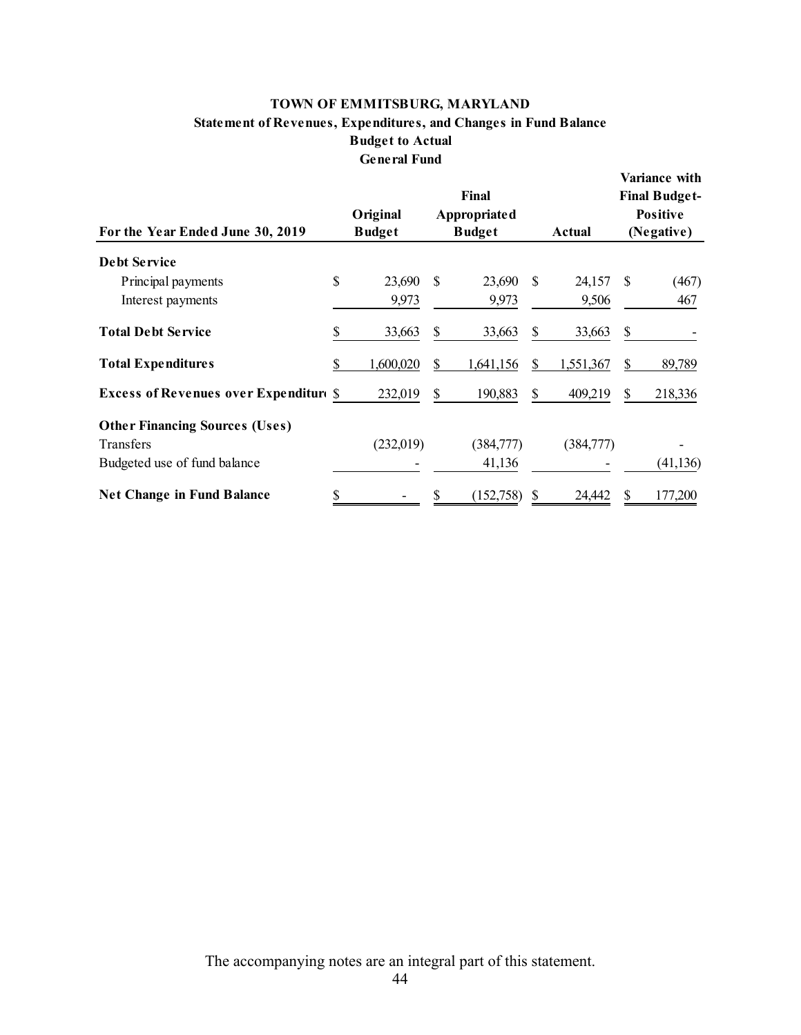**TOWN OF EMMITSBURG, MARYLAND**
**Statement of Revenues, Expenditures, and Changes in Fund Balance**
**Budget to Actual**
**General Fund**

| For the Year Ended June 30, 2019 | Original Budget | Final Appropriated Budget | Actual | Variance with Final Budget- Positive (Negative) |
|---|---|---|---|---|
| **Debt Service** | | | | |
| Principal payments | $ 23,690 | $ 23,690 | $ 24,157 | $ (467) |
| Interest payments | 9,973 | 9,973 | 9,506 | 467 |
| **Total Debt Service** | $ 33,663 | $ 33,663 | $ 33,663 | $ - |
| **Total Expenditures** | $ 1,600,020 | $ 1,641,156 | $ 1,551,367 | $ 89,789 |
| **Excess of Revenues over Expenditures** | $ 232,019 | $ 190,883 | $ 409,219 | $ 218,336 |
| **Other Financing Sources (Uses)** | | | | |
| Transfers | (232,019) | (384,777) | (384,777) | - |
| Budgeted use of fund balance | - | 41,136 | - | (41,136) |
| **Net Change in Fund Balance** | $ - | $ (152,758) | $ 24,442 | $ 177,200 |

The accompanying notes are an integral part of this statement.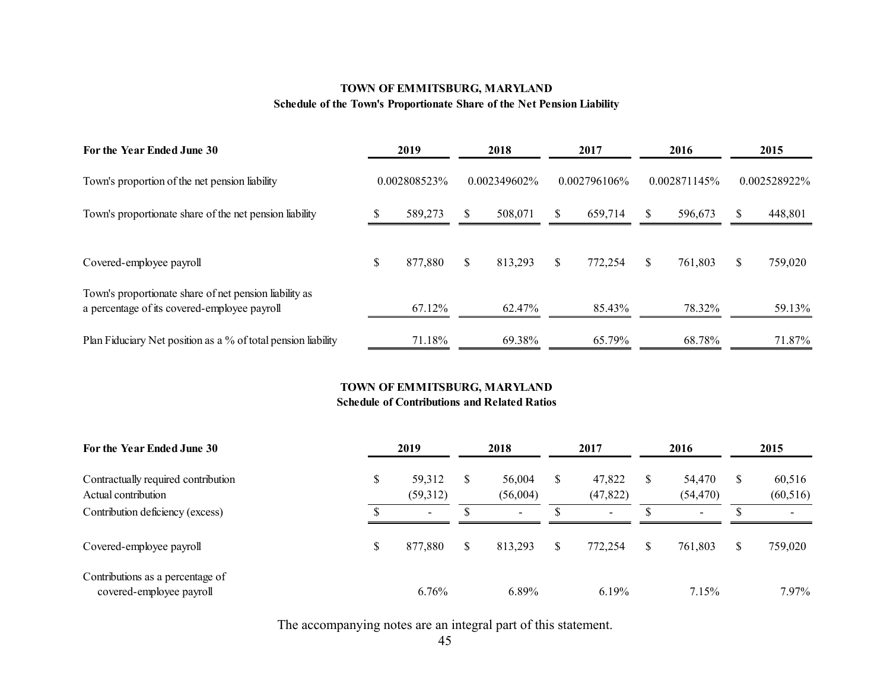**TOWN OF EMMITSBURG, MARYLAND**
**Schedule of the Town's Proportionate Share of the Net Pension Liability**

| For the Year Ended June 30 | 2019 | 2018 | 2017 | 2016 | 2015 |
|---|---|---|---|---|---|
| Town's proportion of the net pension liability | 0.002808523% | 0.002349602% | 0.002796106% | 0.002871145% | 0.002528922% |
| Town's proportionate share of the net pension liability | $ 589,273 | $ 508,071 | $ 659,714 | $ 596,673 | $ 448,801 |
| Covered-employee payroll | $ 877,880 | $ 813,293 | $ 772,254 | $ 761,803 | $ 759,020 |
| Town's proportionate share of net pension liability as a percentage of its covered-employee payroll | 67.12% | 62.47% | 85.43% | 78.32% | 59.13% |
| Plan Fiduciary Net position as a % of total pension liability | 71.18% | 69.38% | 65.79% | 68.78% | 71.87% |

**TOWN OF EMMITSBURG, MARYLAND**
**Schedule of Contributions and Related Ratios**

| For the Year Ended June 30 | 2019 | 2018 | 2017 | 2016 | 2015 |
|---|---|---|---|---|---|
| Contractually required contribution | $ 59,312 | $ 56,004 | $ 47,822 | $ 54,470 | $ 60,516 |
| Actual contribution | (59,312) | (56,004) | (47,822) | (54,470) | (60,516) |
| Contribution deficiency (excess) | $ - | $ - | $ - | $ - | $ - |
| Covered-employee payroll | $ 877,880 | $ 813,293 | $ 772,254 | $ 761,803 | $ 759,020 |
| Contributions as a percentage of covered-employee payroll | 6.76% | 6.89% | 6.19% | 7.15% | 7.97% |

The accompanying notes are an integral part of this statement.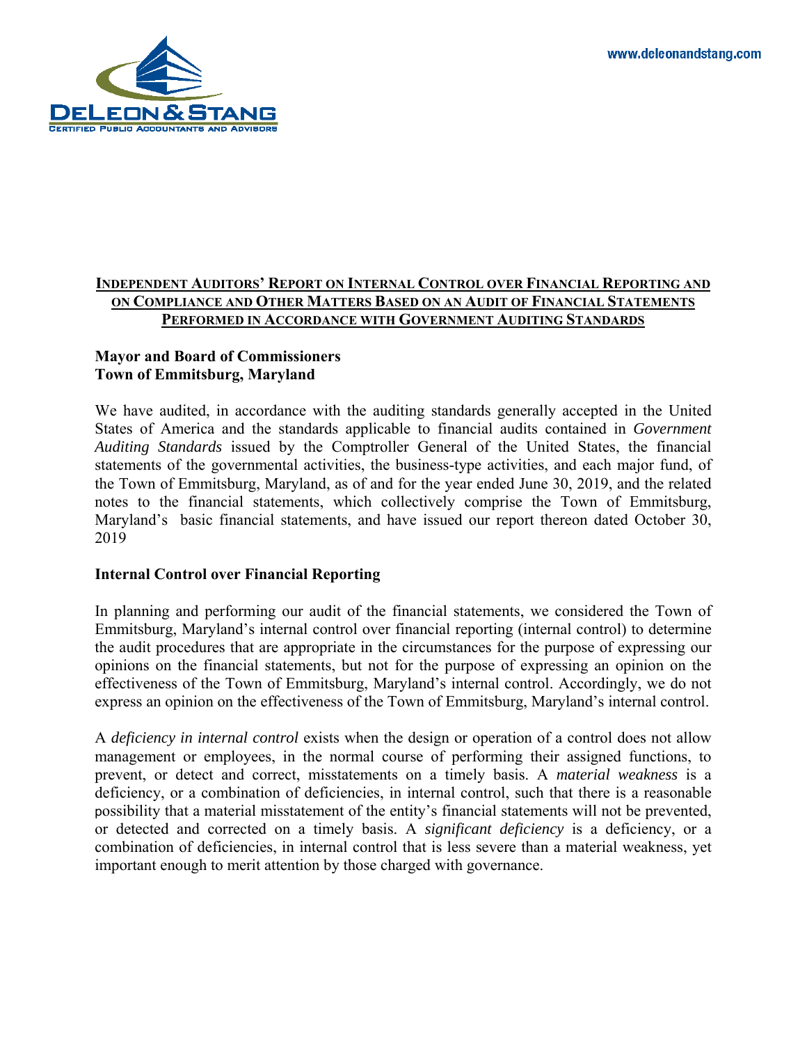www.deleonandstang.com

**DELEON & STANG**
CERTIFIED PUBLIC ACCOUNTANTS AND ADVISORS

## INDEPENDENT AUDITORS' REPORT ON INTERNAL CONTROL OVER FINANCIAL REPORTING AND ON COMPLIANCE AND OTHER MATTERS BASED ON AN AUDIT OF FINANCIAL STATEMENTS PERFORMED IN ACCORDANCE WITH GOVERNMENT AUDITING STANDARDS

**Mayor and Board of Commissioners**
**Town of Emmitsburg, Maryland**

We have audited, in accordance with the auditing standards generally accepted in the United States of America and the standards applicable to financial audits contained in *Government Auditing Standards* issued by the Comptroller General of the United States, the financial statements of the governmental activities, the business-type activities, and each major fund, of the Town of Emmitsburg, Maryland, as of and for the year ended June 30, 2019, and the related notes to the financial statements, which collectively comprise the Town of Emmitsburg, Maryland's basic financial statements, and have issued our report thereon dated October 30, 2019

### Internal Control over Financial Reporting

In planning and performing our audit of the financial statements, we considered the Town of Emmitsburg, Maryland's internal control over financial reporting (internal control) to determine the audit procedures that are appropriate in the circumstances for the purpose of expressing our opinions on the financial statements, but not for the purpose of expressing an opinion on the effectiveness of the Town of Emmitsburg, Maryland's internal control. Accordingly, we do not express an opinion on the effectiveness of the Town of Emmitsburg, Maryland's internal control.

A *deficiency in internal control* exists when the design or operation of a control does not allow management or employees, in the normal course of performing their assigned functions, to prevent, or detect and correct, misstatements on a timely basis. A *material weakness* is a deficiency, or a combination of deficiencies, in internal control, such that there is a reasonable possibility that a material misstatement of the entity's financial statements will not be prevented, or detected and corrected on a timely basis. A *significant deficiency* is a deficiency, or a combination of deficiencies, in internal control that is less severe than a material weakness, yet important enough to merit attention by those charged with governance.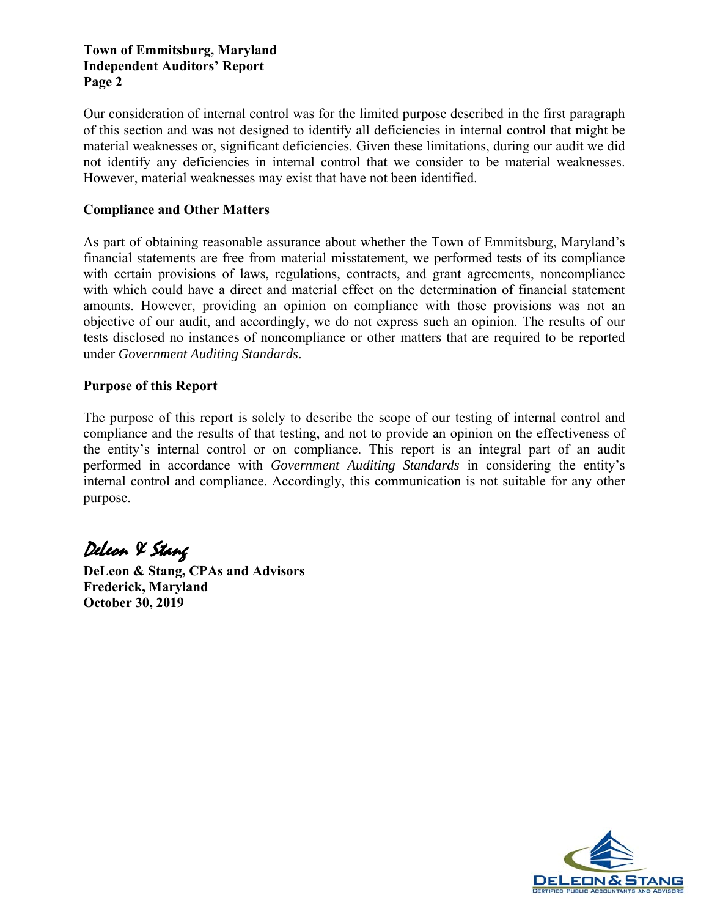Our consideration of internal control was for the limited purpose described in the first paragraph of this section and was not designed to identify all deficiencies in internal control that might be material weaknesses or, significant deficiencies. Given these limitations, during our audit we did not identify any deficiencies in internal control that we consider to be material weaknesses. However, material weaknesses may exist that have not been identified.

**Compliance and Other Matters**

As part of obtaining reasonable assurance about whether the Town of Emmitsburg, Maryland's financial statements are free from material misstatement, we performed tests of its compliance with certain provisions of laws, regulations, contracts, and grant agreements, noncompliance with which could have a direct and material effect on the determination of financial statement amounts. However, providing an opinion on compliance with those provisions was not an objective of our audit, and accordingly, we do not express such an opinion. The results of our tests disclosed no instances of noncompliance or other matters that are required to be reported under *Government Auditing Standards*.

**Purpose of this Report**

The purpose of this report is solely to describe the scope of our testing of internal control and compliance and the results of that testing, and not to provide an opinion on the effectiveness of the entity's internal control or on compliance. This report is an integral part of an audit performed in accordance with *Government Auditing Standards* in considering the entity's internal control and compliance. Accordingly, this communication is not suitable for any other purpose.

*DeLeon & Stang*

**DeLeon & Stang, CPAs and Advisors**
**Frederick, Maryland**
**October 30, 2019**

DELEON & STANG
CERTIFIED PUBLIC ACCOUNTANTS AND ADVISORS